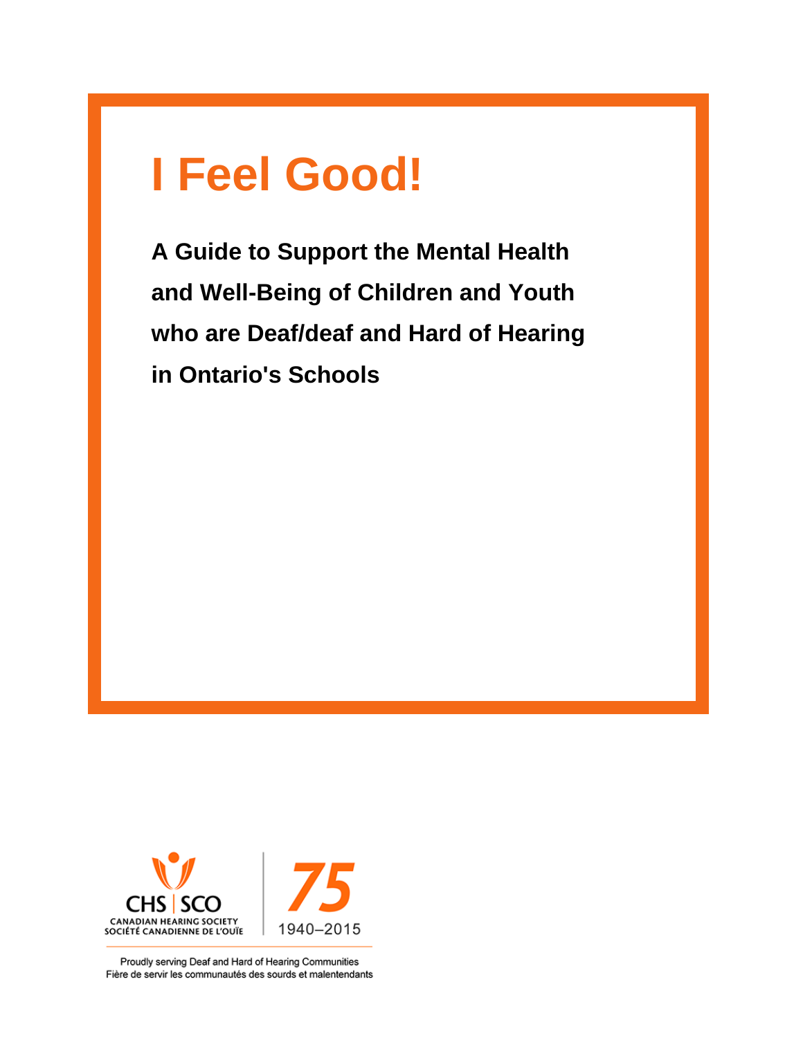# I Feel Good!

## A Guide to Support the Mental Health and Well-Being of Children and Youth who are Deaf/deaf and Hard of Hearing in Ontario's Schools

CHS | SCO
CANADIAN HEARING SOCIETY
SOCIÉTÉ CANADIENNE DE L'OUÏE

75
1940–2015

Proudly serving Deaf and Hard of Hearing Communities
Fière de servir les communautés des sourds et malentendants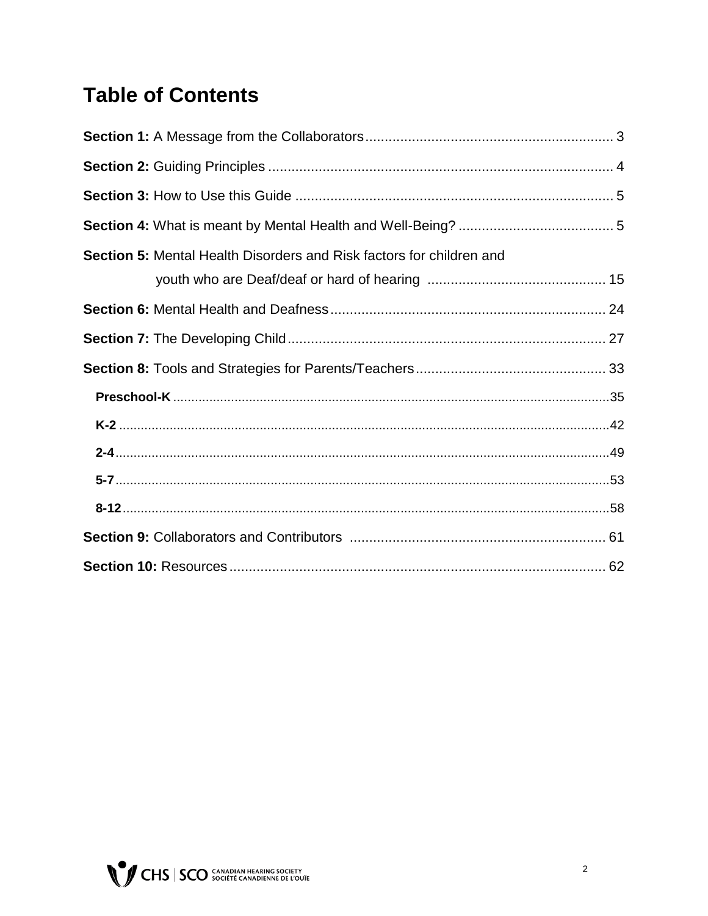# Table of Contents

**Section 1:** A Message from the Collaborators................................................................ 3

**Section 2:** Guiding Principles ......................................................................................... 4

**Section 3:** How to Use this Guide .................................................................................. 5

**Section 4:** What is meant by Mental Health and Well-Being? ........................................ 5

**Section 5:** Mental Health Disorders and Risk factors for children and youth who are Deaf/deaf or hard of hearing ............................................. 15

**Section 6:** Mental Health and Deafness....................................................................... 24

**Section 7:** The Developing Child.................................................................................. 27

**Section 8:** Tools and Strategies for Parents/Teachers................................................. 33

- **Preschool-K** ........................................................................................................35
- **K-2** .......................................................................................................................42
- **2-4**........................................................................................................................49
- **5-7**........................................................................................................................53
- **8-12**......................................................................................................................58

**Section 9:** Collaborators and Contributors .................................................................. 61

**Section 10:** Resources.................................................................................................. 62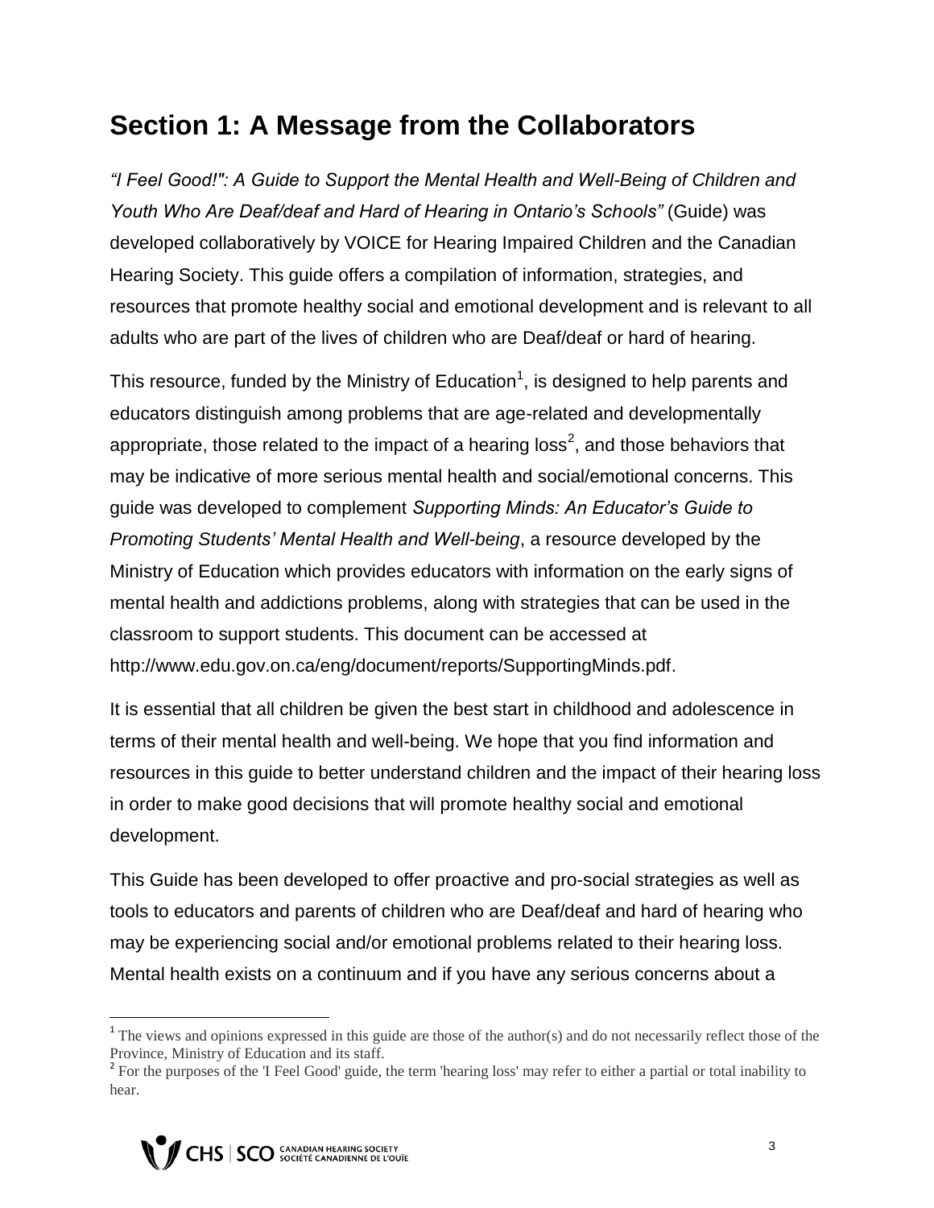## Section 1: A Message from the Collaborators

*"I Feel Good!": A Guide to Support the Mental Health and Well-Being of Children and Youth Who Are Deaf/deaf and Hard of Hearing in Ontario's Schools"* (Guide) was developed collaboratively by VOICE for Hearing Impaired Children and the Canadian Hearing Society. This guide offers a compilation of information, strategies, and resources that promote healthy social and emotional development and is relevant to all adults who are part of the lives of children who are Deaf/deaf or hard of hearing.

This resource, funded by the Ministry of Education[1], is designed to help parents and educators distinguish among problems that are age-related and developmentally appropriate, those related to the impact of a hearing loss[2], and those behaviors that may be indicative of more serious mental health and social/emotional concerns. This guide was developed to complement *Supporting Minds: An Educator's Guide to Promoting Students' Mental Health and Well-being*, a resource developed by the Ministry of Education which provides educators with information on the early signs of mental health and addictions problems, along with strategies that can be used in the classroom to support students. This document can be accessed at http://www.edu.gov.on.ca/eng/document/reports/SupportingMinds.pdf.

It is essential that all children be given the best start in childhood and adolescence in terms of their mental health and well-being. We hope that you find information and resources in this guide to better understand children and the impact of their hearing loss in order to make good decisions that will promote healthy social and emotional development.

This Guide has been developed to offer proactive and pro-social strategies as well as tools to educators and parents of children who are Deaf/deaf and hard of hearing who may be experiencing social and/or emotional problems related to their hearing loss. Mental health exists on a continuum and if you have any serious concerns about a

[1] The views and opinions expressed in this guide are those of the author(s) and do not necessarily reflect those of the Province, Ministry of Education and its staff.

[2] For the purposes of the 'I Feel Good' guide, the term 'hearing loss' may refer to either a partial or total inability to hear.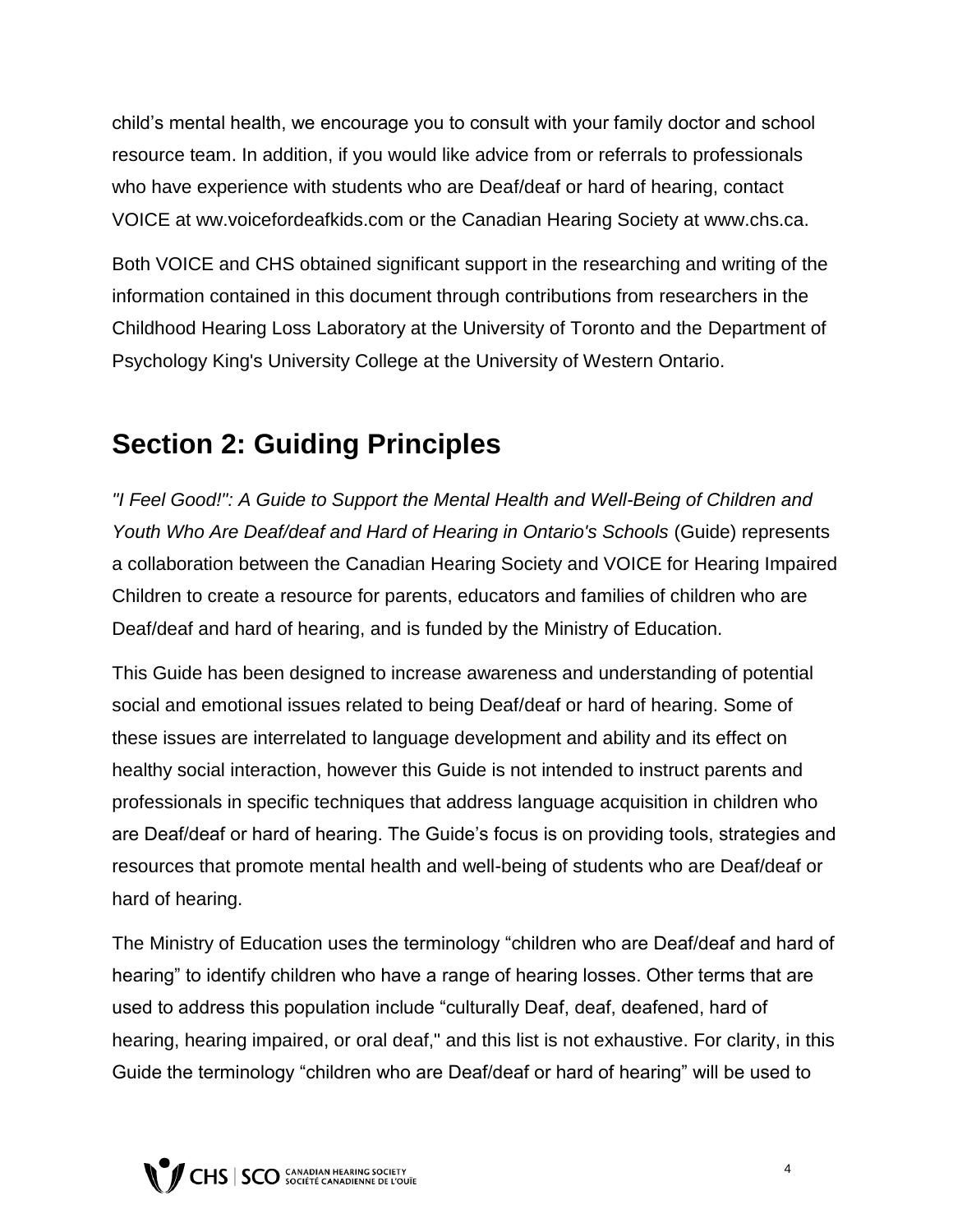child's mental health, we encourage you to consult with your family doctor and school resource team. In addition, if you would like advice from or referrals to professionals who have experience with students who are Deaf/deaf or hard of hearing, contact VOICE at ww.voicefordeafkids.com or the Canadian Hearing Society at www.chs.ca.

Both VOICE and CHS obtained significant support in the researching and writing of the information contained in this document through contributions from researchers in the Childhood Hearing Loss Laboratory at the University of Toronto and the Department of Psychology King's University College at the University of Western Ontario.

## Section 2: Guiding Principles

*"I Feel Good!": A Guide to Support the Mental Health and Well-Being of Children and Youth Who Are Deaf/deaf and Hard of Hearing in Ontario's Schools* (Guide) represents a collaboration between the Canadian Hearing Society and VOICE for Hearing Impaired Children to create a resource for parents, educators and families of children who are Deaf/deaf and hard of hearing, and is funded by the Ministry of Education.

This Guide has been designed to increase awareness and understanding of potential social and emotional issues related to being Deaf/deaf or hard of hearing. Some of these issues are interrelated to language development and ability and its effect on healthy social interaction, however this Guide is not intended to instruct parents and professionals in specific techniques that address language acquisition in children who are Deaf/deaf or hard of hearing. The Guide's focus is on providing tools, strategies and resources that promote mental health and well-being of students who are Deaf/deaf or hard of hearing.

The Ministry of Education uses the terminology "children who are Deaf/deaf and hard of hearing" to identify children who have a range of hearing losses. Other terms that are used to address this population include "culturally Deaf, deaf, deafened, hard of hearing, hearing impaired, or oral deaf," and this list is not exhaustive. For clarity, in this Guide the terminology "children who are Deaf/deaf or hard of hearing" will be used to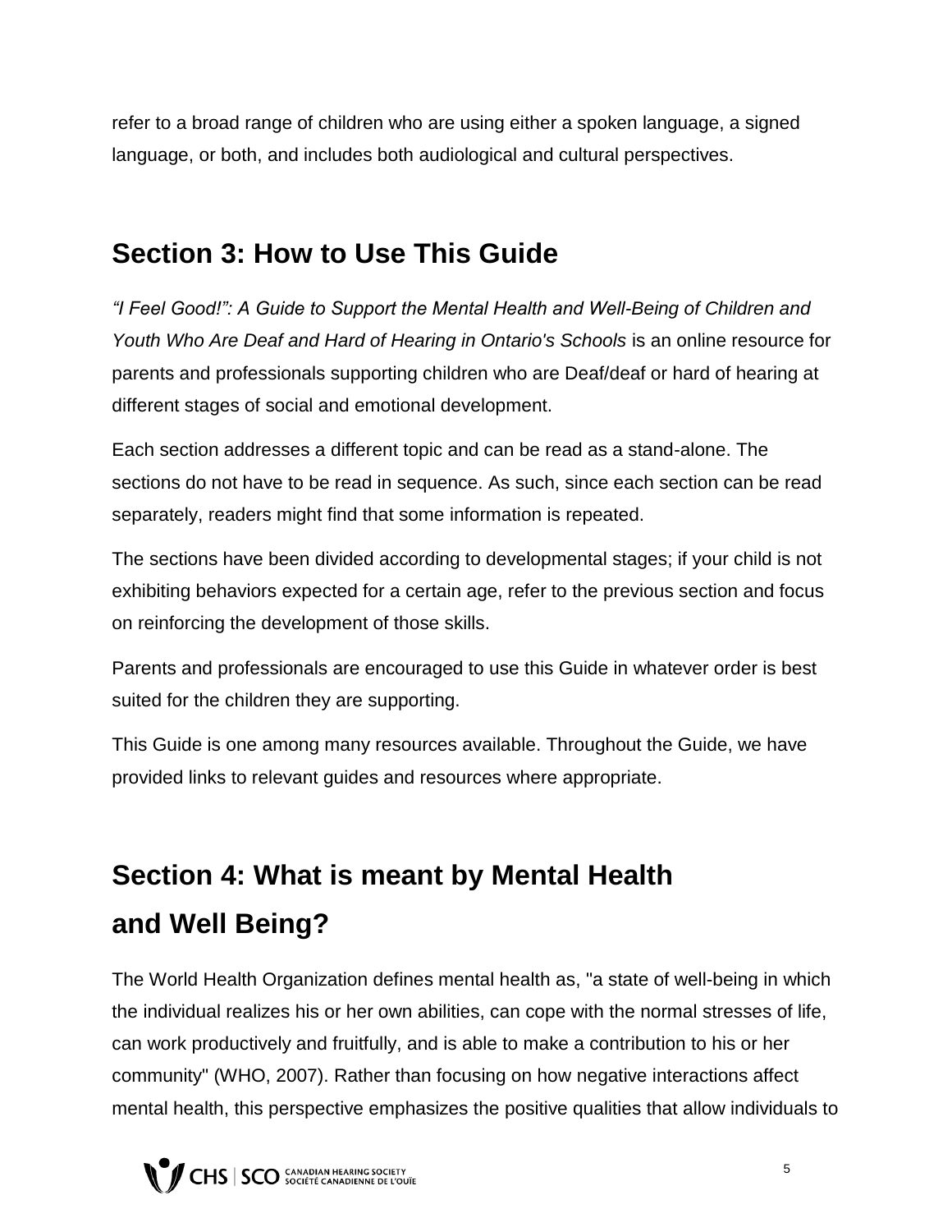refer to a broad range of children who are using either a spoken language, a signed language, or both, and includes both audiological and cultural perspectives.

## Section 3: How to Use This Guide

*"I Feel Good!": A Guide to Support the Mental Health and Well-Being of Children and Youth Who Are Deaf and Hard of Hearing in Ontario's Schools* is an online resource for parents and professionals supporting children who are Deaf/deaf or hard of hearing at different stages of social and emotional development.

Each section addresses a different topic and can be read as a stand-alone. The sections do not have to be read in sequence. As such, since each section can be read separately, readers might find that some information is repeated.

The sections have been divided according to developmental stages; if your child is not exhibiting behaviors expected for a certain age, refer to the previous section and focus on reinforcing the development of those skills.

Parents and professionals are encouraged to use this Guide in whatever order is best suited for the children they are supporting.

This Guide is one among many resources available. Throughout the Guide, we have provided links to relevant guides and resources where appropriate.

## Section 4: What is meant by Mental Health and Well Being?

The World Health Organization defines mental health as, "a state of well-being in which the individual realizes his or her own abilities, can cope with the normal stresses of life, can work productively and fruitfully, and is able to make a contribution to his or her community" (WHO, 2007). Rather than focusing on how negative interactions affect mental health, this perspective emphasizes the positive qualities that allow individuals to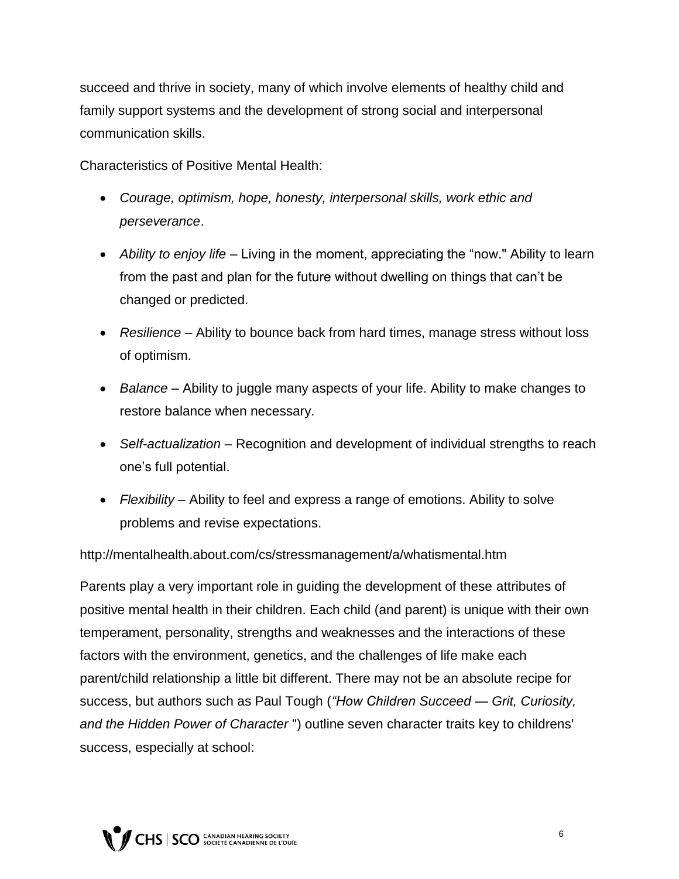succeed and thrive in society, many of which involve elements of healthy child and family support systems and the development of strong social and interpersonal communication skills.

Characteristics of Positive Mental Health:

- *Courage, optimism, hope, honesty, interpersonal skills, work ethic and perseverance*.
- *Ability to enjoy life* – Living in the moment, appreciating the “now." Ability to learn from the past and plan for the future without dwelling on things that can’t be changed or predicted.
- *Resilience* – Ability to bounce back from hard times, manage stress without loss of optimism.
- *Balance* – Ability to juggle many aspects of your life. Ability to make changes to restore balance when necessary.
- *Self-actualization* – Recognition and development of individual strengths to reach one’s full potential.
- *Flexibility* – Ability to feel and express a range of emotions. Ability to solve problems and revise expectations.

http://mentalhealth.about.com/cs/stressmanagement/a/whatismental.htm

Parents play a very important role in guiding the development of these attributes of positive mental health in their children. Each child (and parent) is unique with their own temperament, personality, strengths and weaknesses and the interactions of these factors with the environment, genetics, and the challenges of life make each parent/child relationship a little bit different. There may not be an absolute recipe for success, but authors such as Paul Tough (*“How Children Succeed — Grit, Curiosity, and the Hidden Power of Character* ") outline seven character traits key to childrens' success, especially at school: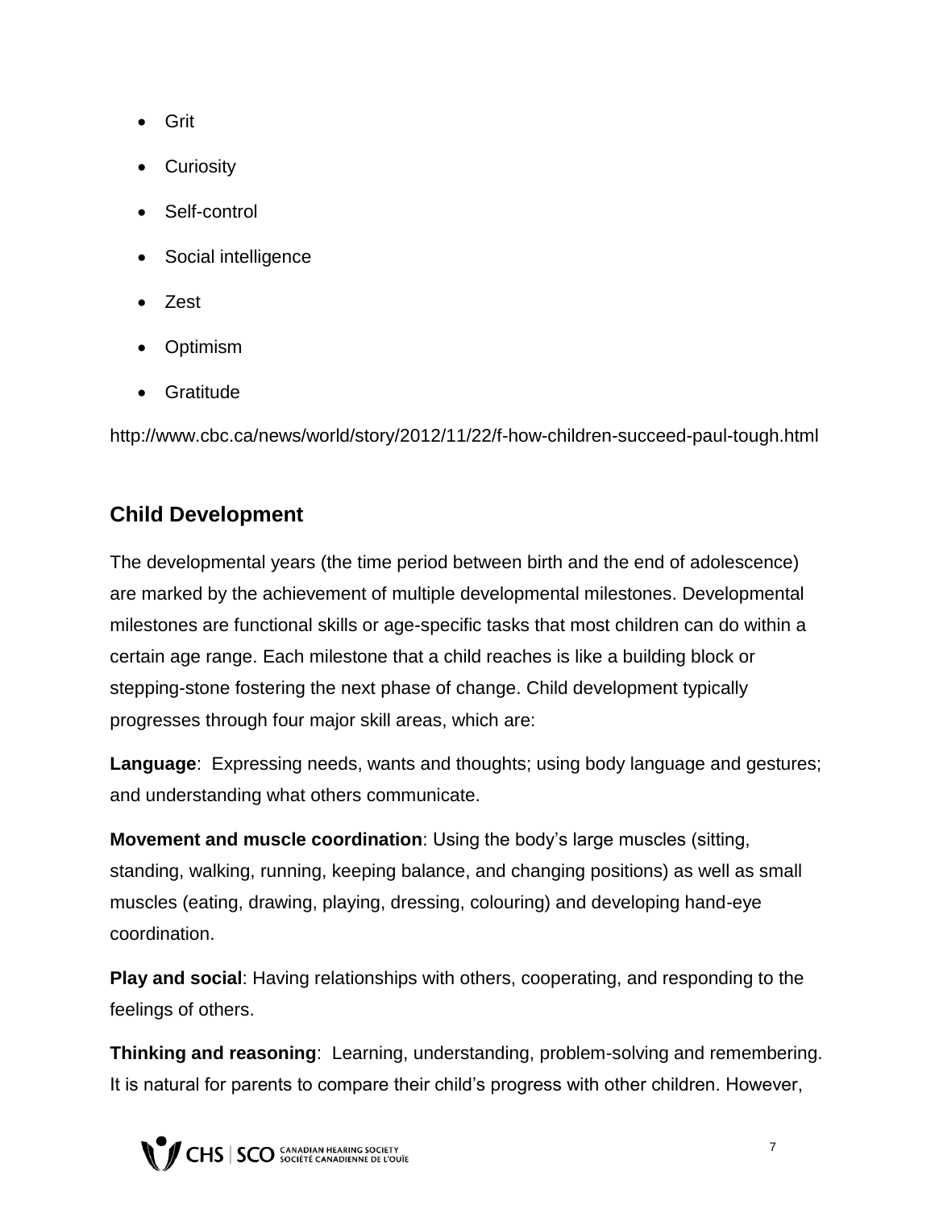- Grit
- Curiosity
- Self-control
- Social intelligence
- Zest
- Optimism
- Gratitude

http://www.cbc.ca/news/world/story/2012/11/22/f-how-children-succeed-paul-tough.html

## Child Development

The developmental years (the time period between birth and the end of adolescence) are marked by the achievement of multiple developmental milestones. Developmental milestones are functional skills or age-specific tasks that most children can do within a certain age range. Each milestone that a child reaches is like a building block or stepping-stone fostering the next phase of change. Child development typically progresses through four major skill areas, which are:

**Language**: Expressing needs, wants and thoughts; using body language and gestures; and understanding what others communicate.

**Movement and muscle coordination**: Using the body's large muscles (sitting, standing, walking, running, keeping balance, and changing positions) as well as small muscles (eating, drawing, playing, dressing, colouring) and developing hand-eye coordination.

**Play and social**: Having relationships with others, cooperating, and responding to the feelings of others.

**Thinking and reasoning**: Learning, understanding, problem-solving and remembering. It is natural for parents to compare their child's progress with other children. However,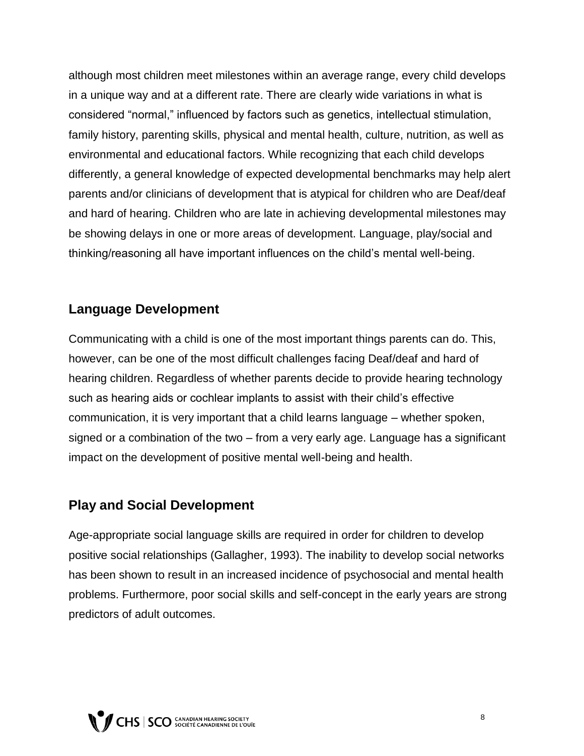although most children meet milestones within an average range, every child develops in a unique way and at a different rate. There are clearly wide variations in what is considered "normal," influenced by factors such as genetics, intellectual stimulation, family history, parenting skills, physical and mental health, culture, nutrition, as well as environmental and educational factors. While recognizing that each child develops differently, a general knowledge of expected developmental benchmarks may help alert parents and/or clinicians of development that is atypical for children who are Deaf/deaf and hard of hearing. Children who are late in achieving developmental milestones may be showing delays in one or more areas of development. Language, play/social and thinking/reasoning all have important influences on the child's mental well-being.

## Language Development

Communicating with a child is one of the most important things parents can do. This, however, can be one of the most difficult challenges facing Deaf/deaf and hard of hearing children. Regardless of whether parents decide to provide hearing technology such as hearing aids or cochlear implants to assist with their child's effective communication, it is very important that a child learns language – whether spoken, signed or a combination of the two – from a very early age. Language has a significant impact on the development of positive mental well-being and health.

## Play and Social Development

Age-appropriate social language skills are required in order for children to develop positive social relationships (Gallagher, 1993). The inability to develop social networks has been shown to result in an increased incidence of psychosocial and mental health problems. Furthermore, poor social skills and self-concept in the early years are strong predictors of adult outcomes.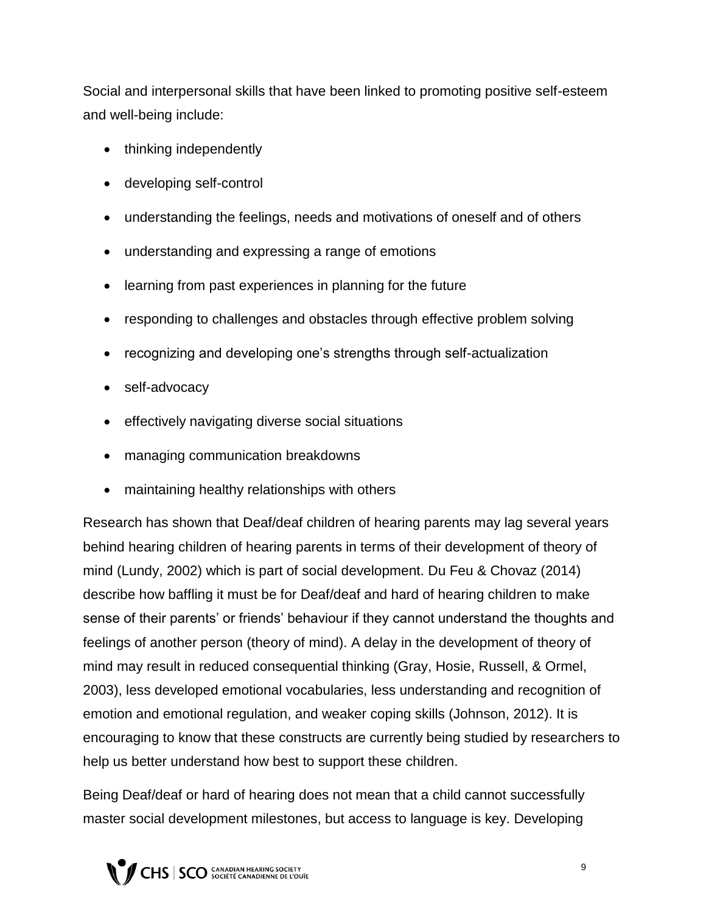Social and interpersonal skills that have been linked to promoting positive self-esteem and well-being include:

- thinking independently
- developing self-control
- understanding the feelings, needs and motivations of oneself and of others
- understanding and expressing a range of emotions
- learning from past experiences in planning for the future
- responding to challenges and obstacles through effective problem solving
- recognizing and developing one's strengths through self-actualization
- self-advocacy
- effectively navigating diverse social situations
- managing communication breakdowns
- maintaining healthy relationships with others

Research has shown that Deaf/deaf children of hearing parents may lag several years behind hearing children of hearing parents in terms of their development of theory of mind (Lundy, 2002) which is part of social development. Du Feu & Chovaz (2014) describe how baffling it must be for Deaf/deaf and hard of hearing children to make sense of their parents' or friends' behaviour if they cannot understand the thoughts and feelings of another person (theory of mind). A delay in the development of theory of mind may result in reduced consequential thinking (Gray, Hosie, Russell, & Ormel, 2003), less developed emotional vocabularies, less understanding and recognition of emotion and emotional regulation, and weaker coping skills (Johnson, 2012). It is encouraging to know that these constructs are currently being studied by researchers to help us better understand how best to support these children.

Being Deaf/deaf or hard of hearing does not mean that a child cannot successfully master social development milestones, but access to language is key. Developing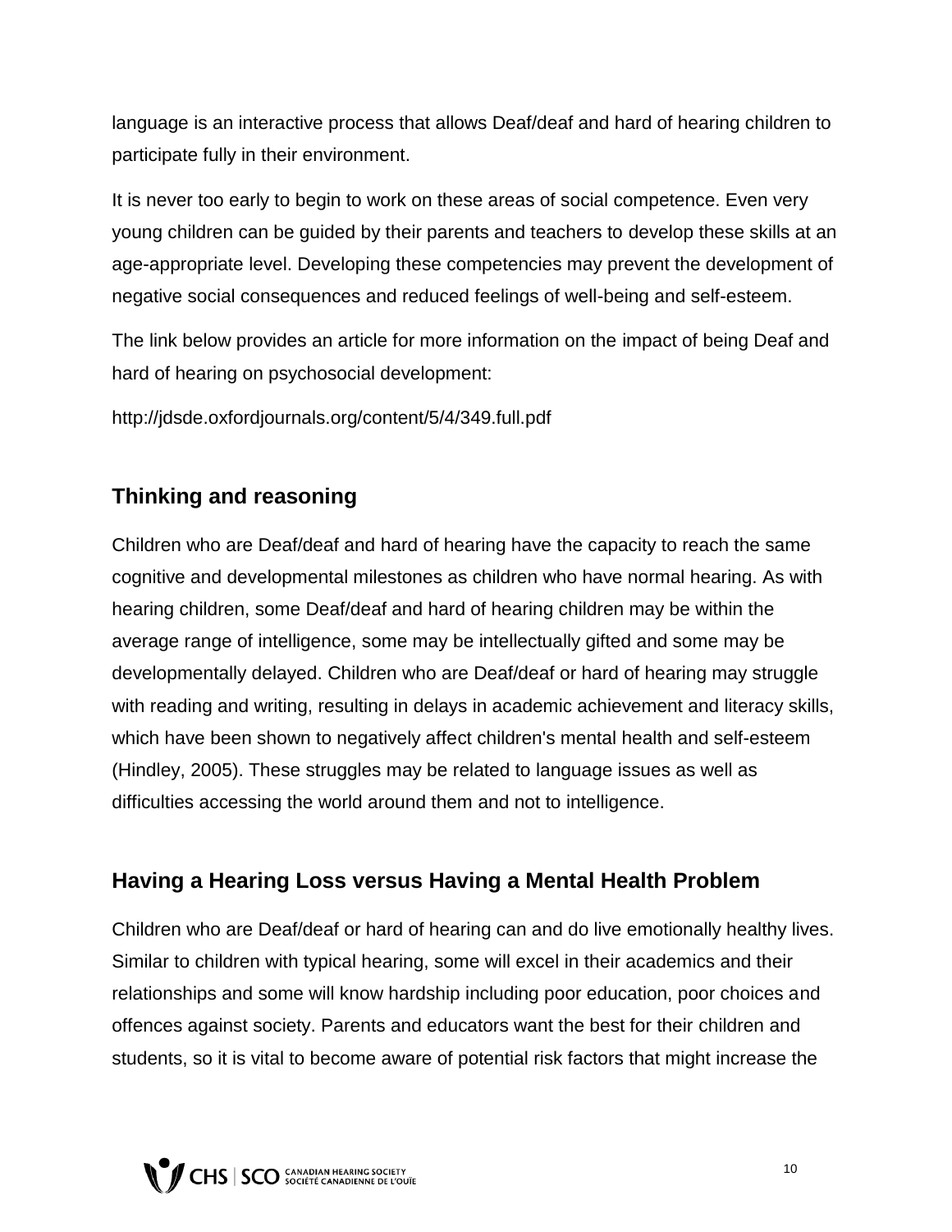language is an interactive process that allows Deaf/deaf and hard of hearing children to participate fully in their environment.

It is never too early to begin to work on these areas of social competence. Even very young children can be guided by their parents and teachers to develop these skills at an age-appropriate level. Developing these competencies may prevent the development of negative social consequences and reduced feelings of well-being and self-esteem.

The link below provides an article for more information on the impact of being Deaf and hard of hearing on psychosocial development:

http://jdsde.oxfordjournals.org/content/5/4/349.full.pdf

## Thinking and reasoning

Children who are Deaf/deaf and hard of hearing have the capacity to reach the same cognitive and developmental milestones as children who have normal hearing. As with hearing children, some Deaf/deaf and hard of hearing children may be within the average range of intelligence, some may be intellectually gifted and some may be developmentally delayed. Children who are Deaf/deaf or hard of hearing may struggle with reading and writing, resulting in delays in academic achievement and literacy skills, which have been shown to negatively affect children's mental health and self-esteem (Hindley, 2005). These struggles may be related to language issues as well as difficulties accessing the world around them and not to intelligence.

## Having a Hearing Loss versus Having a Mental Health Problem

Children who are Deaf/deaf or hard of hearing can and do live emotionally healthy lives. Similar to children with typical hearing, some will excel in their academics and their relationships and some will know hardship including poor education, poor choices and offences against society. Parents and educators want the best for their children and students, so it is vital to become aware of potential risk factors that might increase the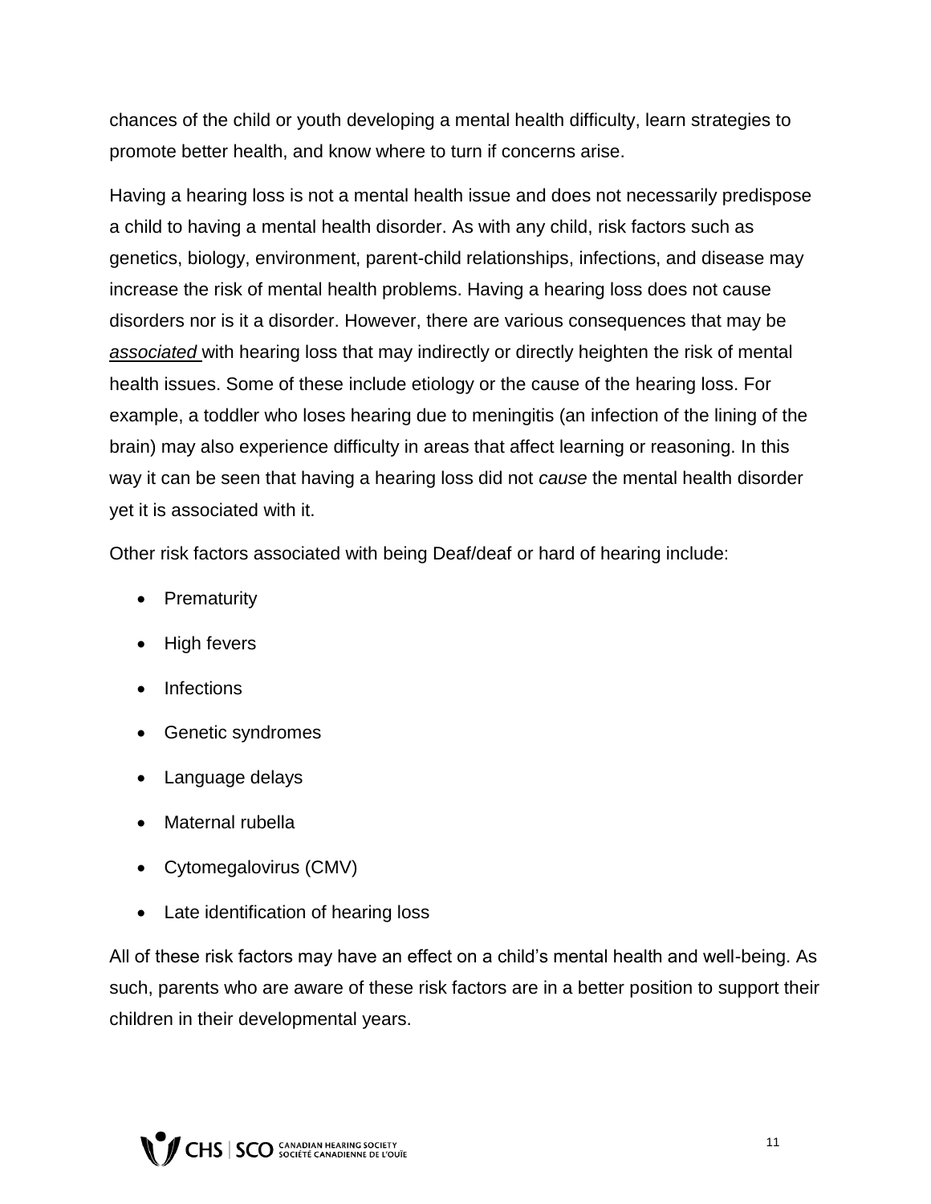chances of the child or youth developing a mental health difficulty, learn strategies to promote better health, and know where to turn if concerns arise.

Having a hearing loss is not a mental health issue and does not necessarily predispose a child to having a mental health disorder. As with any child, risk factors such as genetics, biology, environment, parent-child relationships, infections, and disease may increase the risk of mental health problems. Having a hearing loss does not cause disorders nor is it a disorder. However, there are various consequences that may be ***associated*** with hearing loss that may indirectly or directly heighten the risk of mental health issues. Some of these include etiology or the cause of the hearing loss. For example, a toddler who loses hearing due to meningitis (an infection of the lining of the brain) may also experience difficulty in areas that affect learning or reasoning. In this way it can be seen that having a hearing loss did not *cause* the mental health disorder yet it is associated with it.

Other risk factors associated with being Deaf/deaf or hard of hearing include:

- Prematurity
- High fevers
- Infections
- Genetic syndromes
- Language delays
- Maternal rubella
- Cytomegalovirus (CMV)
- Late identification of hearing loss

All of these risk factors may have an effect on a child's mental health and well-being. As such, parents who are aware of these risk factors are in a better position to support their children in their developmental years.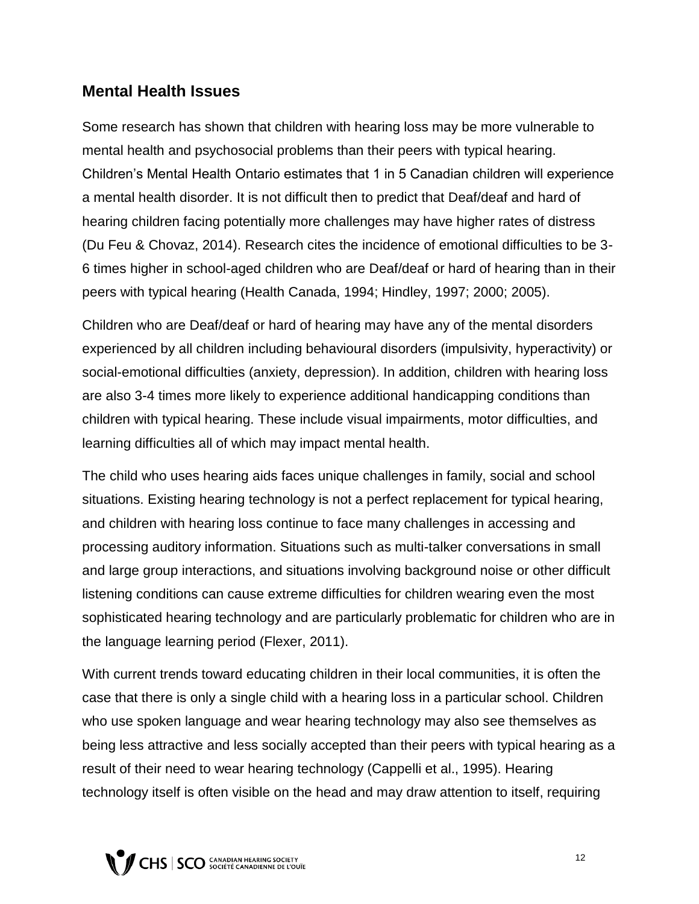## Mental Health Issues

Some research has shown that children with hearing loss may be more vulnerable to mental health and psychosocial problems than their peers with typical hearing. Children's Mental Health Ontario estimates that 1 in 5 Canadian children will experience a mental health disorder. It is not difficult then to predict that Deaf/deaf and hard of hearing children facing potentially more challenges may have higher rates of distress (Du Feu & Chovaz, 2014). Research cites the incidence of emotional difficulties to be 3-6 times higher in school-aged children who are Deaf/deaf or hard of hearing than in their peers with typical hearing (Health Canada, 1994; Hindley, 1997; 2000; 2005).

Children who are Deaf/deaf or hard of hearing may have any of the mental disorders experienced by all children including behavioural disorders (impulsivity, hyperactivity) or social-emotional difficulties (anxiety, depression). In addition, children with hearing loss are also 3-4 times more likely to experience additional handicapping conditions than children with typical hearing. These include visual impairments, motor difficulties, and learning difficulties all of which may impact mental health.

The child who uses hearing aids faces unique challenges in family, social and school situations. Existing hearing technology is not a perfect replacement for typical hearing, and children with hearing loss continue to face many challenges in accessing and processing auditory information. Situations such as multi-talker conversations in small and large group interactions, and situations involving background noise or other difficult listening conditions can cause extreme difficulties for children wearing even the most sophisticated hearing technology and are particularly problematic for children who are in the language learning period (Flexer, 2011).

With current trends toward educating children in their local communities, it is often the case that there is only a single child with a hearing loss in a particular school. Children who use spoken language and wear hearing technology may also see themselves as being less attractive and less socially accepted than their peers with typical hearing as a result of their need to wear hearing technology (Cappelli et al., 1995). Hearing technology itself is often visible on the head and may draw attention to itself, requiring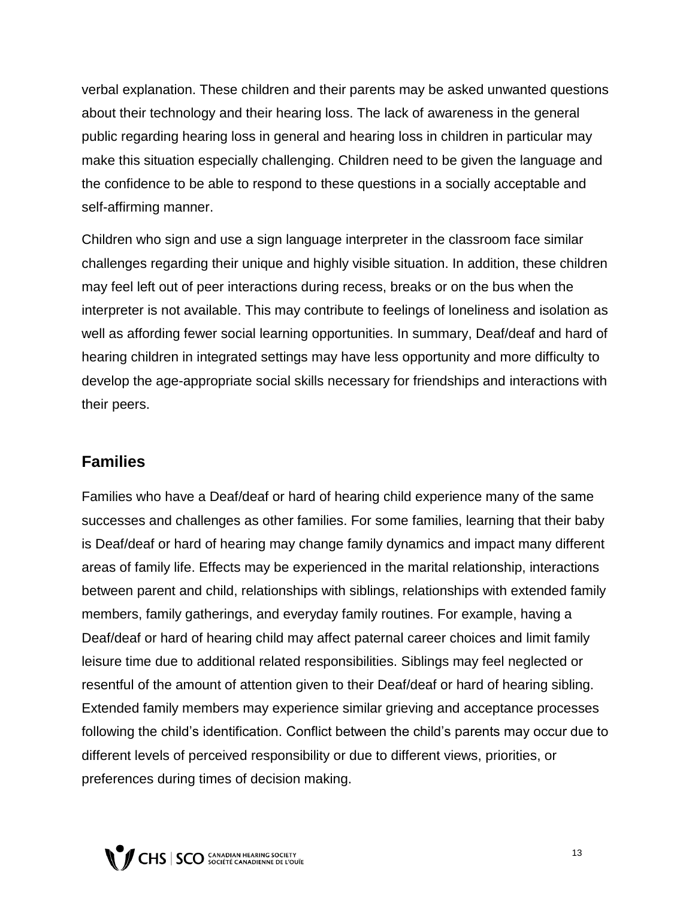verbal explanation. These children and their parents may be asked unwanted questions about their technology and their hearing loss. The lack of awareness in the general public regarding hearing loss in general and hearing loss in children in particular may make this situation especially challenging. Children need to be given the language and the confidence to be able to respond to these questions in a socially acceptable and self-affirming manner.

Children who sign and use a sign language interpreter in the classroom face similar challenges regarding their unique and highly visible situation. In addition, these children may feel left out of peer interactions during recess, breaks or on the bus when the interpreter is not available. This may contribute to feelings of loneliness and isolation as well as affording fewer social learning opportunities. In summary, Deaf/deaf and hard of hearing children in integrated settings may have less opportunity and more difficulty to develop the age-appropriate social skills necessary for friendships and interactions with their peers.

## Families

Families who have a Deaf/deaf or hard of hearing child experience many of the same successes and challenges as other families. For some families, learning that their baby is Deaf/deaf or hard of hearing may change family dynamics and impact many different areas of family life. Effects may be experienced in the marital relationship, interactions between parent and child, relationships with siblings, relationships with extended family members, family gatherings, and everyday family routines. For example, having a Deaf/deaf or hard of hearing child may affect paternal career choices and limit family leisure time due to additional related responsibilities. Siblings may feel neglected or resentful of the amount of attention given to their Deaf/deaf or hard of hearing sibling. Extended family members may experience similar grieving and acceptance processes following the child's identification. Conflict between the child's parents may occur due to different levels of perceived responsibility or due to different views, priorities, or preferences during times of decision making.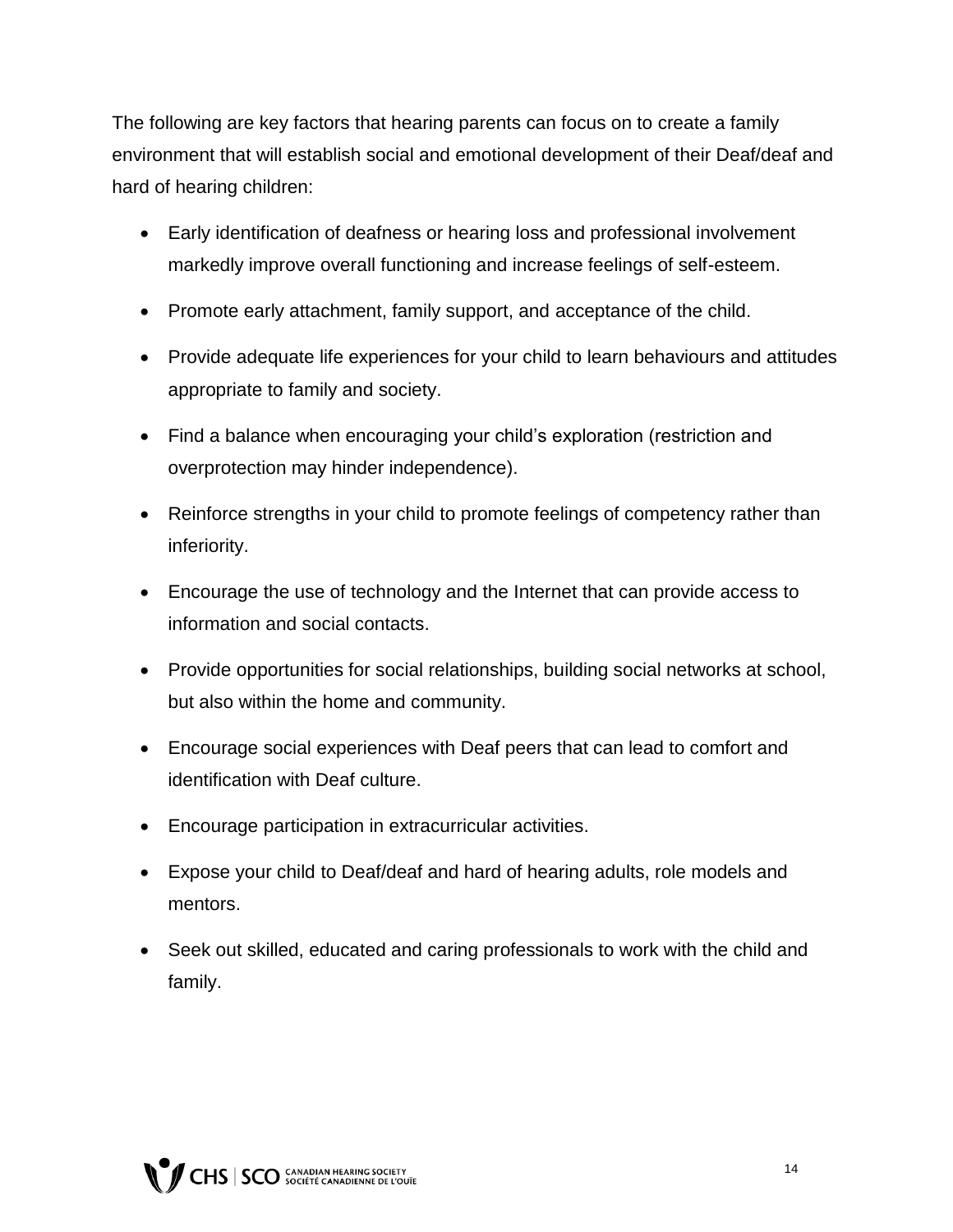The following are key factors that hearing parents can focus on to create a family environment that will establish social and emotional development of their Deaf/deaf and hard of hearing children:

- Early identification of deafness or hearing loss and professional involvement markedly improve overall functioning and increase feelings of self-esteem.
- Promote early attachment, family support, and acceptance of the child.
- Provide adequate life experiences for your child to learn behaviours and attitudes appropriate to family and society.
- Find a balance when encouraging your child's exploration (restriction and overprotection may hinder independence).
- Reinforce strengths in your child to promote feelings of competency rather than inferiority.
- Encourage the use of technology and the Internet that can provide access to information and social contacts.
- Provide opportunities for social relationships, building social networks at school, but also within the home and community.
- Encourage social experiences with Deaf peers that can lead to comfort and identification with Deaf culture.
- Encourage participation in extracurricular activities.
- Expose your child to Deaf/deaf and hard of hearing adults, role models and mentors.
- Seek out skilled, educated and caring professionals to work with the child and family.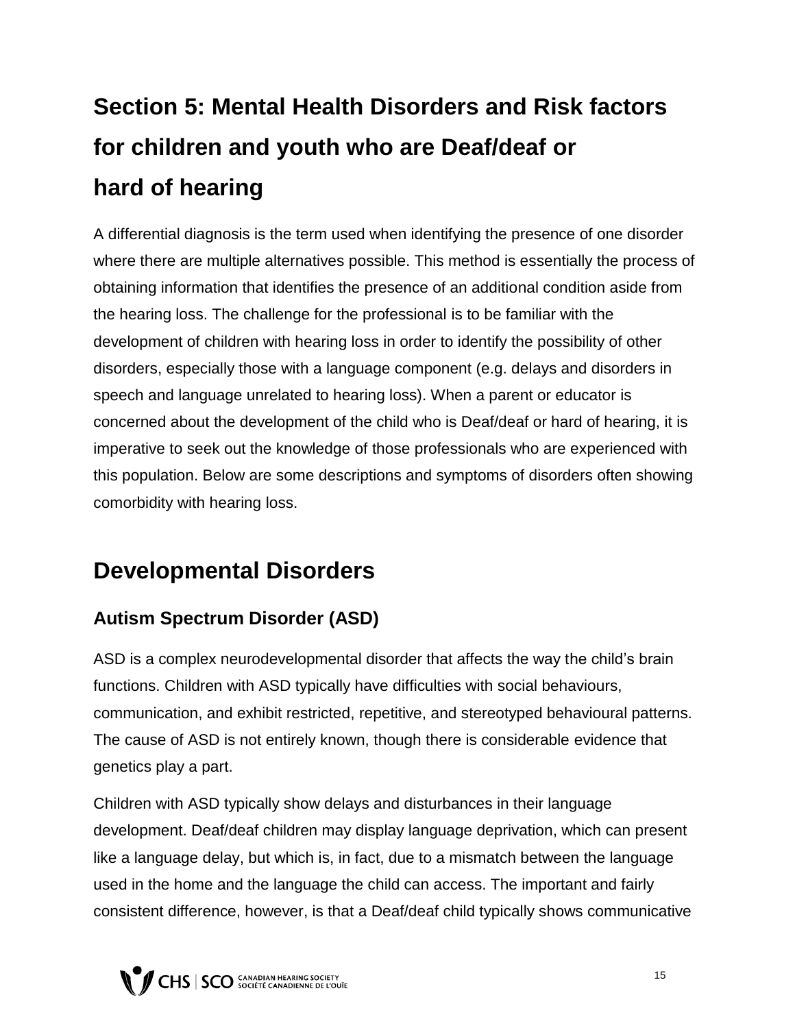# Section 5: Mental Health Disorders and Risk factors for children and youth who are Deaf/deaf or hard of hearing

A differential diagnosis is the term used when identifying the presence of one disorder where there are multiple alternatives possible. This method is essentially the process of obtaining information that identifies the presence of an additional condition aside from the hearing loss. The challenge for the professional is to be familiar with the development of children with hearing loss in order to identify the possibility of other disorders, especially those with a language component (e.g. delays and disorders in speech and language unrelated to hearing loss). When a parent or educator is concerned about the development of the child who is Deaf/deaf or hard of hearing, it is imperative to seek out the knowledge of those professionals who are experienced with this population. Below are some descriptions and symptoms of disorders often showing comorbidity with hearing loss.

## Developmental Disorders

### Autism Spectrum Disorder (ASD)

ASD is a complex neurodevelopmental disorder that affects the way the child's brain functions. Children with ASD typically have difficulties with social behaviours, communication, and exhibit restricted, repetitive, and stereotyped behavioural patterns. The cause of ASD is not entirely known, though there is considerable evidence that genetics play a part.

Children with ASD typically show delays and disturbances in their language development. Deaf/deaf children may display language deprivation, which can present like a language delay, but which is, in fact, due to a mismatch between the language used in the home and the language the child can access. The important and fairly consistent difference, however, is that a Deaf/deaf child typically shows communicative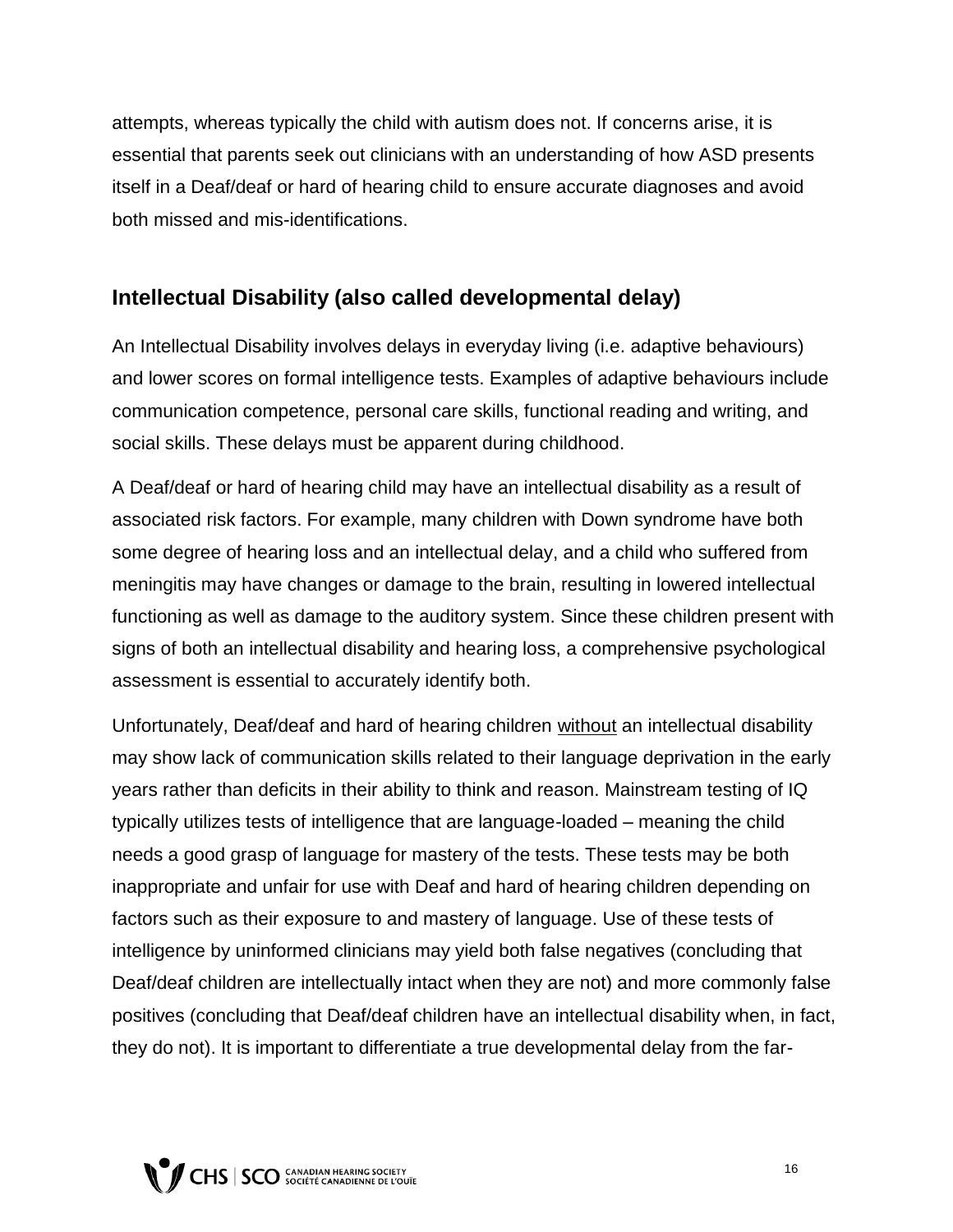attempts, whereas typically the child with autism does not. If concerns arise, it is essential that parents seek out clinicians with an understanding of how ASD presents itself in a Deaf/deaf or hard of hearing child to ensure accurate diagnoses and avoid both missed and mis-identifications.

## Intellectual Disability (also called developmental delay)

An Intellectual Disability involves delays in everyday living (i.e. adaptive behaviours) and lower scores on formal intelligence tests. Examples of adaptive behaviours include communication competence, personal care skills, functional reading and writing, and social skills. These delays must be apparent during childhood.

A Deaf/deaf or hard of hearing child may have an intellectual disability as a result of associated risk factors. For example, many children with Down syndrome have both some degree of hearing loss and an intellectual delay, and a child who suffered from meningitis may have changes or damage to the brain, resulting in lowered intellectual functioning as well as damage to the auditory system. Since these children present with signs of both an intellectual disability and hearing loss, a comprehensive psychological assessment is essential to accurately identify both.

Unfortunately, Deaf/deaf and hard of hearing children <u>without</u> an intellectual disability may show lack of communication skills related to their language deprivation in the early years rather than deficits in their ability to think and reason. Mainstream testing of IQ typically utilizes tests of intelligence that are language-loaded – meaning the child needs a good grasp of language for mastery of the tests. These tests may be both inappropriate and unfair for use with Deaf and hard of hearing children depending on factors such as their exposure to and mastery of language. Use of these tests of intelligence by uninformed clinicians may yield both false negatives (concluding that Deaf/deaf children are intellectually intact when they are not) and more commonly false positives (concluding that Deaf/deaf children have an intellectual disability when, in fact, they do not). It is important to differentiate a true developmental delay from the far-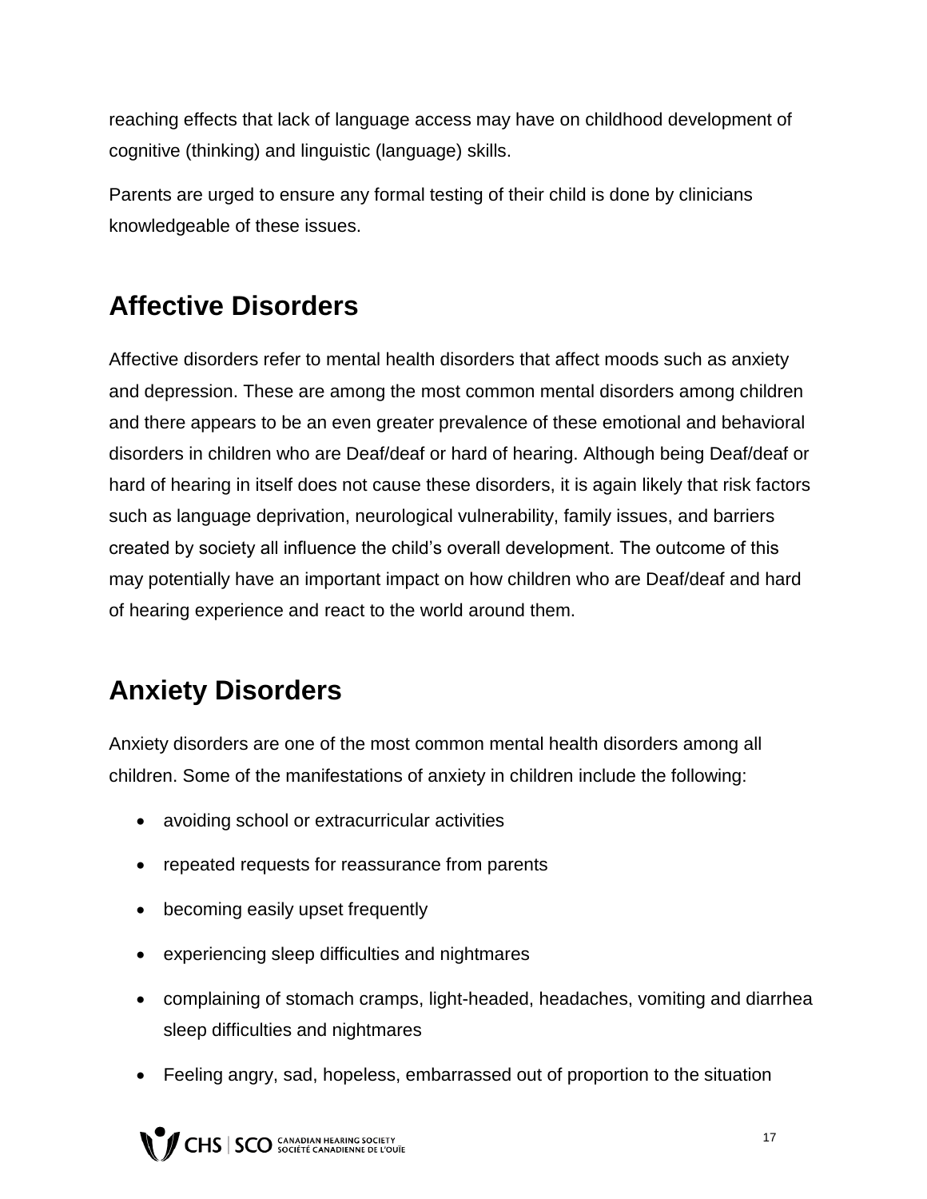reaching effects that lack of language access may have on childhood development of cognitive (thinking) and linguistic (language) skills.

Parents are urged to ensure any formal testing of their child is done by clinicians knowledgeable of these issues.

## Affective Disorders

Affective disorders refer to mental health disorders that affect moods such as anxiety and depression. These are among the most common mental disorders among children and there appears to be an even greater prevalence of these emotional and behavioral disorders in children who are Deaf/deaf or hard of hearing. Although being Deaf/deaf or hard of hearing in itself does not cause these disorders, it is again likely that risk factors such as language deprivation, neurological vulnerability, family issues, and barriers created by society all influence the child's overall development. The outcome of this may potentially have an important impact on how children who are Deaf/deaf and hard of hearing experience and react to the world around them.

## Anxiety Disorders

Anxiety disorders are one of the most common mental health disorders among all children. Some of the manifestations of anxiety in children include the following:

- avoiding school or extracurricular activities
- repeated requests for reassurance from parents
- becoming easily upset frequently
- experiencing sleep difficulties and nightmares
- complaining of stomach cramps, light-headed, headaches, vomiting and diarrhea sleep difficulties and nightmares
- Feeling angry, sad, hopeless, embarrassed out of proportion to the situation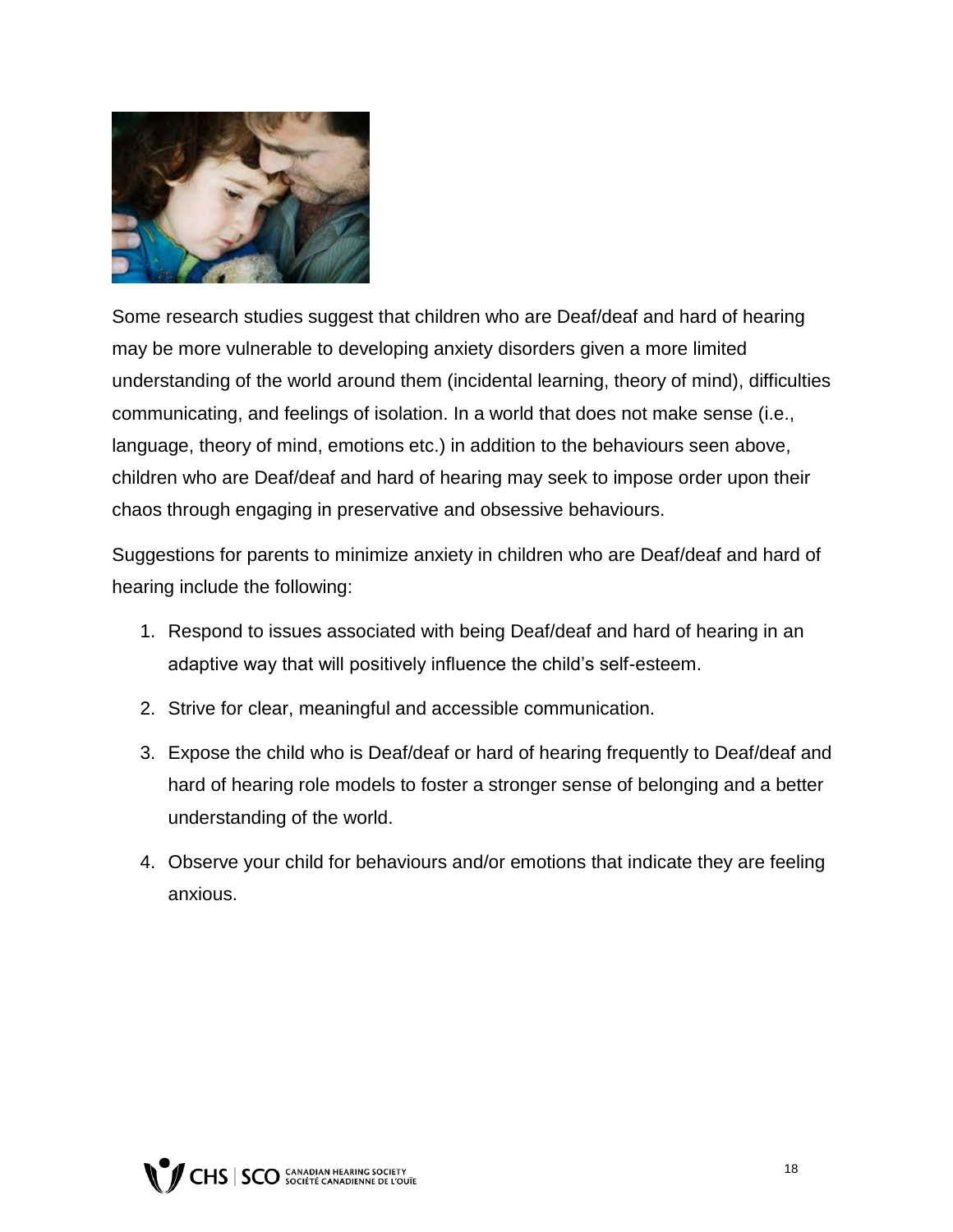Some research studies suggest that children who are Deaf/deaf and hard of hearing may be more vulnerable to developing anxiety disorders given a more limited understanding of the world around them (incidental learning, theory of mind), difficulties communicating, and feelings of isolation. In a world that does not make sense (i.e., language, theory of mind, emotions etc.) in addition to the behaviours seen above, children who are Deaf/deaf and hard of hearing may seek to impose order upon their chaos through engaging in preservative and obsessive behaviours.

Suggestions for parents to minimize anxiety in children who are Deaf/deaf and hard of hearing include the following:

1. Respond to issues associated with being Deaf/deaf and hard of hearing in an adaptive way that will positively influence the child's self-esteem.
2. Strive for clear, meaningful and accessible communication.
3. Expose the child who is Deaf/deaf or hard of hearing frequently to Deaf/deaf and hard of hearing role models to foster a stronger sense of belonging and a better understanding of the world.
4. Observe your child for behaviours and/or emotions that indicate they are feeling anxious.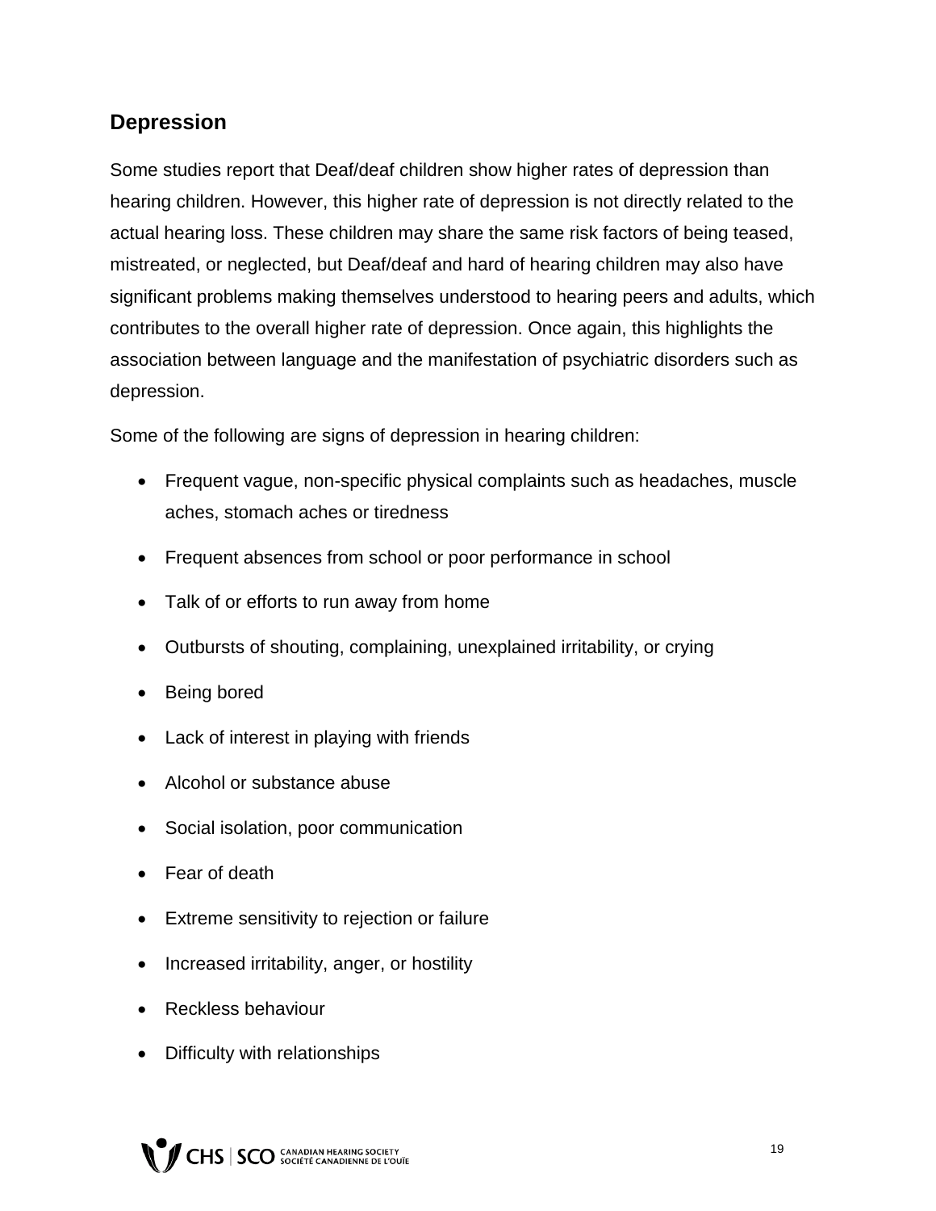## Depression

Some studies report that Deaf/deaf children show higher rates of depression than hearing children. However, this higher rate of depression is not directly related to the actual hearing loss. These children may share the same risk factors of being teased, mistreated, or neglected, but Deaf/deaf and hard of hearing children may also have significant problems making themselves understood to hearing peers and adults, which contributes to the overall higher rate of depression. Once again, this highlights the association between language and the manifestation of psychiatric disorders such as depression.

Some of the following are signs of depression in hearing children:

- Frequent vague, non-specific physical complaints such as headaches, muscle aches, stomach aches or tiredness
- Frequent absences from school or poor performance in school
- Talk of or efforts to run away from home
- Outbursts of shouting, complaining, unexplained irritability, or crying
- Being bored
- Lack of interest in playing with friends
- Alcohol or substance abuse
- Social isolation, poor communication
- Fear of death
- Extreme sensitivity to rejection or failure
- Increased irritability, anger, or hostility
- Reckless behaviour
- Difficulty with relationships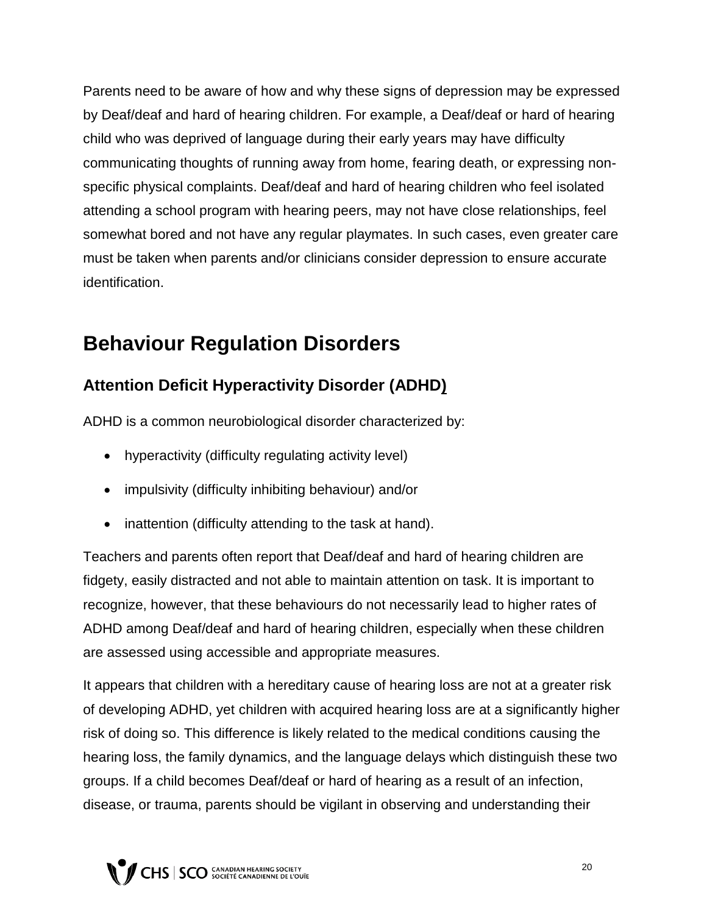Parents need to be aware of how and why these signs of depression may be expressed by Deaf/deaf and hard of hearing children. For example, a Deaf/deaf or hard of hearing child who was deprived of language during their early years may have difficulty communicating thoughts of running away from home, fearing death, or expressing non-specific physical complaints. Deaf/deaf and hard of hearing children who feel isolated attending a school program with hearing peers, may not have close relationships, feel somewhat bored and not have any regular playmates. In such cases, even greater care must be taken when parents and/or clinicians consider depression to ensure accurate identification.

## Behaviour Regulation Disorders

### Attention Deficit Hyperactivity Disorder (ADHD)

ADHD is a common neurobiological disorder characterized by:

- hyperactivity (difficulty regulating activity level)
- impulsivity (difficulty inhibiting behaviour) and/or
- inattention (difficulty attending to the task at hand).

Teachers and parents often report that Deaf/deaf and hard of hearing children are fidgety, easily distracted and not able to maintain attention on task. It is important to recognize, however, that these behaviours do not necessarily lead to higher rates of ADHD among Deaf/deaf and hard of hearing children, especially when these children are assessed using accessible and appropriate measures.

It appears that children with a hereditary cause of hearing loss are not at a greater risk of developing ADHD, yet children with acquired hearing loss are at a significantly higher risk of doing so. This difference is likely related to the medical conditions causing the hearing loss, the family dynamics, and the language delays which distinguish these two groups. If a child becomes Deaf/deaf or hard of hearing as a result of an infection, disease, or trauma, parents should be vigilant in observing and understanding their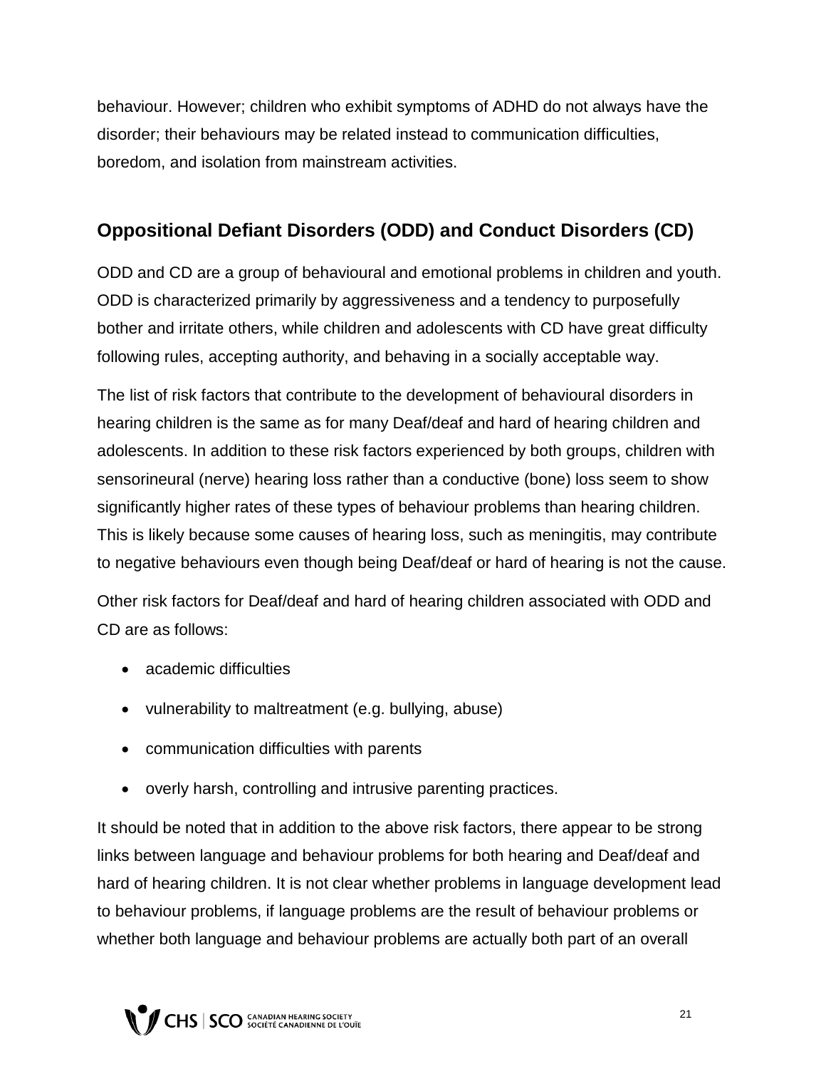behaviour. However; children who exhibit symptoms of ADHD do not always have the disorder; their behaviours may be related instead to communication difficulties, boredom, and isolation from mainstream activities.

## Oppositional Defiant Disorders (ODD) and Conduct Disorders (CD)

ODD and CD are a group of behavioural and emotional problems in children and youth. ODD is characterized primarily by aggressiveness and a tendency to purposefully bother and irritate others, while children and adolescents with CD have great difficulty following rules, accepting authority, and behaving in a socially acceptable way.

The list of risk factors that contribute to the development of behavioural disorders in hearing children is the same as for many Deaf/deaf and hard of hearing children and adolescents. In addition to these risk factors experienced by both groups, children with sensorineural (nerve) hearing loss rather than a conductive (bone) loss seem to show significantly higher rates of these types of behaviour problems than hearing children. This is likely because some causes of hearing loss, such as meningitis, may contribute to negative behaviours even though being Deaf/deaf or hard of hearing is not the cause.

Other risk factors for Deaf/deaf and hard of hearing children associated with ODD and CD are as follows:

- academic difficulties
- vulnerability to maltreatment (e.g. bullying, abuse)
- communication difficulties with parents
- overly harsh, controlling and intrusive parenting practices.

It should be noted that in addition to the above risk factors, there appear to be strong links between language and behaviour problems for both hearing and Deaf/deaf and hard of hearing children. It is not clear whether problems in language development lead to behaviour problems, if language problems are the result of behaviour problems or whether both language and behaviour problems are actually both part of an overall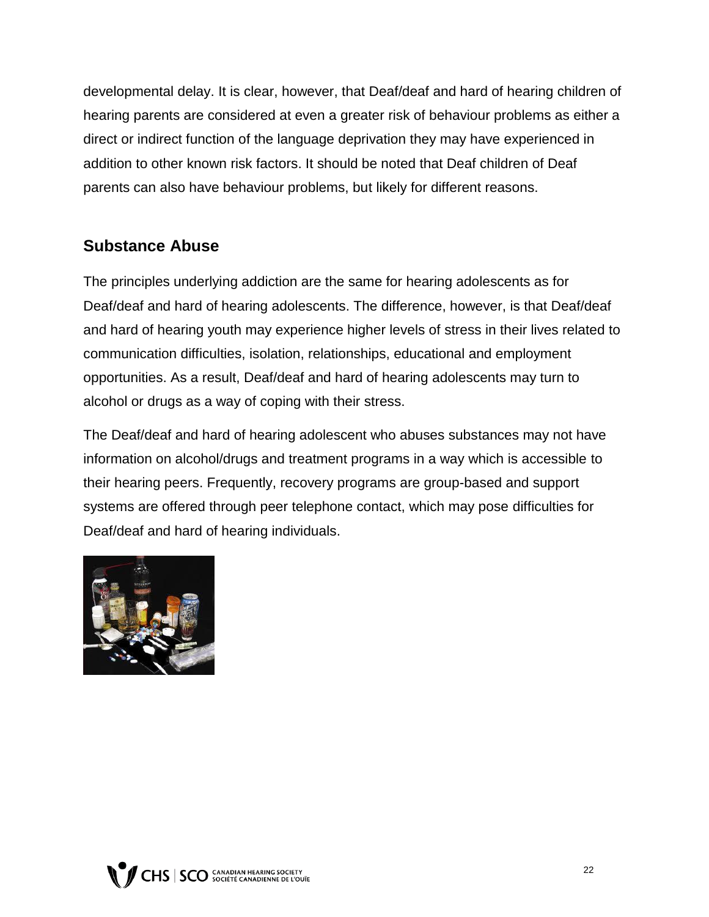developmental delay. It is clear, however, that Deaf/deaf and hard of hearing children of hearing parents are considered at even a greater risk of behaviour problems as either a direct or indirect function of the language deprivation they may have experienced in addition to other known risk factors. It should be noted that Deaf children of Deaf parents can also have behaviour problems, but likely for different reasons.

## Substance Abuse

The principles underlying addiction are the same for hearing adolescents as for Deaf/deaf and hard of hearing adolescents. The difference, however, is that Deaf/deaf and hard of hearing youth may experience higher levels of stress in their lives related to communication difficulties, isolation, relationships, educational and employment opportunities. As a result, Deaf/deaf and hard of hearing adolescents may turn to alcohol or drugs as a way of coping with their stress.

The Deaf/deaf and hard of hearing adolescent who abuses substances may not have information on alcohol/drugs and treatment programs in a way which is accessible to their hearing peers. Frequently, recovery programs are group-based and support systems are offered through peer telephone contact, which may pose difficulties for Deaf/deaf and hard of hearing individuals.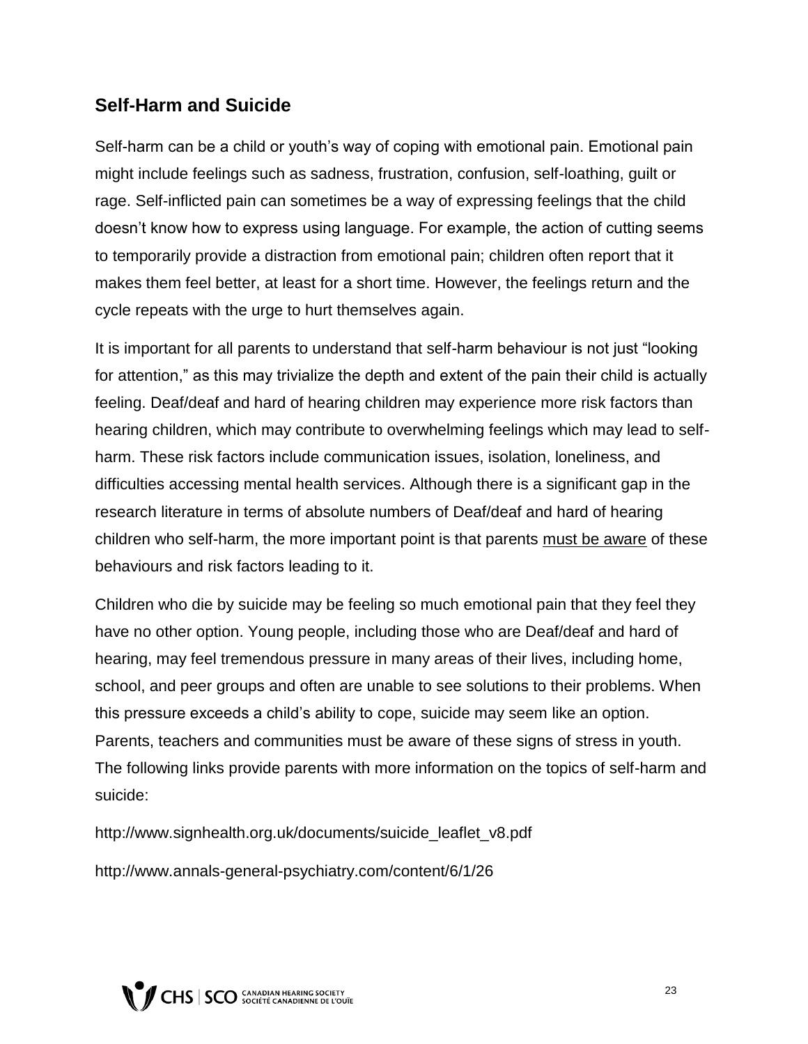## Self-Harm and Suicide

Self-harm can be a child or youth's way of coping with emotional pain. Emotional pain might include feelings such as sadness, frustration, confusion, self-loathing, guilt or rage. Self-inflicted pain can sometimes be a way of expressing feelings that the child doesn't know how to express using language. For example, the action of cutting seems to temporarily provide a distraction from emotional pain; children often report that it makes them feel better, at least for a short time. However, the feelings return and the cycle repeats with the urge to hurt themselves again.

It is important for all parents to understand that self-harm behaviour is not just "looking for attention," as this may trivialize the depth and extent of the pain their child is actually feeling. Deaf/deaf and hard of hearing children may experience more risk factors than hearing children, which may contribute to overwhelming feelings which may lead to self-harm. These risk factors include communication issues, isolation, loneliness, and difficulties accessing mental health services. Although there is a significant gap in the research literature in terms of absolute numbers of Deaf/deaf and hard of hearing children who self-harm, the more important point is that parents <u>must be aware</u> of these behaviours and risk factors leading to it.

Children who die by suicide may be feeling so much emotional pain that they feel they have no other option. Young people, including those who are Deaf/deaf and hard of hearing, may feel tremendous pressure in many areas of their lives, including home, school, and peer groups and often are unable to see solutions to their problems. When this pressure exceeds a child's ability to cope, suicide may seem like an option. Parents, teachers and communities must be aware of these signs of stress in youth. The following links provide parents with more information on the topics of self-harm and suicide:

http://www.signhealth.org.uk/documents/suicide_leaflet_v8.pdf

http://www.annals-general-psychiatry.com/content/6/1/26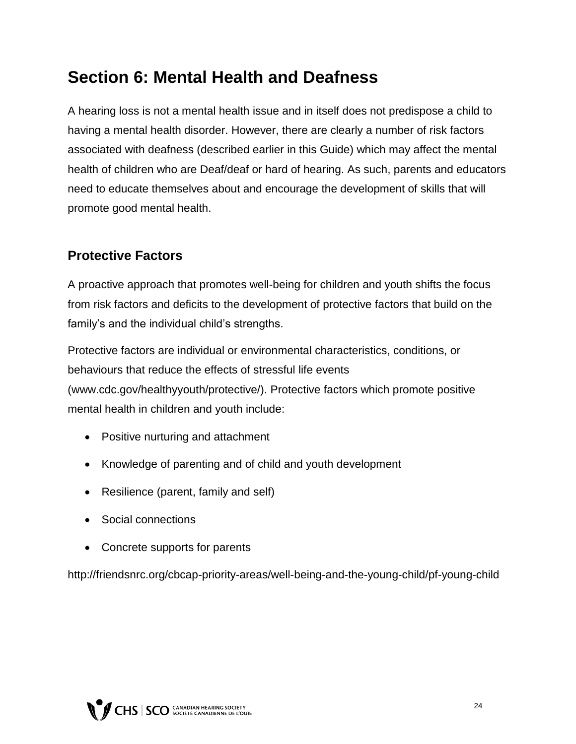# Section 6: Mental Health and Deafness

A hearing loss is not a mental health issue and in itself does not predispose a child to having a mental health disorder. However, there are clearly a number of risk factors associated with deafness (described earlier in this Guide) which may affect the mental health of children who are Deaf/deaf or hard of hearing. As such, parents and educators need to educate themselves about and encourage the development of skills that will promote good mental health.

## Protective Factors

A proactive approach that promotes well-being for children and youth shifts the focus from risk factors and deficits to the development of protective factors that build on the family's and the individual child's strengths.

Protective factors are individual or environmental characteristics, conditions, or behaviours that reduce the effects of stressful life events (www.cdc.gov/healthyyouth/protective/). Protective factors which promote positive mental health in children and youth include:

- Positive nurturing and attachment
- Knowledge of parenting and of child and youth development
- Resilience (parent, family and self)
- Social connections
- Concrete supports for parents

http://friendsnrc.org/cbcap-priority-areas/well-being-and-the-young-child/pf-young-child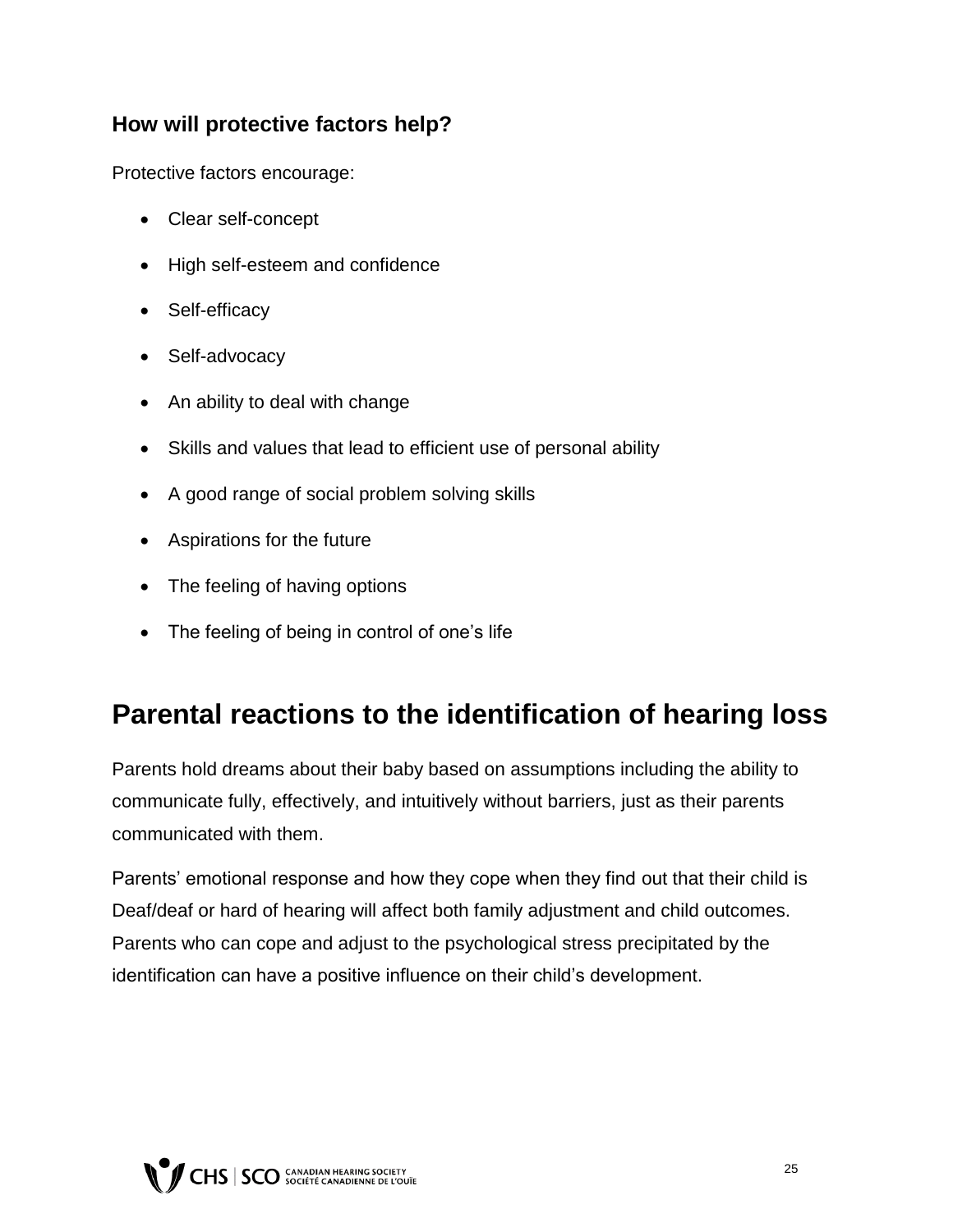### How will protective factors help?

Protective factors encourage:

- Clear self-concept
- High self-esteem and confidence
- Self-efficacy
- Self-advocacy
- An ability to deal with change
- Skills and values that lead to efficient use of personal ability
- A good range of social problem solving skills
- Aspirations for the future
- The feeling of having options
- The feeling of being in control of one's life

## Parental reactions to the identification of hearing loss

Parents hold dreams about their baby based on assumptions including the ability to communicate fully, effectively, and intuitively without barriers, just as their parents communicated with them.

Parents' emotional response and how they cope when they find out that their child is Deaf/deaf or hard of hearing will affect both family adjustment and child outcomes. Parents who can cope and adjust to the psychological stress precipitated by the identification can have a positive influence on their child's development.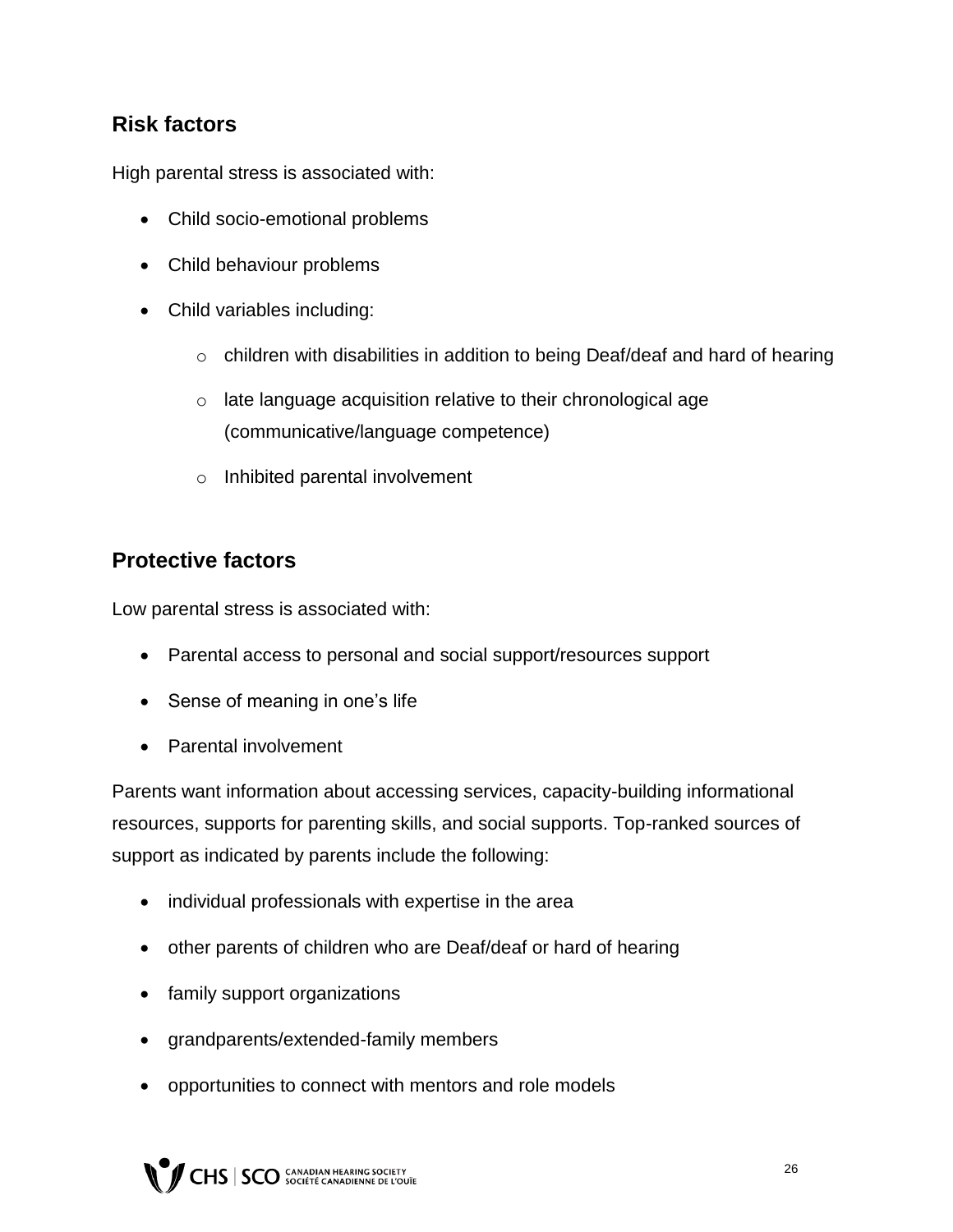## Risk factors

High parental stress is associated with:

- Child socio-emotional problems
- Child behaviour problems
- Child variables including:
  - children with disabilities in addition to being Deaf/deaf and hard of hearing
  - late language acquisition relative to their chronological age (communicative/language competence)
  - Inhibited parental involvement

## Protective factors

Low parental stress is associated with:

- Parental access to personal and social support/resources support
- Sense of meaning in one's life
- Parental involvement

Parents want information about accessing services, capacity-building informational resources, supports for parenting skills, and social supports. Top-ranked sources of support as indicated by parents include the following:

- individual professionals with expertise in the area
- other parents of children who are Deaf/deaf or hard of hearing
- family support organizations
- grandparents/extended-family members
- opportunities to connect with mentors and role models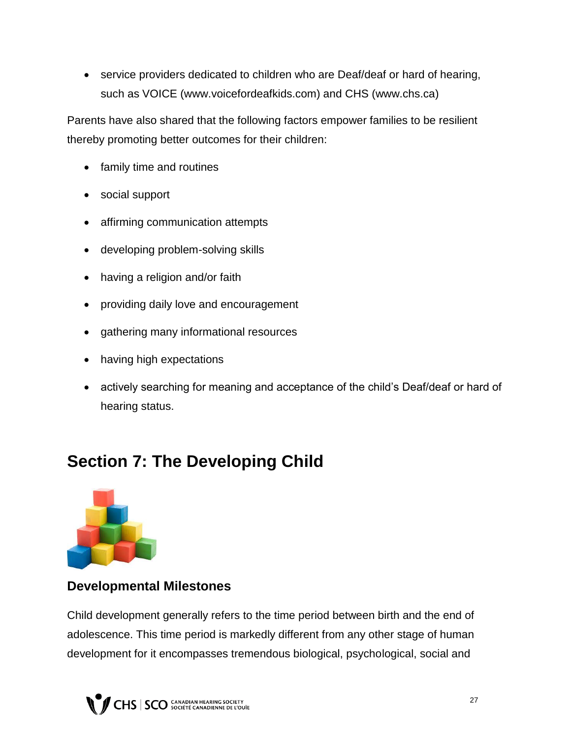- service providers dedicated to children who are Deaf/deaf or hard of hearing, such as VOICE (www.voicefordeafkids.com) and CHS (www.chs.ca)

Parents have also shared that the following factors empower families to be resilient thereby promoting better outcomes for their children:

- family time and routines
- social support
- affirming communication attempts
- developing problem-solving skills
- having a religion and/or faith
- providing daily love and encouragement
- gathering many informational resources
- having high expectations
- actively searching for meaning and acceptance of the child's Deaf/deaf or hard of hearing status.

## Section 7: The Developing Child

### Developmental Milestones

Child development generally refers to the time period between birth and the end of adolescence. This time period is markedly different from any other stage of human development for it encompasses tremendous biological, psychological, social and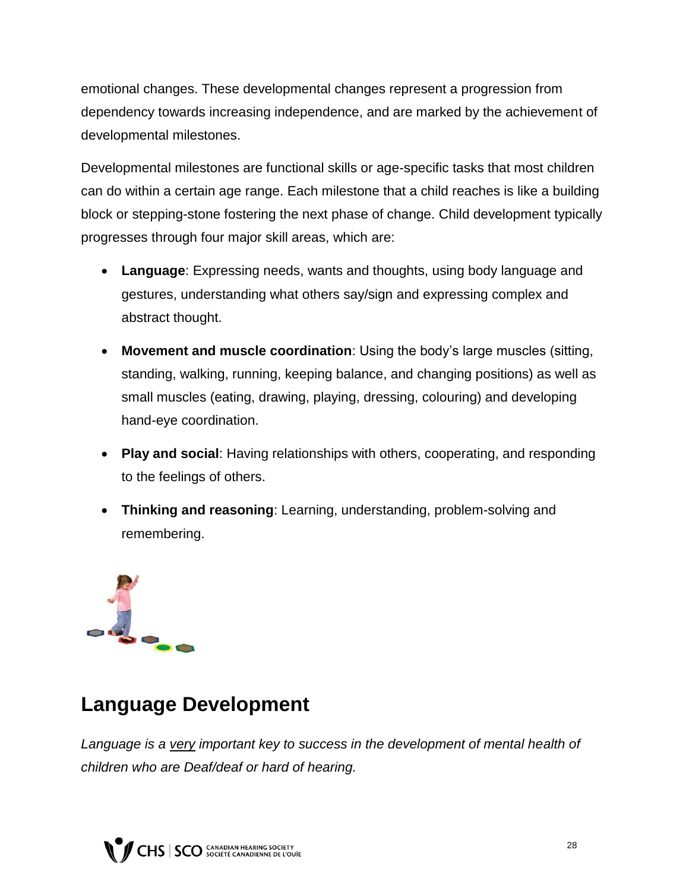emotional changes. These developmental changes represent a progression from dependency towards increasing independence, and are marked by the achievement of developmental milestones.

Developmental milestones are functional skills or age-specific tasks that most children can do within a certain age range. Each milestone that a child reaches is like a building block or stepping-stone fostering the next phase of change. Child development typically progresses through four major skill areas, which are:

- **Language**: Expressing needs, wants and thoughts, using body language and gestures, understanding what others say/sign and expressing complex and abstract thought.
- **Movement and muscle coordination**: Using the body's large muscles (sitting, standing, walking, running, keeping balance, and changing positions) as well as small muscles (eating, drawing, playing, dressing, colouring) and developing hand-eye coordination.
- **Play and social**: Having relationships with others, cooperating, and responding to the feelings of others.
- **Thinking and reasoning**: Learning, understanding, problem-solving and remembering.

## Language Development

*Language is a <u>very</u> important key to success in the development of mental health of children who are Deaf/deaf or hard of hearing.*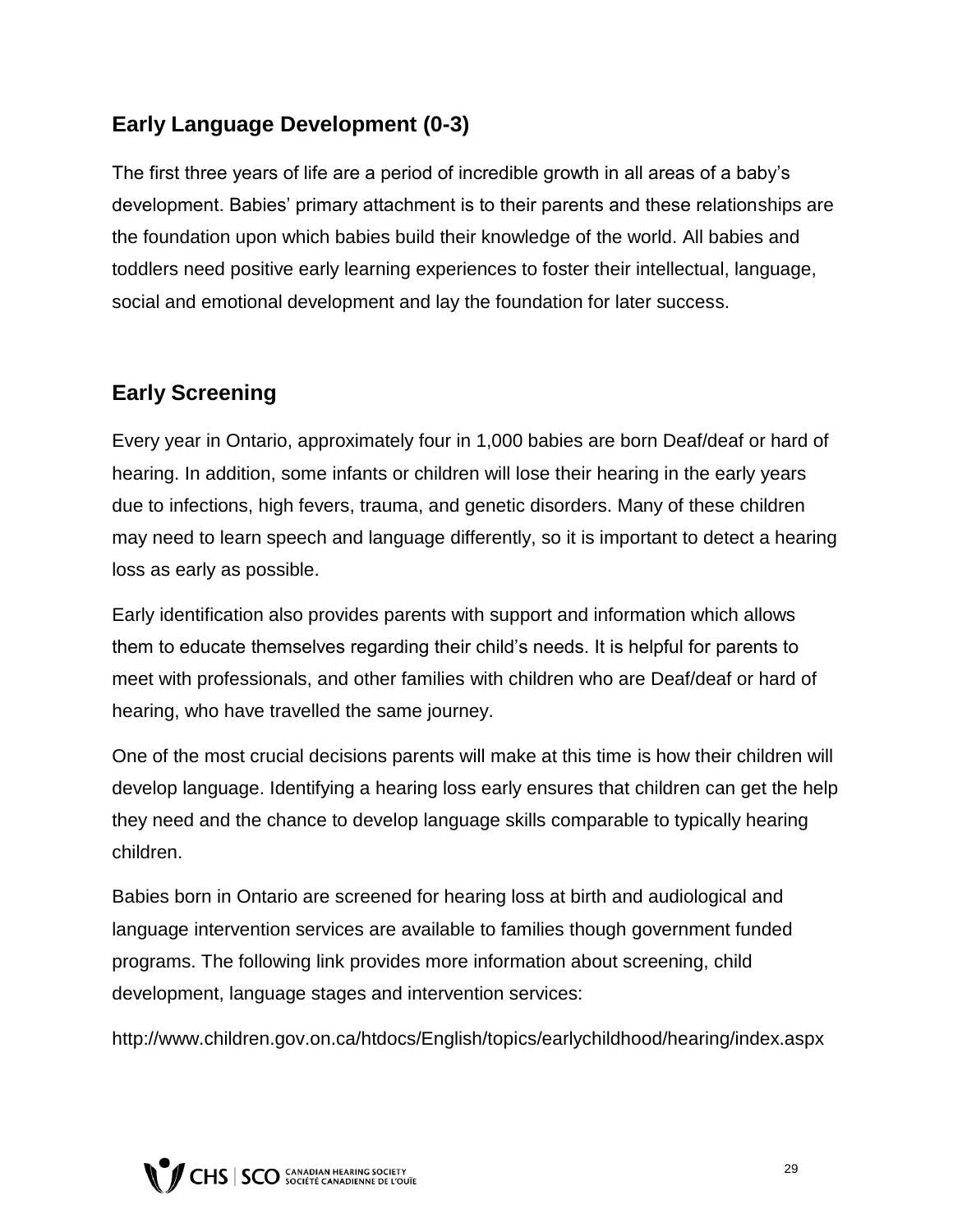## Early Language Development (0-3)

The first three years of life are a period of incredible growth in all areas of a baby's development. Babies' primary attachment is to their parents and these relationships are the foundation upon which babies build their knowledge of the world. All babies and toddlers need positive early learning experiences to foster their intellectual, language, social and emotional development and lay the foundation for later success.

## Early Screening

Every year in Ontario, approximately four in 1,000 babies are born Deaf/deaf or hard of hearing. In addition, some infants or children will lose their hearing in the early years due to infections, high fevers, trauma, and genetic disorders. Many of these children may need to learn speech and language differently, so it is important to detect a hearing loss as early as possible.

Early identification also provides parents with support and information which allows them to educate themselves regarding their child's needs. It is helpful for parents to meet with professionals, and other families with children who are Deaf/deaf or hard of hearing, who have travelled the same journey.

One of the most crucial decisions parents will make at this time is how their children will develop language. Identifying a hearing loss early ensures that children can get the help they need and the chance to develop language skills comparable to typically hearing children.

Babies born in Ontario are screened for hearing loss at birth and audiological and language intervention services are available to families though government funded programs. The following link provides more information about screening, child development, language stages and intervention services:

http://www.children.gov.on.ca/htdocs/English/topics/earlychildhood/hearing/index.aspx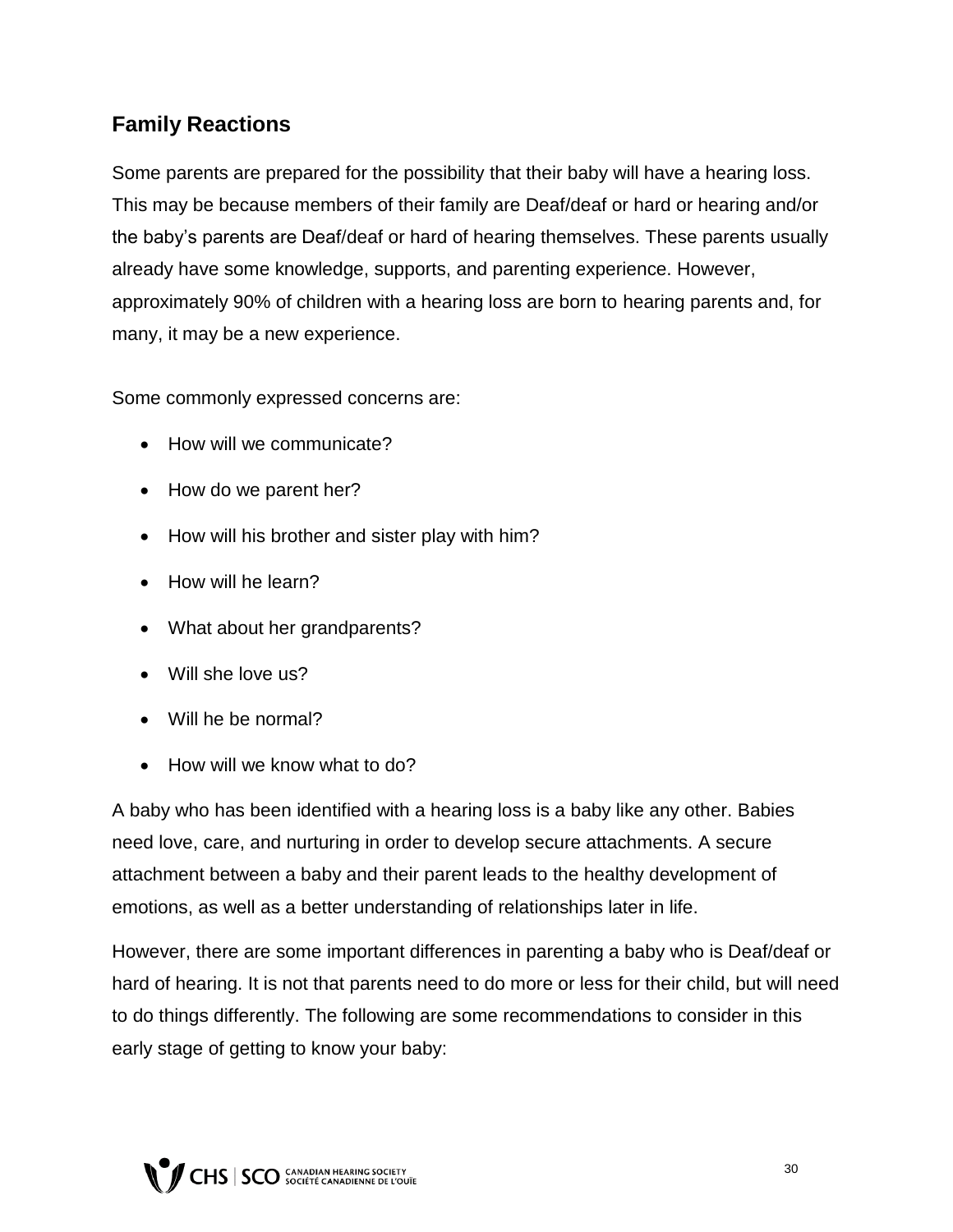## Family Reactions

Some parents are prepared for the possibility that their baby will have a hearing loss. This may be because members of their family are Deaf/deaf or hard or hearing and/or the baby's parents are Deaf/deaf or hard of hearing themselves. These parents usually already have some knowledge, supports, and parenting experience. However, approximately 90% of children with a hearing loss are born to hearing parents and, for many, it may be a new experience.

Some commonly expressed concerns are:

- How will we communicate?
- How do we parent her?
- How will his brother and sister play with him?
- How will he learn?
- What about her grandparents?
- Will she love us?
- Will he be normal?
- How will we know what to do?

A baby who has been identified with a hearing loss is a baby like any other. Babies need love, care, and nurturing in order to develop secure attachments. A secure attachment between a baby and their parent leads to the healthy development of emotions, as well as a better understanding of relationships later in life.

However, there are some important differences in parenting a baby who is Deaf/deaf or hard of hearing. It is not that parents need to do more or less for their child, but will need to do things differently. The following are some recommendations to consider in this early stage of getting to know your baby: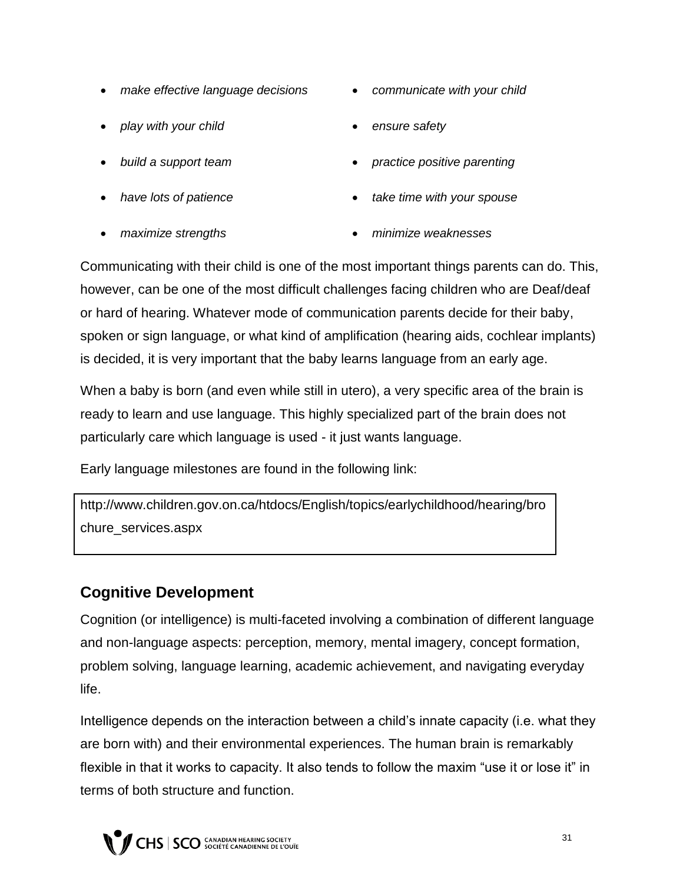- *make effective language decisions*
- *communicate with your child*
- *play with your child*
- *ensure safety*
- *build a support team*
- *practice positive parenting*
- *have lots of patience*
- *take time with your spouse*
- *maximize strengths*
- *minimize weaknesses*

Communicating with their child is one of the most important things parents can do. This, however, can be one of the most difficult challenges facing children who are Deaf/deaf or hard of hearing. Whatever mode of communication parents decide for their baby, spoken or sign language, or what kind of amplification (hearing aids, cochlear implants) is decided, it is very important that the baby learns language from an early age.

When a baby is born (and even while still in utero), a very specific area of the brain is ready to learn and use language. This highly specialized part of the brain does not particularly care which language is used - it just wants language.

Early language milestones are found in the following link:

http://www.children.gov.on.ca/htdocs/English/topics/earlychildhood/hearing/brochure_services.aspx

## Cognitive Development

Cognition (or intelligence) is multi-faceted involving a combination of different language and non-language aspects: perception, memory, mental imagery, concept formation, problem solving, language learning, academic achievement, and navigating everyday life.

Intelligence depends on the interaction between a child's innate capacity (i.e. what they are born with) and their environmental experiences. The human brain is remarkably flexible in that it works to capacity. It also tends to follow the maxim "use it or lose it" in terms of both structure and function.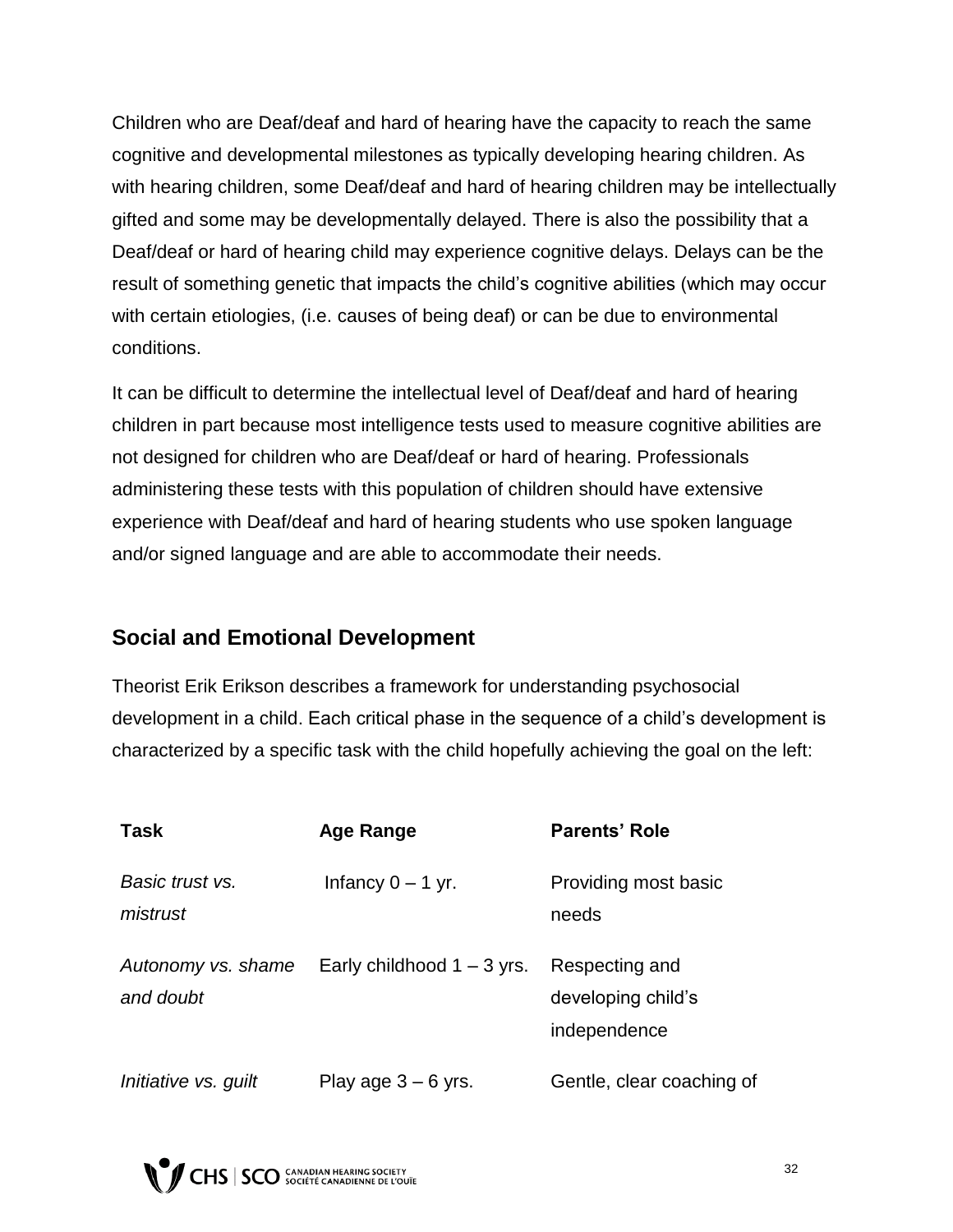Children who are Deaf/deaf and hard of hearing have the capacity to reach the same cognitive and developmental milestones as typically developing hearing children. As with hearing children, some Deaf/deaf and hard of hearing children may be intellectually gifted and some may be developmentally delayed. There is also the possibility that a Deaf/deaf or hard of hearing child may experience cognitive delays. Delays can be the result of something genetic that impacts the child's cognitive abilities (which may occur with certain etiologies, (i.e. causes of being deaf) or can be due to environmental conditions.

It can be difficult to determine the intellectual level of Deaf/deaf and hard of hearing children in part because most intelligence tests used to measure cognitive abilities are not designed for children who are Deaf/deaf or hard of hearing. Professionals administering these tests with this population of children should have extensive experience with Deaf/deaf and hard of hearing students who use spoken language and/or signed language and are able to accommodate their needs.

## Social and Emotional Development

Theorist Erik Erikson describes a framework for understanding psychosocial development in a child. Each critical phase in the sequence of a child's development is characterized by a specific task with the child hopefully achieving the goal on the left:

| Task | Age Range | Parents' Role |
|---|---|---|
| *Basic trust vs. mistrust* | Infancy 0 – 1 yr. | Providing most basic needs |
| *Autonomy vs. shame and doubt* | Early childhood 1 – 3 yrs. | Respecting and developing child's independence |
| *Initiative vs. guilt* | Play age 3 – 6 yrs. | Gentle, clear coaching of |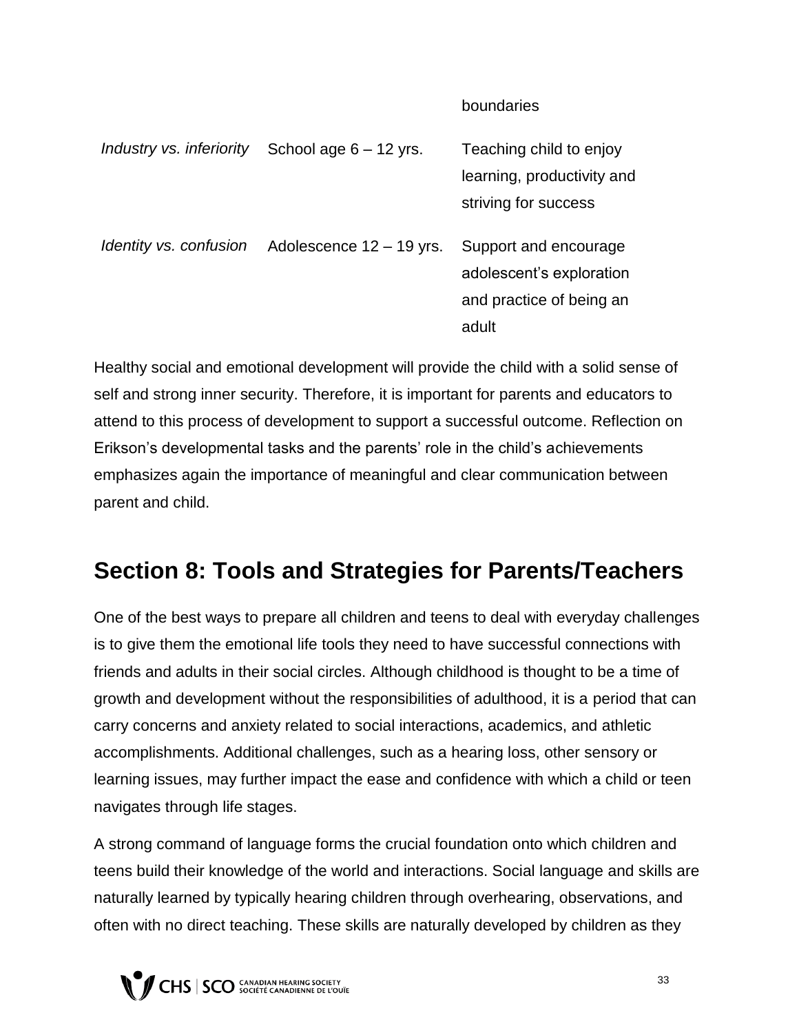| | | boundaries |
|---|---|---|
| *Industry vs. inferiority* | School age 6 – 12 yrs. | Teaching child to enjoy learning, productivity and striving for success |
| *Identity vs. confusion* | Adolescence 12 – 19 yrs. | Support and encourage adolescent's exploration and practice of being an adult |

Healthy social and emotional development will provide the child with a solid sense of self and strong inner security. Therefore, it is important for parents and educators to attend to this process of development to support a successful outcome. Reflection on Erikson's developmental tasks and the parents' role in the child's achievements emphasizes again the importance of meaningful and clear communication between parent and child.

## Section 8: Tools and Strategies for Parents/Teachers

One of the best ways to prepare all children and teens to deal with everyday challenges is to give them the emotional life tools they need to have successful connections with friends and adults in their social circles. Although childhood is thought to be a time of growth and development without the responsibilities of adulthood, it is a period that can carry concerns and anxiety related to social interactions, academics, and athletic accomplishments. Additional challenges, such as a hearing loss, other sensory or learning issues, may further impact the ease and confidence with which a child or teen navigates through life stages.

A strong command of language forms the crucial foundation onto which children and teens build their knowledge of the world and interactions. Social language and skills are naturally learned by typically hearing children through overhearing, observations, and often with no direct teaching. These skills are naturally developed by children as they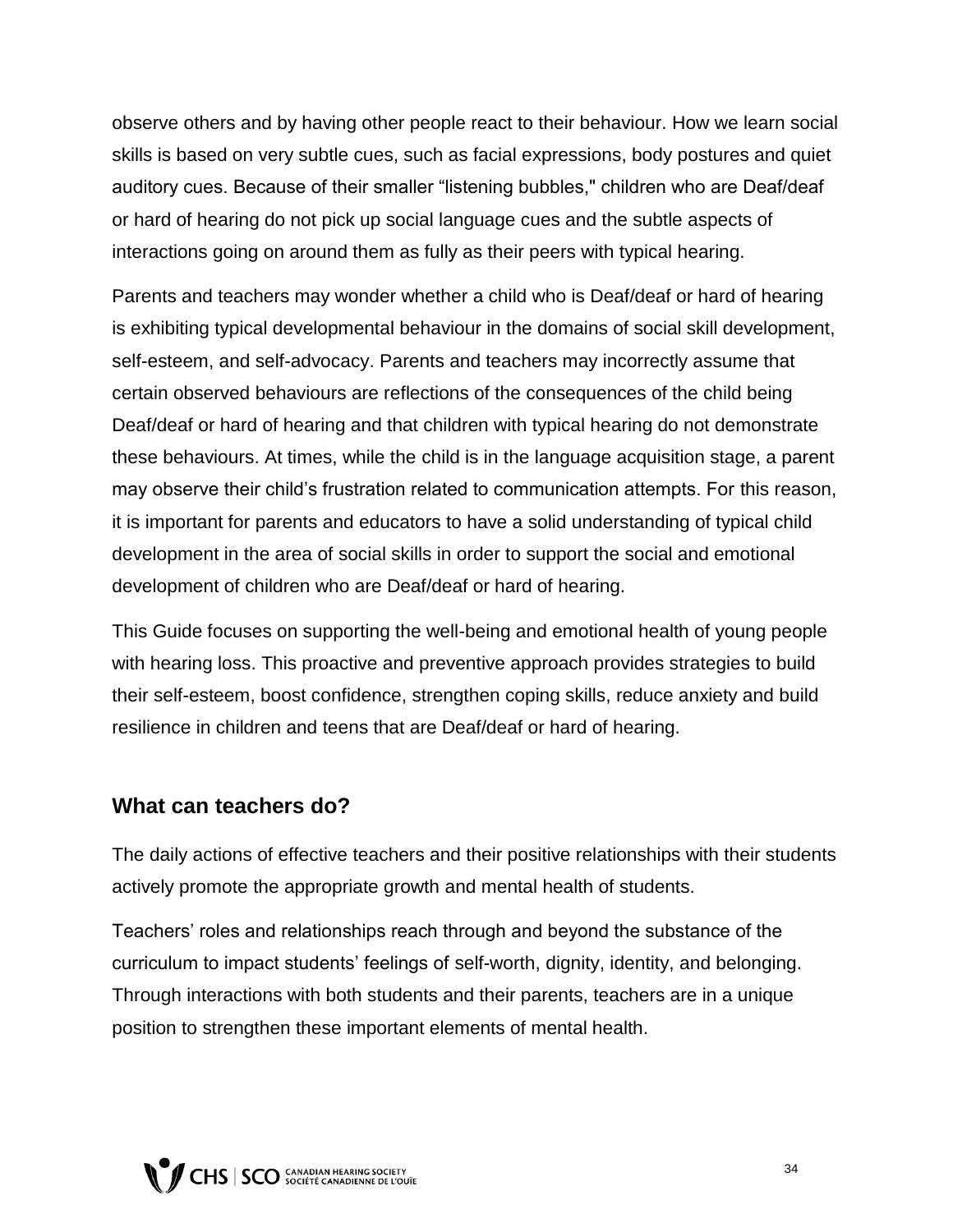observe others and by having other people react to their behaviour. How we learn social skills is based on very subtle cues, such as facial expressions, body postures and quiet auditory cues. Because of their smaller "listening bubbles," children who are Deaf/deaf or hard of hearing do not pick up social language cues and the subtle aspects of interactions going on around them as fully as their peers with typical hearing.

Parents and teachers may wonder whether a child who is Deaf/deaf or hard of hearing is exhibiting typical developmental behaviour in the domains of social skill development, self-esteem, and self-advocacy. Parents and teachers may incorrectly assume that certain observed behaviours are reflections of the consequences of the child being Deaf/deaf or hard of hearing and that children with typical hearing do not demonstrate these behaviours. At times, while the child is in the language acquisition stage, a parent may observe their child's frustration related to communication attempts. For this reason, it is important for parents and educators to have a solid understanding of typical child development in the area of social skills in order to support the social and emotional development of children who are Deaf/deaf or hard of hearing.

This Guide focuses on supporting the well-being and emotional health of young people with hearing loss. This proactive and preventive approach provides strategies to build their self-esteem, boost confidence, strengthen coping skills, reduce anxiety and build resilience in children and teens that are Deaf/deaf or hard of hearing.

## What can teachers do?

The daily actions of effective teachers and their positive relationships with their students actively promote the appropriate growth and mental health of students.

Teachers' roles and relationships reach through and beyond the substance of the curriculum to impact students' feelings of self-worth, dignity, identity, and belonging. Through interactions with both students and their parents, teachers are in a unique position to strengthen these important elements of mental health.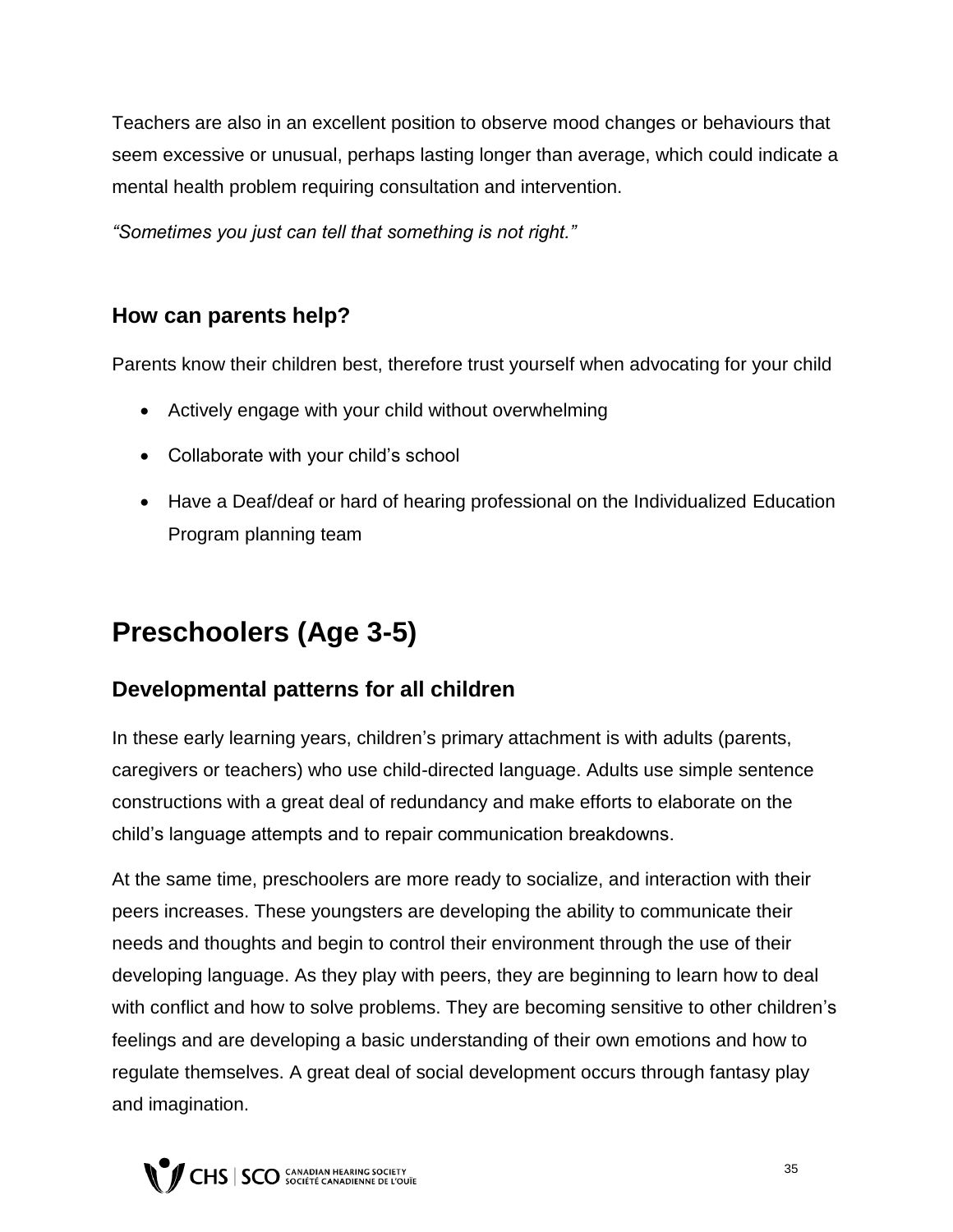Teachers are also in an excellent position to observe mood changes or behaviours that seem excessive or unusual, perhaps lasting longer than average, which could indicate a mental health problem requiring consultation and intervention.

*"Sometimes you just can tell that something is not right."*

### How can parents help?

Parents know their children best, therefore trust yourself when advocating for your child

- Actively engage with your child without overwhelming
- Collaborate with your child's school
- Have a Deaf/deaf or hard of hearing professional on the Individualized Education Program planning team

## Preschoolers (Age 3-5)

### Developmental patterns for all children

In these early learning years, children's primary attachment is with adults (parents, caregivers or teachers) who use child-directed language. Adults use simple sentence constructions with a great deal of redundancy and make efforts to elaborate on the child's language attempts and to repair communication breakdowns.

At the same time, preschoolers are more ready to socialize, and interaction with their peers increases. These youngsters are developing the ability to communicate their needs and thoughts and begin to control their environment through the use of their developing language. As they play with peers, they are beginning to learn how to deal with conflict and how to solve problems. They are becoming sensitive to other children's feelings and are developing a basic understanding of their own emotions and how to regulate themselves. A great deal of social development occurs through fantasy play and imagination.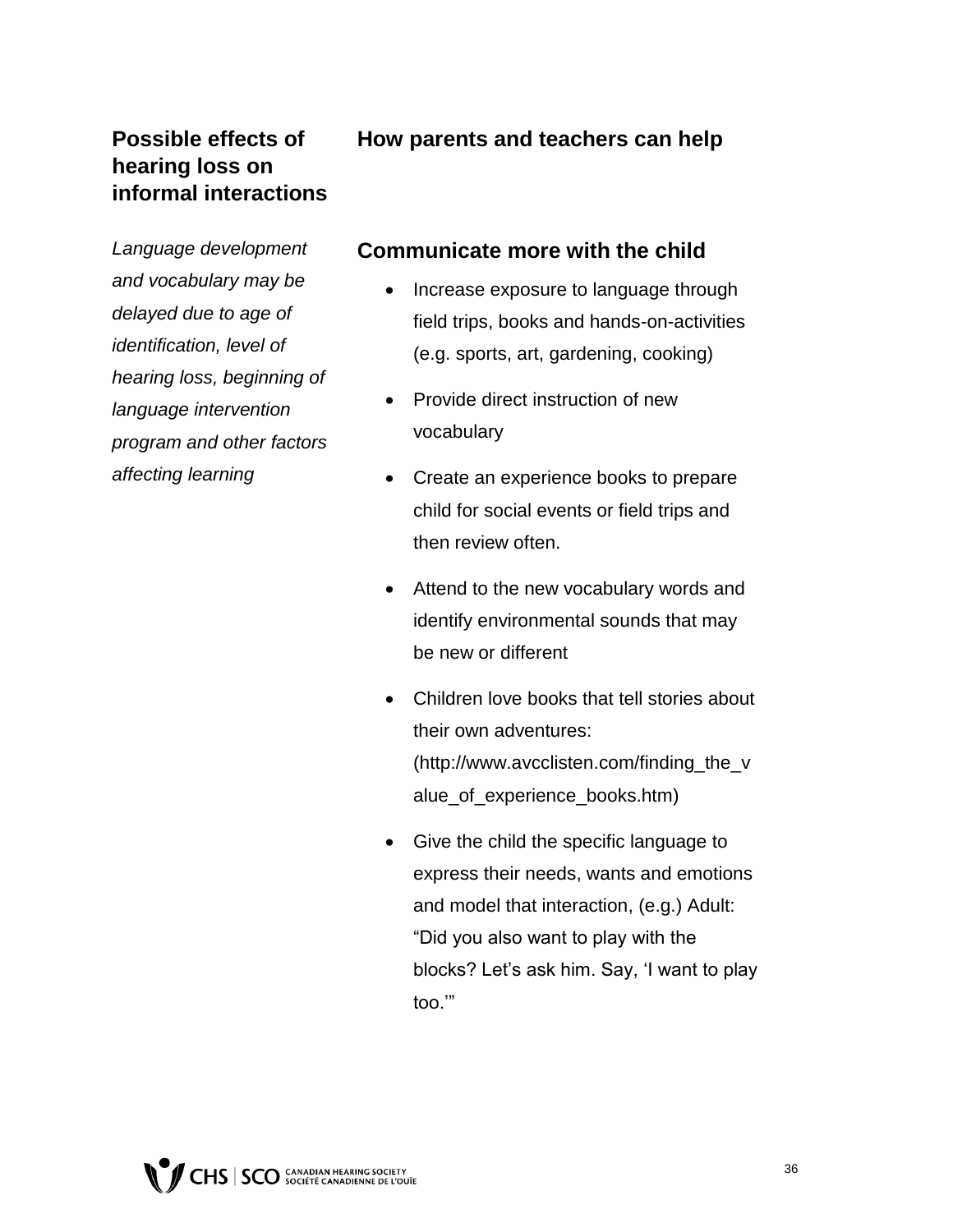| Possible effects of hearing loss on informal interactions | How parents and teachers can help |
|---|---|
| *Language development and vocabulary may be delayed due to age of identification, level of hearing loss, beginning of language intervention program and other factors affecting learning* | **Communicate more with the child**<br>• Increase exposure to language through field trips, books and hands-on-activities (e.g. sports, art, gardening, cooking)<br>• Provide direct instruction of new vocabulary<br>• Create an experience books to prepare child for social events or field trips and then review often.<br>• Attend to the new vocabulary words and identify environmental sounds that may be new or different<br>• Children love books that tell stories about their own adventures: (http://www.avcclisten.com/finding_the_value_of_experience_books.htm)<br>• Give the child the specific language to express their needs, wants and emotions and model that interaction, (e.g.) Adult: "Did you also want to play with the blocks? Let's ask him. Say, 'I want to play too.'" |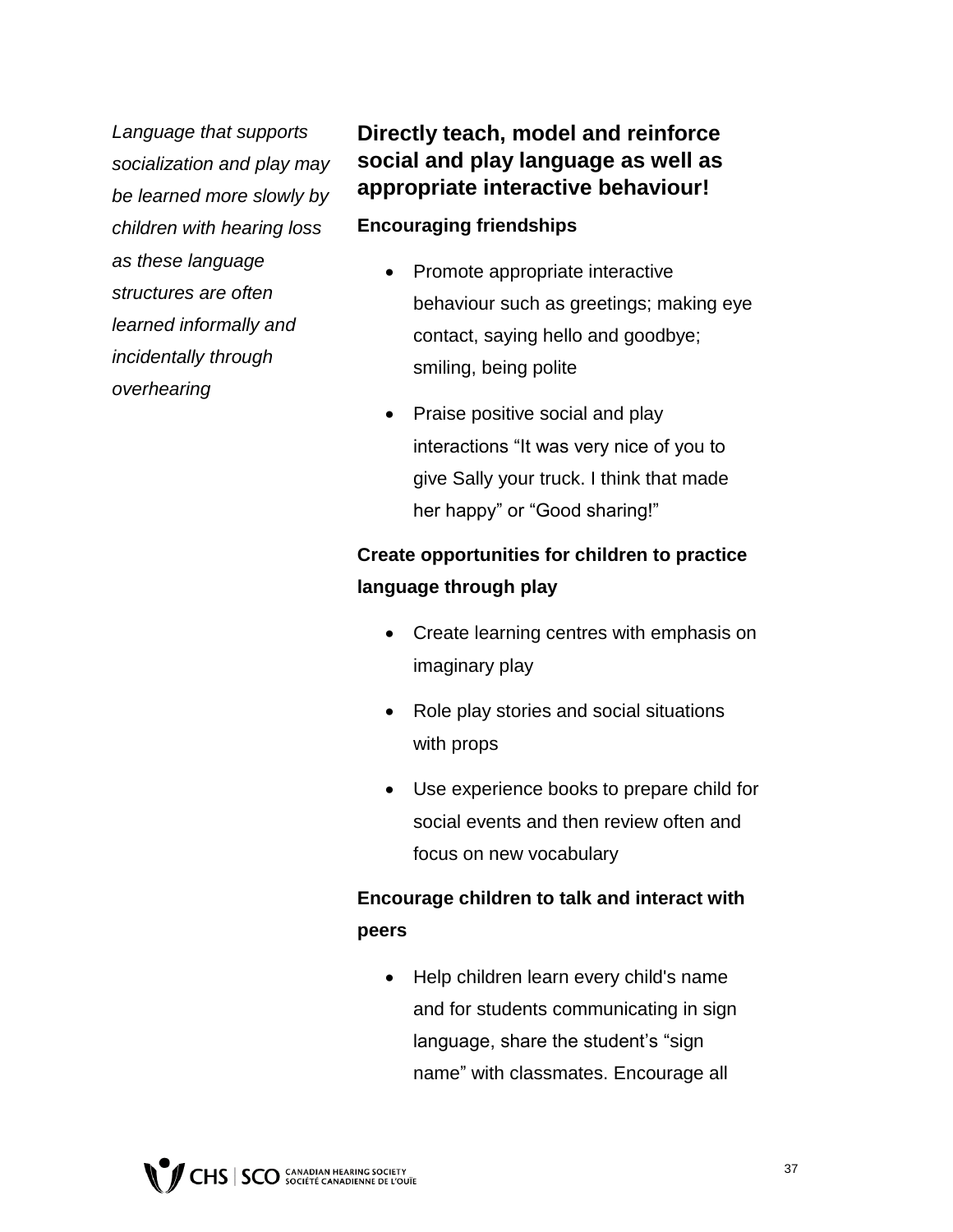*Language that supports socialization and play may be learned more slowly by children with hearing loss as these language structures are often learned informally and incidentally through overhearing*

### Directly teach, model and reinforce social and play language as well as appropriate interactive behaviour!

**Encouraging friendships**

- Promote appropriate interactive behaviour such as greetings; making eye contact, saying hello and goodbye; smiling, being polite
- Praise positive social and play interactions “It was very nice of you to give Sally your truck. I think that made her happy” or “Good sharing!”

**Create opportunities for children to practice language through play**

- Create learning centres with emphasis on imaginary play
- Role play stories and social situations with props
- Use experience books to prepare child for social events and then review often and focus on new vocabulary

**Encourage children to talk and interact with peers**

- Help children learn every child's name and for students communicating in sign language, share the student’s “sign name” with classmates. Encourage all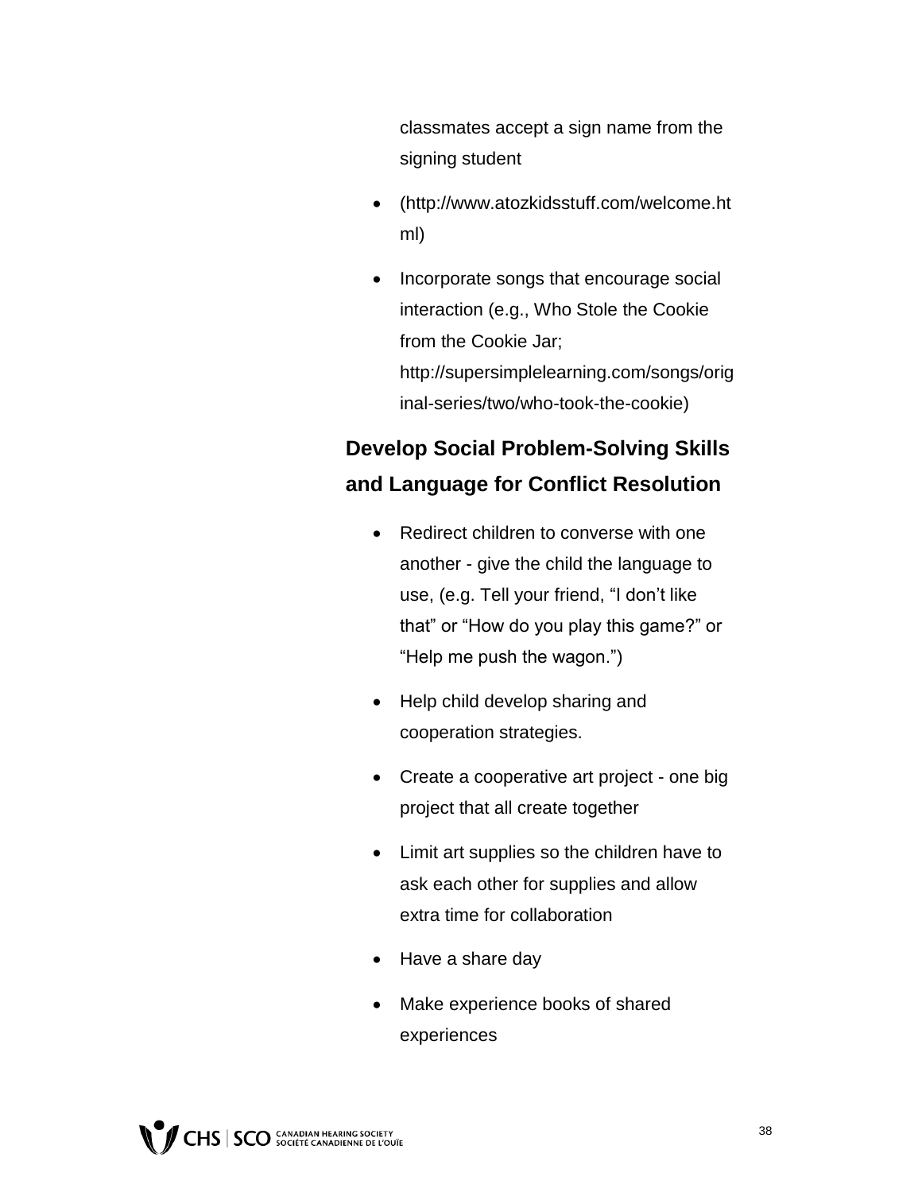classmates accept a sign name from the signing student

- (http://www.atozkidsstuff.com/welcome.html)
- Incorporate songs that encourage social interaction (e.g., Who Stole the Cookie from the Cookie Jar; http://supersimplelearning.com/songs/original-series/two/who-took-the-cookie)

### Develop Social Problem-Solving Skills and Language for Conflict Resolution

- Redirect children to converse with one another - give the child the language to use, (e.g. Tell your friend, “I don’t like that” or “How do you play this game?” or “Help me push the wagon.”)
- Help child develop sharing and cooperation strategies.
- Create a cooperative art project - one big project that all create together
- Limit art supplies so the children have to ask each other for supplies and allow extra time for collaboration
- Have a share day
- Make experience books of shared experiences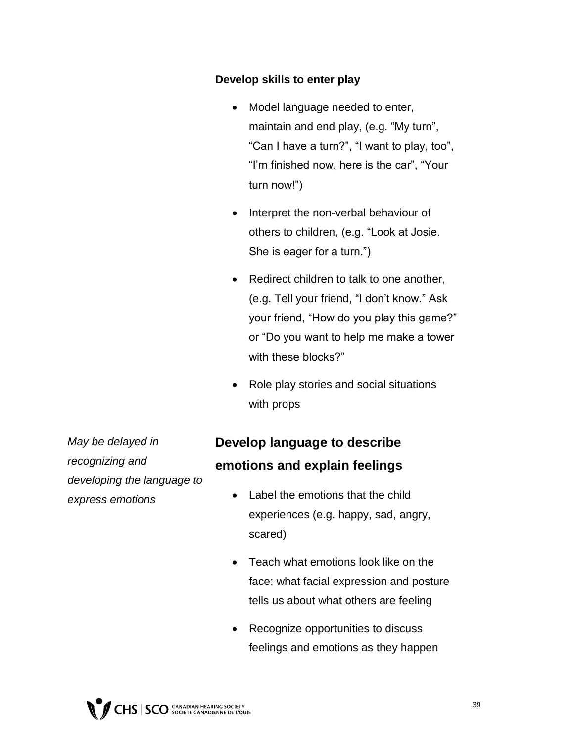**Develop skills to enter play**

- Model language needed to enter, maintain and end play, (e.g. “My turn”, “Can I have a turn?”, “I want to play, too”, “I’m finished now, here is the car”, “Your turn now!”)
- Interpret the non-verbal behaviour of others to children, (e.g. “Look at Josie. She is eager for a turn.”)
- Redirect children to talk to one another, (e.g. Tell your friend, “I don’t know.” Ask your friend, “How do you play this game?” or “Do you want to help me make a tower with these blocks?”
- Role play stories and social situations with props

*May be delayed in recognizing and developing the language to express emotions*

### Develop language to describe emotions and explain feelings

- Label the emotions that the child experiences (e.g. happy, sad, angry, scared)
- Teach what emotions look like on the face; what facial expression and posture tells us about what others are feeling
- Recognize opportunities to discuss feelings and emotions as they happen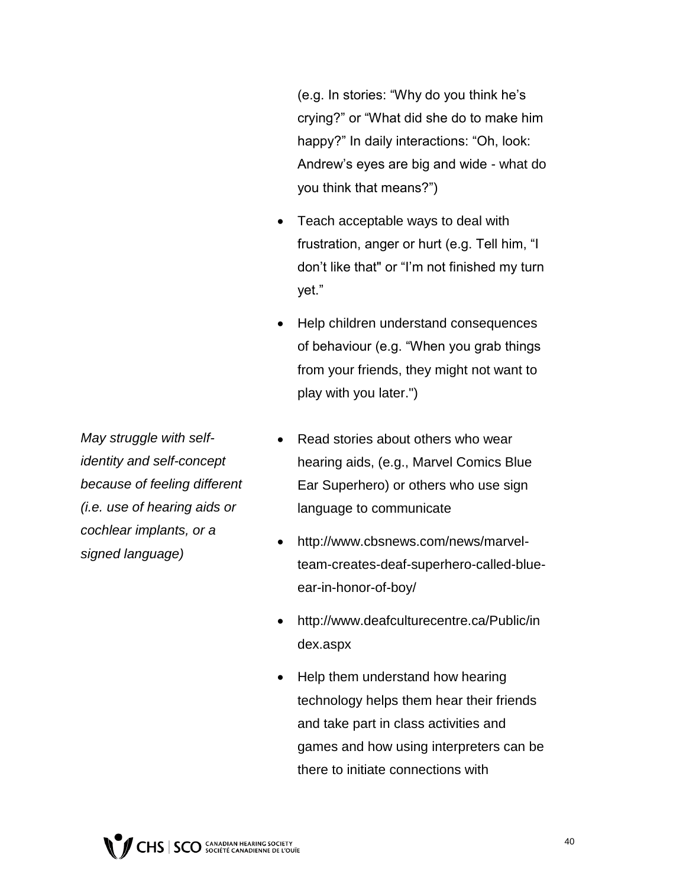(e.g. In stories: "Why do you think he's crying?" or "What did she do to make him happy?" In daily interactions: "Oh, look: Andrew's eyes are big and wide - what do you think that means?")

- Teach acceptable ways to deal with frustration, anger or hurt (e.g. Tell him, "I don't like that" or "I'm not finished my turn yet."
- Help children understand consequences of behaviour (e.g. "When you grab things from your friends, they might not want to play with you later.")

| | |
|---|---|
| *May struggle with self-identity and self-concept because of feeling different (i.e. use of hearing aids or cochlear implants, or a signed language)* | • Read stories about others who wear hearing aids, (e.g., Marvel Comics Blue Ear Superhero) or others who use sign language to communicate<br>• http://www.cbsnews.com/news/marvel-team-creates-deaf-superhero-called-blue-ear-in-honor-of-boy/<br>• http://www.deafculturecentre.ca/Public/index.aspx<br>• Help them understand how hearing technology helps them hear their friends and take part in class activities and games and how using interpreters can be there to initiate connections with |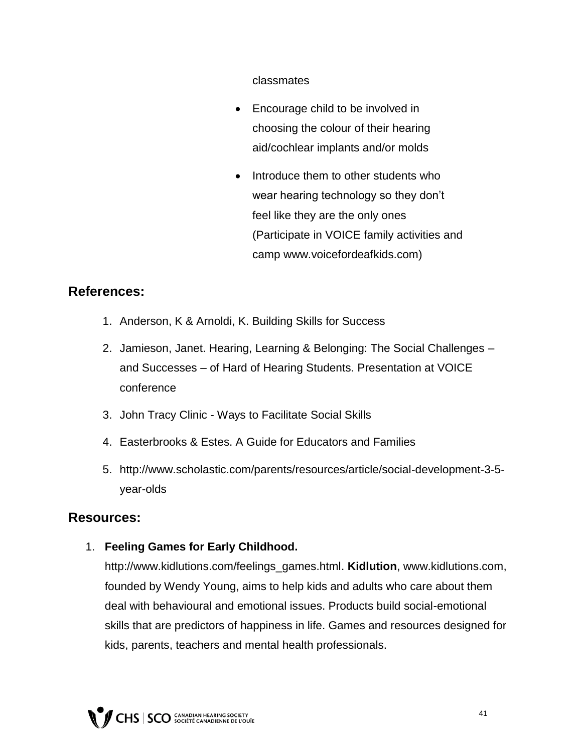classmates

- Encourage child to be involved in choosing the colour of their hearing aid/cochlear implants and/or molds
- Introduce them to other students who wear hearing technology so they don't feel like they are the only ones (Participate in VOICE family activities and camp www.voicefordeafkids.com)

## References:

1. Anderson, K & Arnoldi, K. Building Skills for Success
2. Jamieson, Janet. Hearing, Learning & Belonging: The Social Challenges – and Successes – of Hard of Hearing Students. Presentation at VOICE conference
3. John Tracy Clinic - Ways to Facilitate Social Skills
4. Easterbrooks & Estes. A Guide for Educators and Families
5. http://www.scholastic.com/parents/resources/article/social-development-3-5-year-olds

## Resources:

1. **Feeling Games for Early Childhood.** http://www.kidlutions.com/feelings_games.html. **Kidlution**, www.kidlutions.com, founded by Wendy Young, aims to help kids and adults who care about them deal with behavioural and emotional issues. Products build social-emotional skills that are predictors of happiness in life. Games and resources designed for kids, parents, teachers and mental health professionals.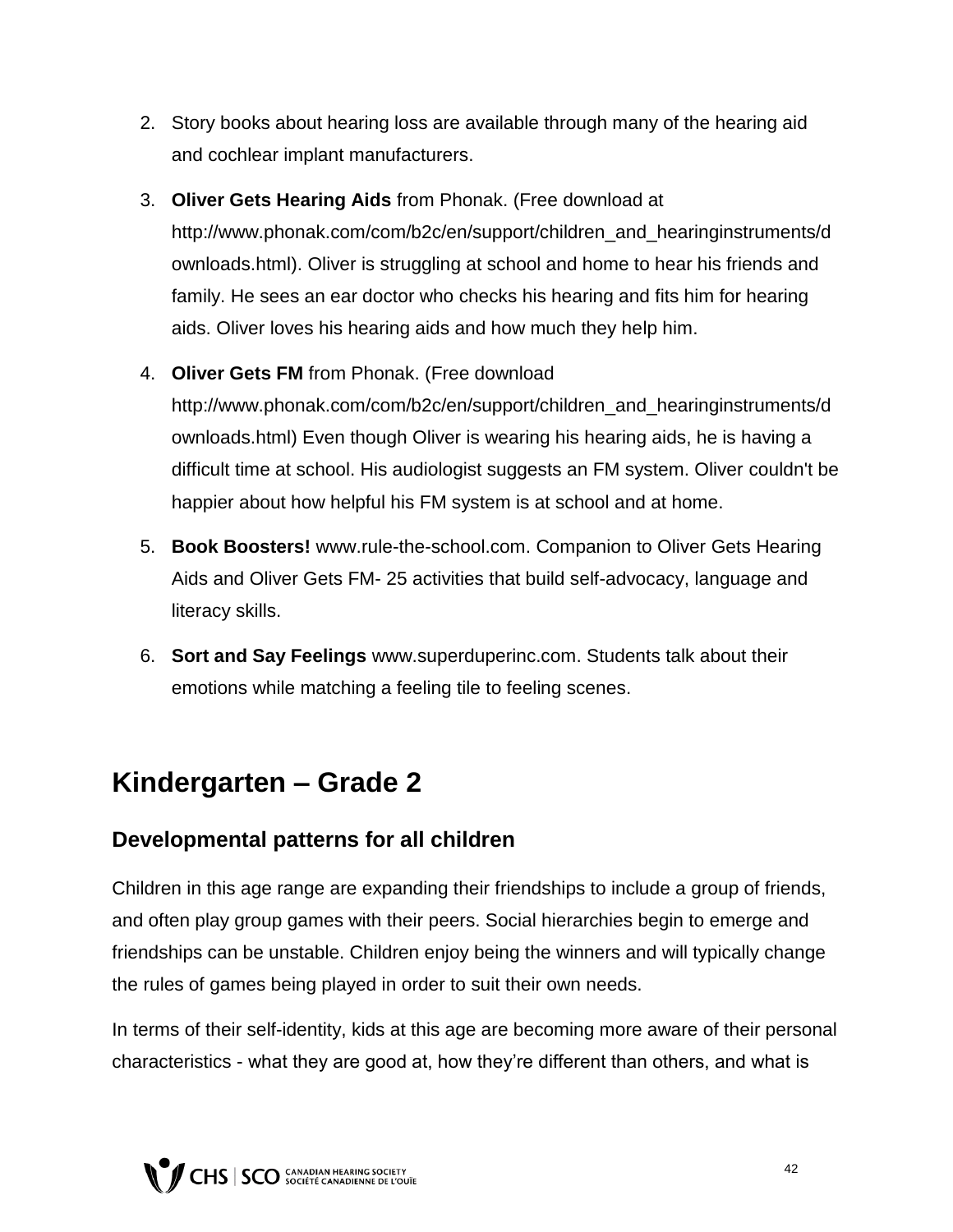2. Story books about hearing loss are available through many of the hearing aid and cochlear implant manufacturers.
3. **Oliver Gets Hearing Aids** from Phonak. (Free download at http://www.phonak.com/com/b2c/en/support/children_and_hearinginstruments/downloads.html). Oliver is struggling at school and home to hear his friends and family. He sees an ear doctor who checks his hearing and fits him for hearing aids. Oliver loves his hearing aids and how much they help him.
4. **Oliver Gets FM** from Phonak. (Free download http://www.phonak.com/com/b2c/en/support/children_and_hearinginstruments/downloads.html) Even though Oliver is wearing his hearing aids, he is having a difficult time at school. His audiologist suggests an FM system. Oliver couldn't be happier about how helpful his FM system is at school and at home.
5. **Book Boosters!** www.rule-the-school.com. Companion to Oliver Gets Hearing Aids and Oliver Gets FM- 25 activities that build self-advocacy, language and literacy skills.
6. **Sort and Say Feelings** www.superduperinc.com. Students talk about their emotions while matching a feeling tile to feeling scenes.

# Kindergarten – Grade 2

## Developmental patterns for all children

Children in this age range are expanding their friendships to include a group of friends, and often play group games with their peers. Social hierarchies begin to emerge and friendships can be unstable. Children enjoy being the winners and will typically change the rules of games being played in order to suit their own needs.

In terms of their self-identity, kids at this age are becoming more aware of their personal characteristics - what they are good at, how they're different than others, and what is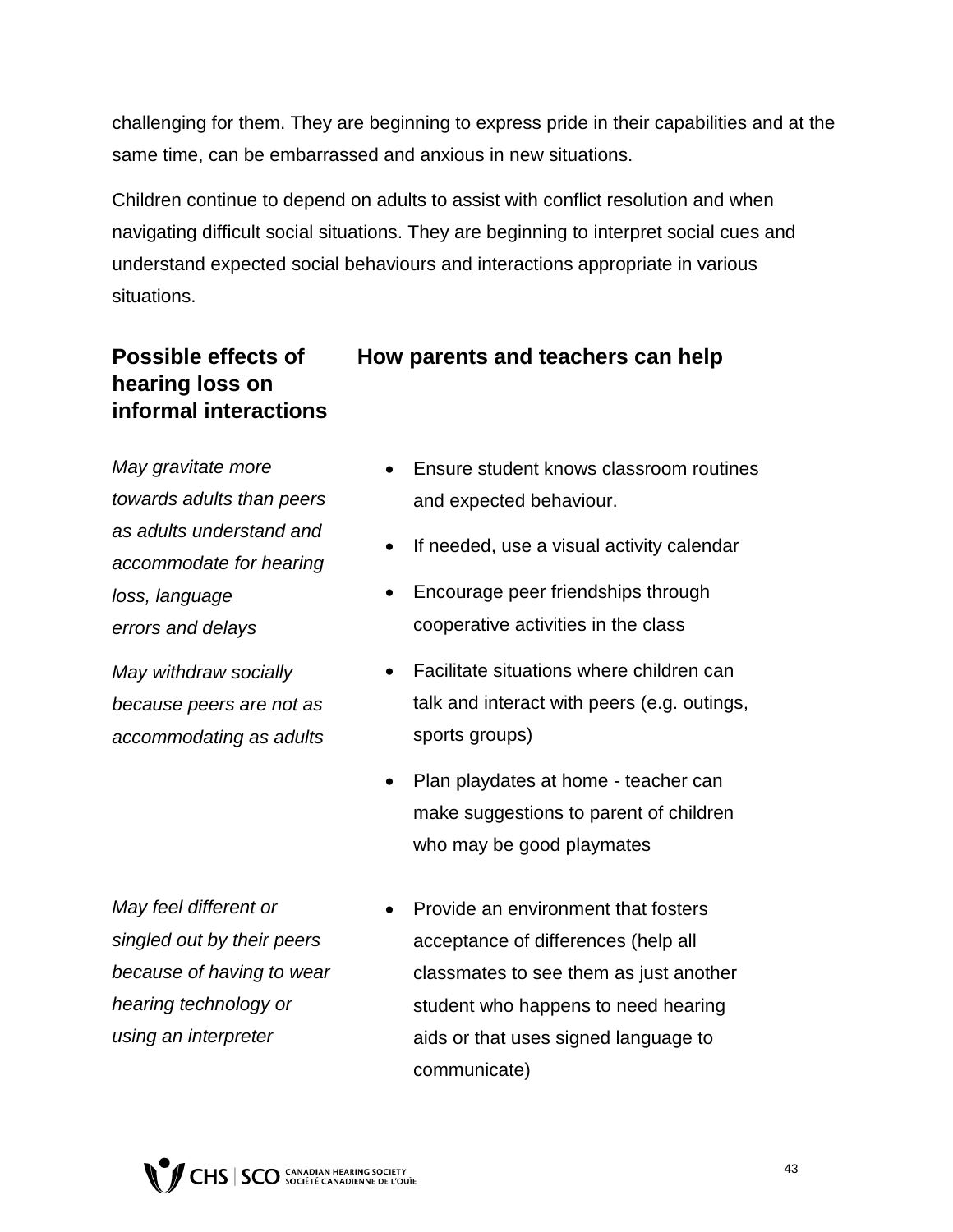challenging for them. They are beginning to express pride in their capabilities and at the same time, can be embarrassed and anxious in new situations.

Children continue to depend on adults to assist with conflict resolution and when navigating difficult social situations. They are beginning to interpret social cues and understand expected social behaviours and interactions appropriate in various situations.

| Possible effects of hearing loss on informal interactions | How parents and teachers can help |
|---|---|
| *May gravitate more towards adults than peers as adults understand and accommodate for hearing loss, language errors and delays*<br><br>*May withdraw socially because peers are not as accommodating as adults* | • Ensure student knows classroom routines and expected behaviour.<br>• If needed, use a visual activity calendar<br>• Encourage peer friendships through cooperative activities in the class<br>• Facilitate situations where children can talk and interact with peers (e.g. outings, sports groups)<br>• Plan playdates at home - teacher can make suggestions to parent of children who may be good playmates |
| *May feel different or singled out by their peers because of having to wear hearing technology or using an interpreter* | • Provide an environment that fosters acceptance of differences (help all classmates to see them as just another student who happens to need hearing aids or that uses signed language to communicate) |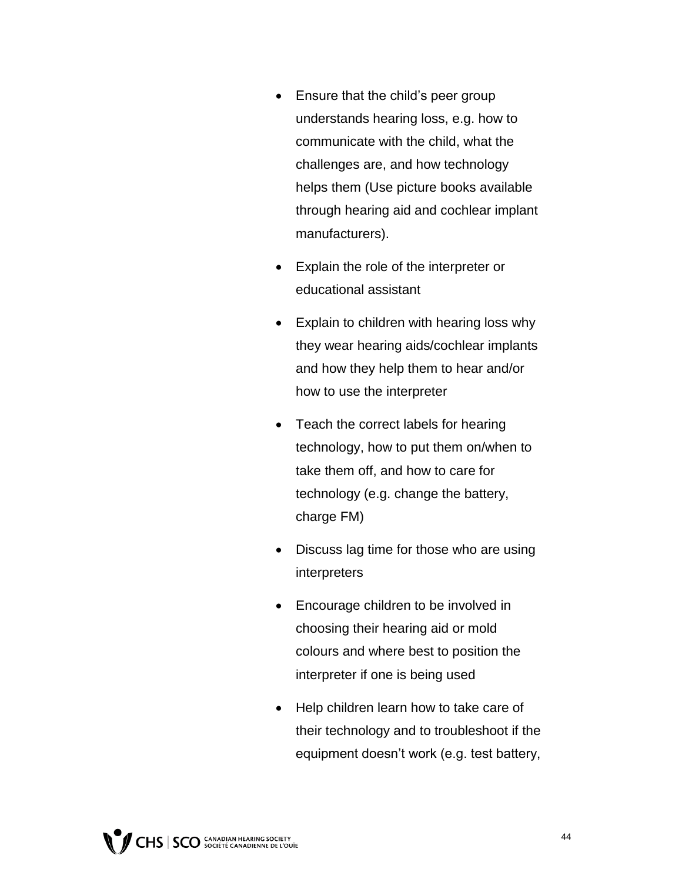- Ensure that the child's peer group understands hearing loss, e.g. how to communicate with the child, what the challenges are, and how technology helps them (Use picture books available through hearing aid and cochlear implant manufacturers).
- Explain the role of the interpreter or educational assistant
- Explain to children with hearing loss why they wear hearing aids/cochlear implants and how they help them to hear and/or how to use the interpreter
- Teach the correct labels for hearing technology, how to put them on/when to take them off, and how to care for technology (e.g. change the battery, charge FM)
- Discuss lag time for those who are using interpreters
- Encourage children to be involved in choosing their hearing aid or mold colours and where best to position the interpreter if one is being used
- Help children learn how to take care of their technology and to troubleshoot if the equipment doesn't work (e.g. test battery,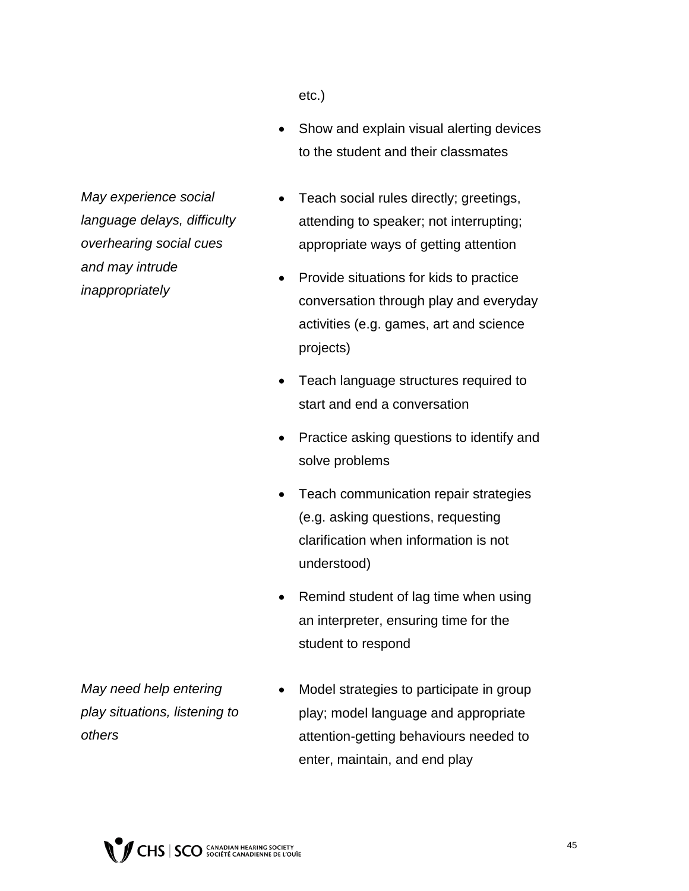| | |
|---|---|
| | etc.)<br>• Show and explain visual alerting devices to the student and their classmates |
| *May experience social language delays, difficulty overhearing social cues and may intrude inappropriately* | • Teach social rules directly; greetings, attending to speaker; not interrupting; appropriate ways of getting attention<br>• Provide situations for kids to practice conversation through play and everyday activities (e.g. games, art and science projects)<br>• Teach language structures required to start and end a conversation<br>• Practice asking questions to identify and solve problems<br>• Teach communication repair strategies (e.g. asking questions, requesting clarification when information is not understood)<br>• Remind student of lag time when using an interpreter, ensuring time for the student to respond |
| *May need help entering play situations, listening to others* | • Model strategies to participate in group play; model language and appropriate attention-getting behaviours needed to enter, maintain, and end play |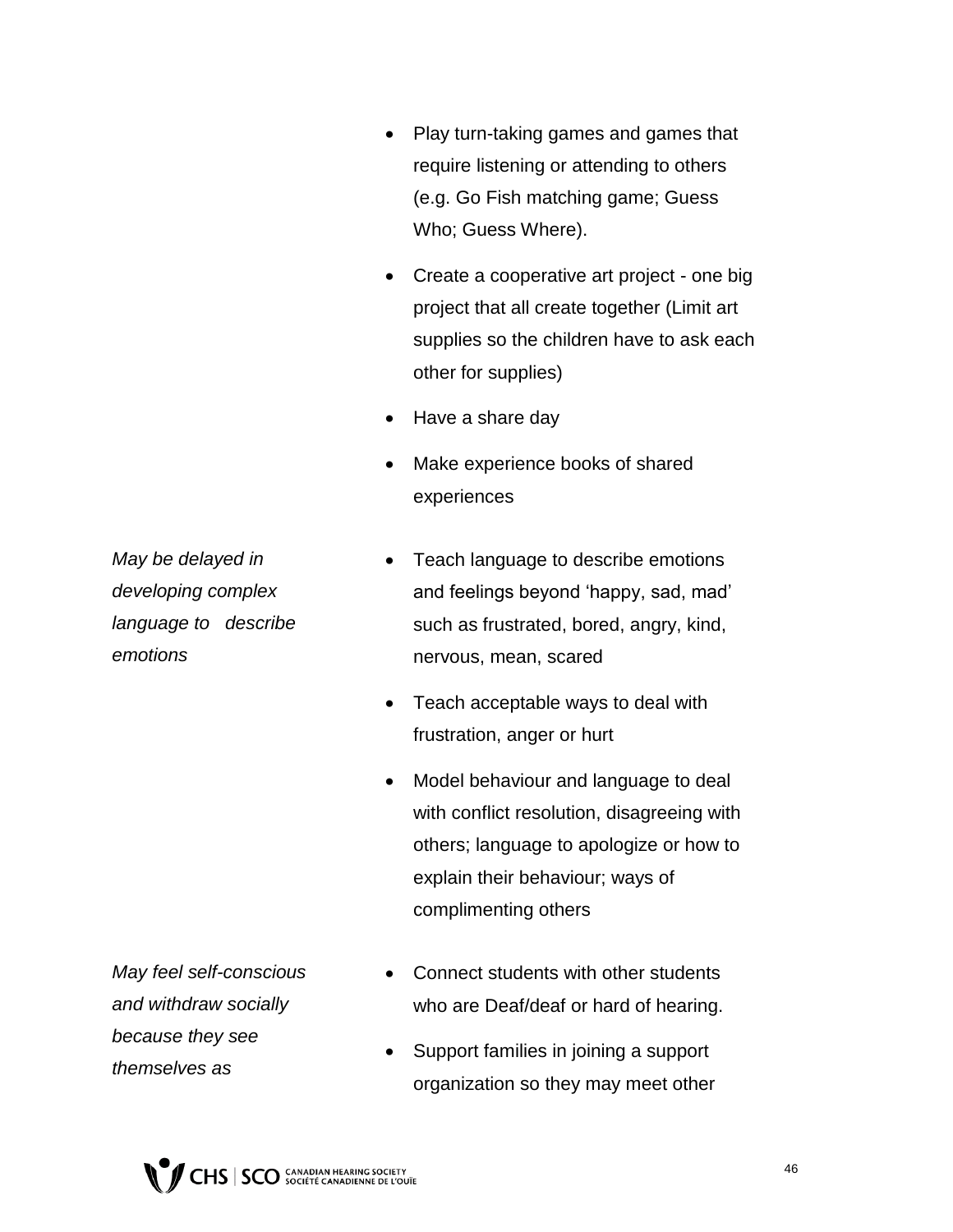| | |
|---|---|
| | • Play turn-taking games and games that require listening or attending to others (e.g. Go Fish matching game; Guess Who; Guess Where).<br>• Create a cooperative art project - one big project that all create together (Limit art supplies so the children have to ask each other for supplies)<br>• Have a share day<br>• Make experience books of shared experiences |
| *May be delayed in developing complex language to describe emotions* | • Teach language to describe emotions and feelings beyond 'happy, sad, mad' such as frustrated, bored, angry, kind, nervous, mean, scared<br>• Teach acceptable ways to deal with frustration, anger or hurt<br>• Model behaviour and language to deal with conflict resolution, disagreeing with others; language to apologize or how to explain their behaviour; ways of complimenting others |
| *May feel self-conscious and withdraw socially because they see themselves as* | • Connect students with other students who are Deaf/deaf or hard of hearing.<br>• Support families in joining a support organization so they may meet other |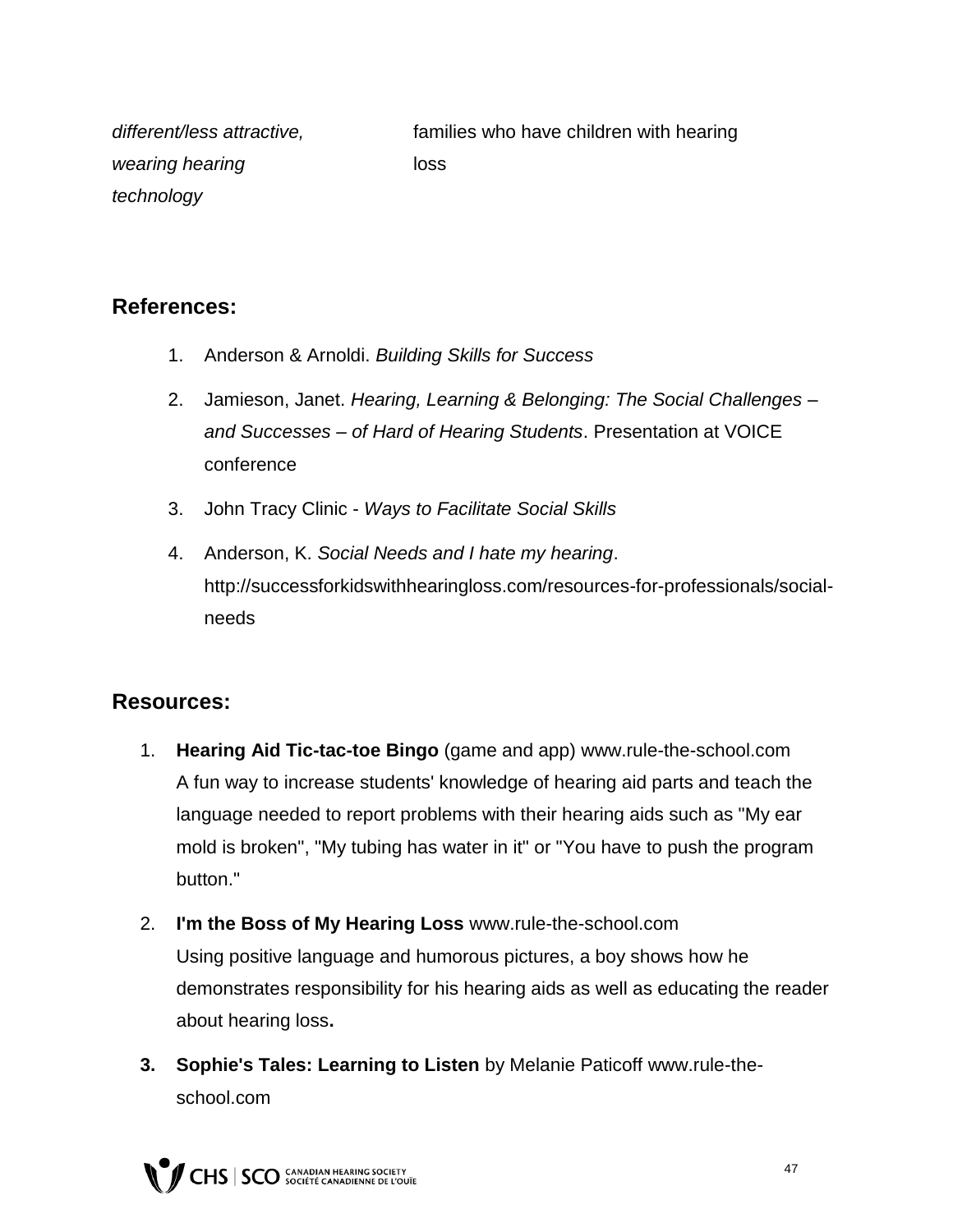| | |
|---|---|
| *different/less attractive, wearing hearing technology* | families who have children with hearing loss |

## References:

1. Anderson & Arnoldi. *Building Skills for Success*
2. Jamieson, Janet. *Hearing, Learning & Belonging: The Social Challenges – and Successes – of Hard of Hearing Students*. Presentation at VOICE conference
3. John Tracy Clinic - *Ways to Facilitate Social Skills*
4. Anderson, K. *Social Needs and I hate my hearing*. http://successforkidswithhearingloss.com/resources-for-professionals/social-needs

## Resources:

1. **Hearing Aid Tic-tac-toe Bingo** (game and app) www.rule-the-school.com
   A fun way to increase students' knowledge of hearing aid parts and teach the language needed to report problems with their hearing aids such as "My ear mold is broken", "My tubing has water in it" or "You have to push the program button."
2. **I'm the Boss of My Hearing Loss** www.rule-the-school.com
   Using positive language and humorous pictures, a boy shows how he demonstrates responsibility for his hearing aids as well as educating the reader about hearing loss**.**
3. **Sophie's Tales: Learning to Listen** by Melanie Paticoff www.rule-the-school.com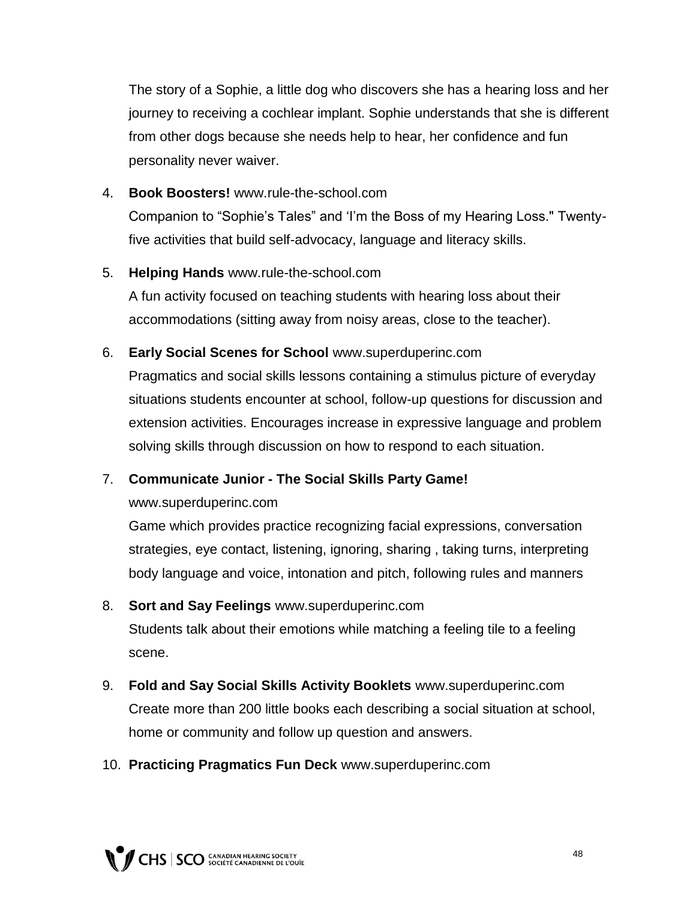The story of a Sophie, a little dog who discovers she has a hearing loss and her journey to receiving a cochlear implant. Sophie understands that she is different from other dogs because she needs help to hear, her confidence and fun personality never waiver.

4. **Book Boosters!** www.rule-the-school.com
   Companion to “Sophie’s Tales” and ‘I’m the Boss of my Hearing Loss." Twenty-five activities that build self-advocacy, language and literacy skills.

5. **Helping Hands** www.rule-the-school.com
   A fun activity focused on teaching students with hearing loss about their accommodations (sitting away from noisy areas, close to the teacher).

6. **Early Social Scenes for School** www.superduperinc.com
   Pragmatics and social skills lessons containing a stimulus picture of everyday situations students encounter at school, follow-up questions for discussion and extension activities. Encourages increase in expressive language and problem solving skills through discussion on how to respond to each situation.

7. **Communicate Junior - The Social Skills Party Game!** www.superduperinc.com
   Game which provides practice recognizing facial expressions, conversation strategies, eye contact, listening, ignoring, sharing , taking turns, interpreting body language and voice, intonation and pitch, following rules and manners

8. **Sort and Say Feelings** www.superduperinc.com
   Students talk about their emotions while matching a feeling tile to a feeling scene.

9. **Fold and Say Social Skills Activity Booklets** www.superduperinc.com
   Create more than 200 little books each describing a social situation at school, home or community and follow up question and answers.

10. **Practicing Pragmatics Fun Deck** www.superduperinc.com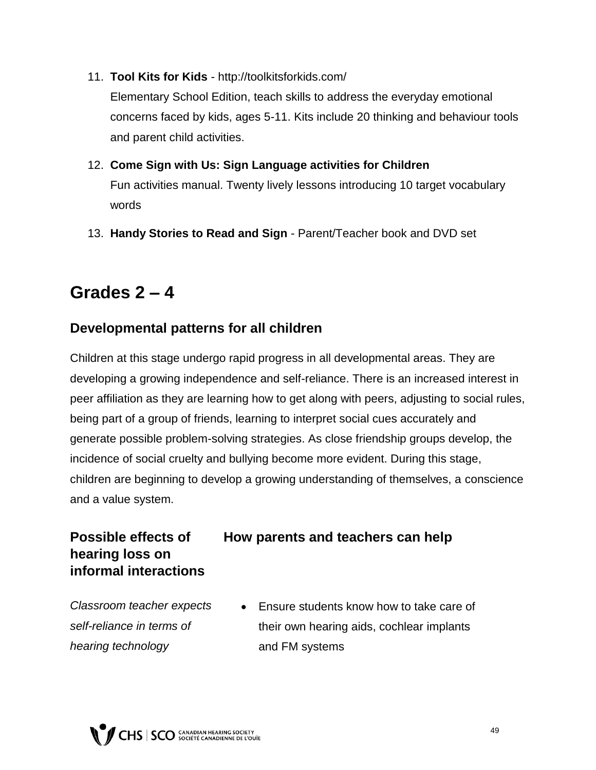11. **Tool Kits for Kids** - http://toolkitsforkids.com/
    Elementary School Edition, teach skills to address the everyday emotional concerns faced by kids, ages 5-11. Kits include 20 thinking and behaviour tools and parent child activities.

12. **Come Sign with Us: Sign Language activities for Children**
    Fun activities manual. Twenty lively lessons introducing 10 target vocabulary words

13. **Handy Stories to Read and Sign** - Parent/Teacher book and DVD set

## Grades 2 – 4

### Developmental patterns for all children

Children at this stage undergo rapid progress in all developmental areas. They are developing a growing independence and self-reliance. There is an increased interest in peer affiliation as they are learning how to get along with peers, adjusting to social rules, being part of a group of friends, learning to interpret social cues accurately and generate possible problem-solving strategies. As close friendship groups develop, the incidence of social cruelty and bullying become more evident. During this stage, children are beginning to develop a growing understanding of themselves, a conscience and a value system.

| **Possible effects of hearing loss on informal interactions** | **How parents and teachers can help** |
| --- | --- |
| *Classroom teacher expects self-reliance in terms of hearing technology* | • Ensure students know how to take care of their own hearing aids, cochlear implants and FM systems |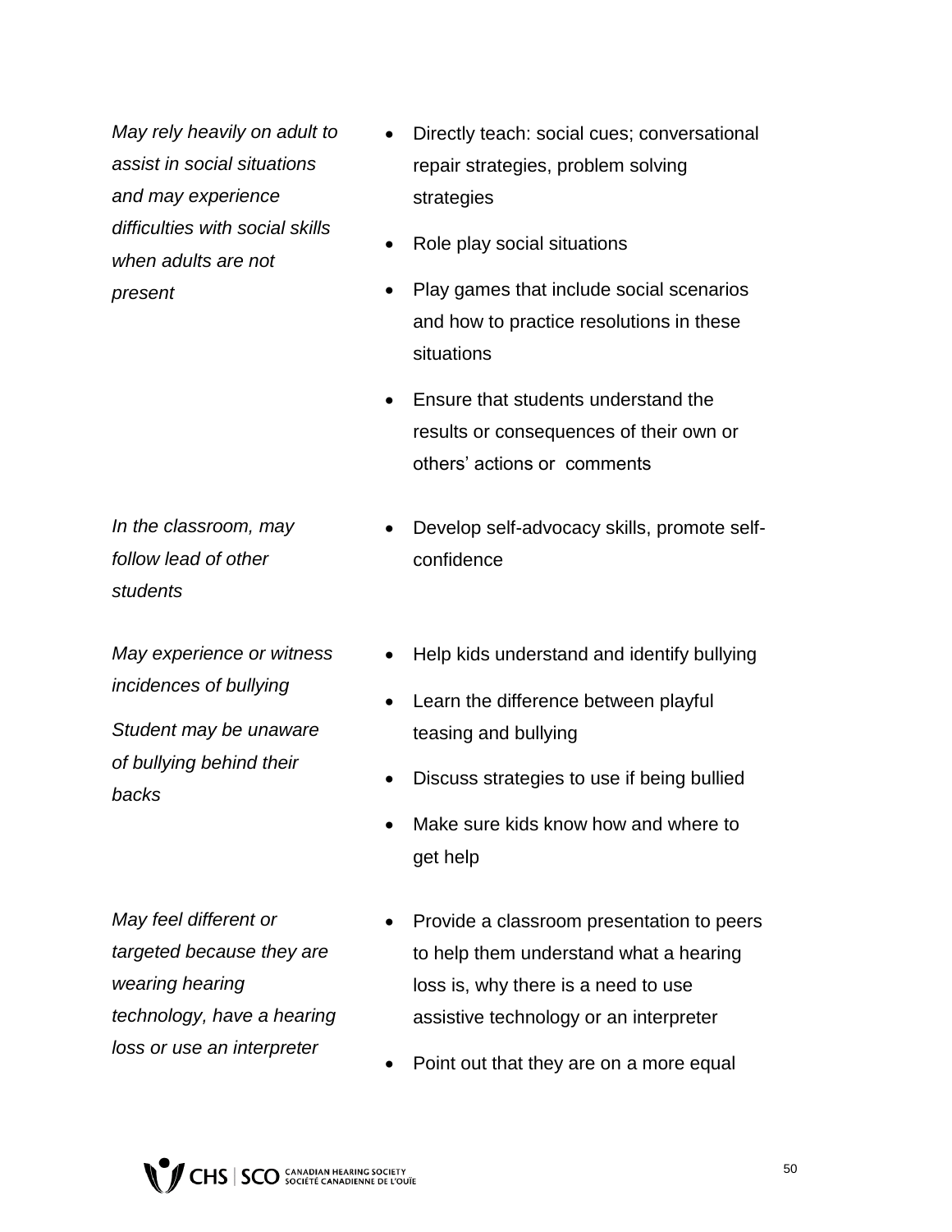| | |
|---|---|
| *May rely heavily on adult to assist in social situations and may experience difficulties with social skills when adults are not present* | • Directly teach: social cues; conversational repair strategies, problem solving strategies<br>• Role play social situations<br>• Play games that include social scenarios and how to practice resolutions in these situations<br>• Ensure that students understand the results or consequences of their own or others' actions or comments |
| *In the classroom, may follow lead of other students* | • Develop self-advocacy skills, promote self-confidence |
| *May experience or witness incidences of bullying*<br>*Student may be unaware of bullying behind their backs* | • Help kids understand and identify bullying<br>• Learn the difference between playful teasing and bullying<br>• Discuss strategies to use if being bullied<br>• Make sure kids know how and where to get help |
| *May feel different or targeted because they are wearing hearing technology, have a hearing loss or use an interpreter* | • Provide a classroom presentation to peers to help them understand what a hearing loss is, why there is a need to use assistive technology or an interpreter<br>• Point out that they are on a more equal |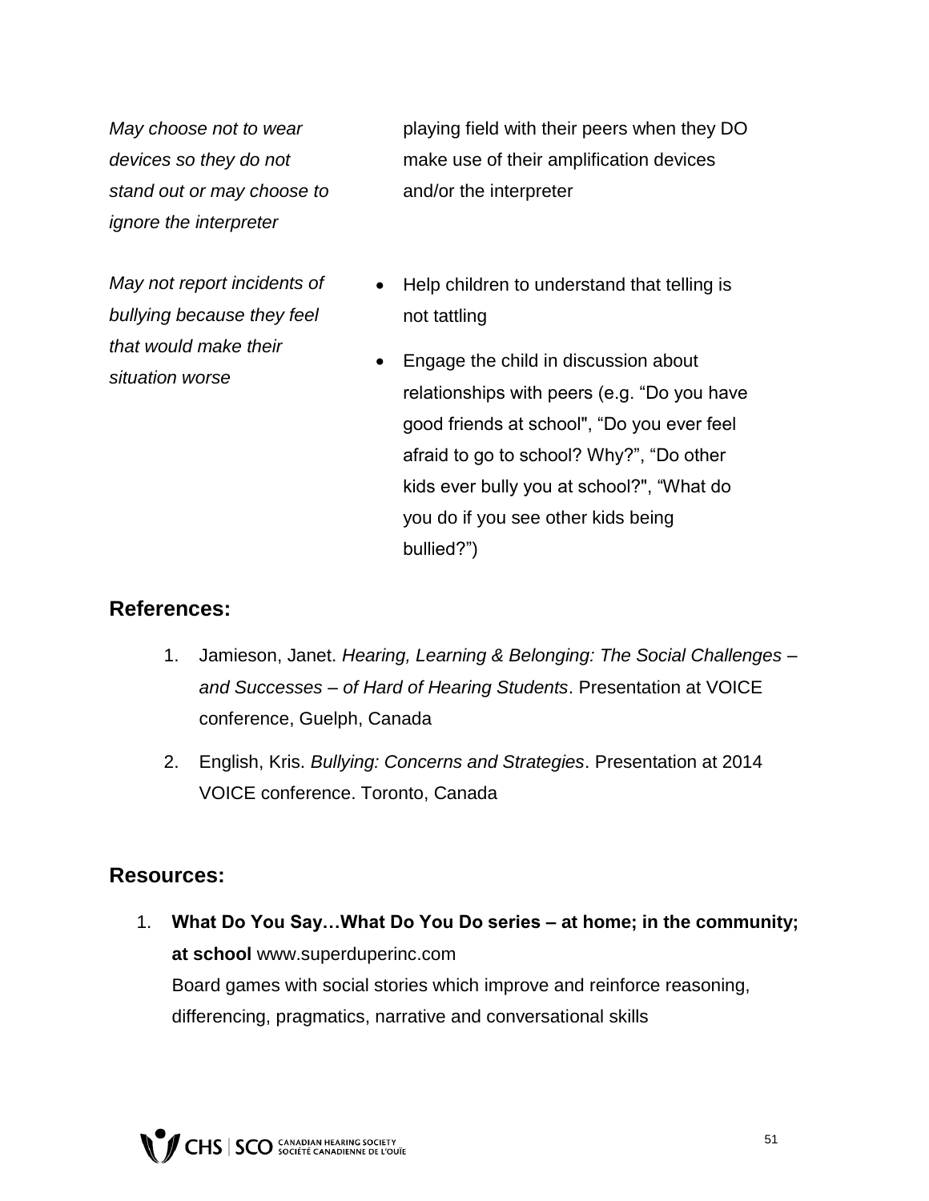| | |
|---|---|
| *May choose not to wear devices so they do not stand out or may choose to ignore the interpreter* | playing field with their peers when they DO make use of their amplification devices and/or the interpreter |
| *May not report incidents of bullying because they feel that would make their situation worse* | • Help children to understand that telling is not tattling<br>• Engage the child in discussion about relationships with peers (e.g. "Do you have good friends at school", "Do you ever feel afraid to go to school? Why?", "Do other kids ever bully you at school?", "What do you do if you see other kids being bullied?") |

## References:

1. Jamieson, Janet. *Hearing, Learning & Belonging: The Social Challenges – and Successes – of Hard of Hearing Students*. Presentation at VOICE conference, Guelph, Canada
2. English, Kris. *Bullying: Concerns and Strategies*. Presentation at 2014 VOICE conference. Toronto, Canada

## Resources:

1. **What Do You Say…What Do You Do series – at home; in the community; at school** www.superduperinc.com
   Board games with social stories which improve and reinforce reasoning, differencing, pragmatics, narrative and conversational skills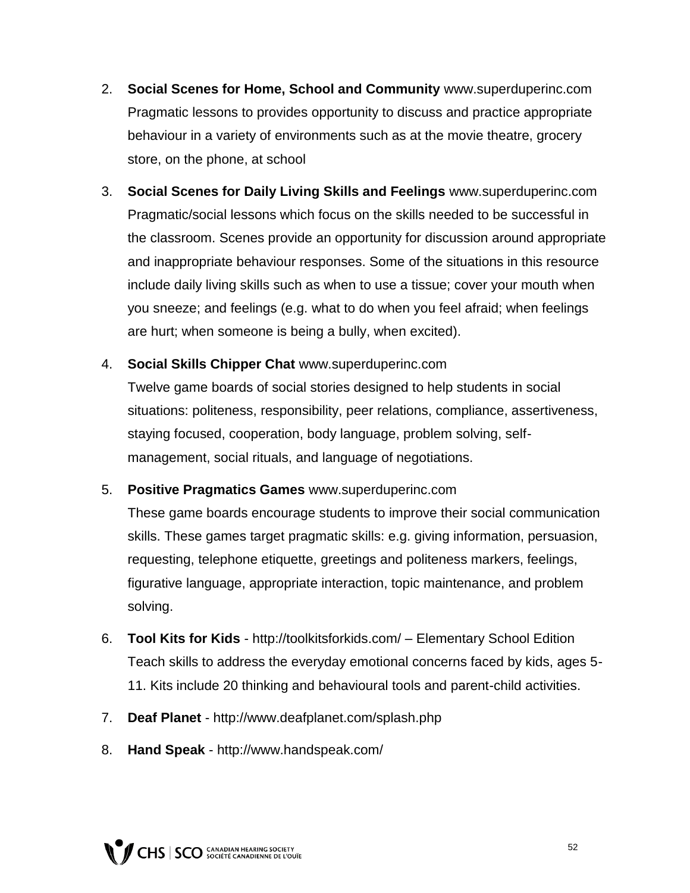2. **Social Scenes for Home, School and Community** www.superduperinc.com
   Pragmatic lessons to provides opportunity to discuss and practice appropriate behaviour in a variety of environments such as at the movie theatre, grocery store, on the phone, at school

3. **Social Scenes for Daily Living Skills and Feelings** www.superduperinc.com
   Pragmatic/social lessons which focus on the skills needed to be successful in the classroom. Scenes provide an opportunity for discussion around appropriate and inappropriate behaviour responses. Some of the situations in this resource include daily living skills such as when to use a tissue; cover your mouth when you sneeze; and feelings (e.g. what to do when you feel afraid; when feelings are hurt; when someone is being a bully, when excited).

4. **Social Skills Chipper Chat** www.superduperinc.com
   Twelve game boards of social stories designed to help students in social situations: politeness, responsibility, peer relations, compliance, assertiveness, staying focused, cooperation, body language, problem solving, self-management, social rituals, and language of negotiations.

5. **Positive Pragmatics Games** www.superduperinc.com
   These game boards encourage students to improve their social communication skills. These games target pragmatic skills: e.g. giving information, persuasion, requesting, telephone etiquette, greetings and politeness markers, feelings, figurative language, appropriate interaction, topic maintenance, and problem solving.

6. **Tool Kits for Kids** - http://toolkitsforkids.com/ – Elementary School Edition
   Teach skills to address the everyday emotional concerns faced by kids, ages 5-11. Kits include 20 thinking and behavioural tools and parent-child activities.

7. **Deaf Planet** - http://www.deafplanet.com/splash.php

8. **Hand Speak** - http://www.handspeak.com/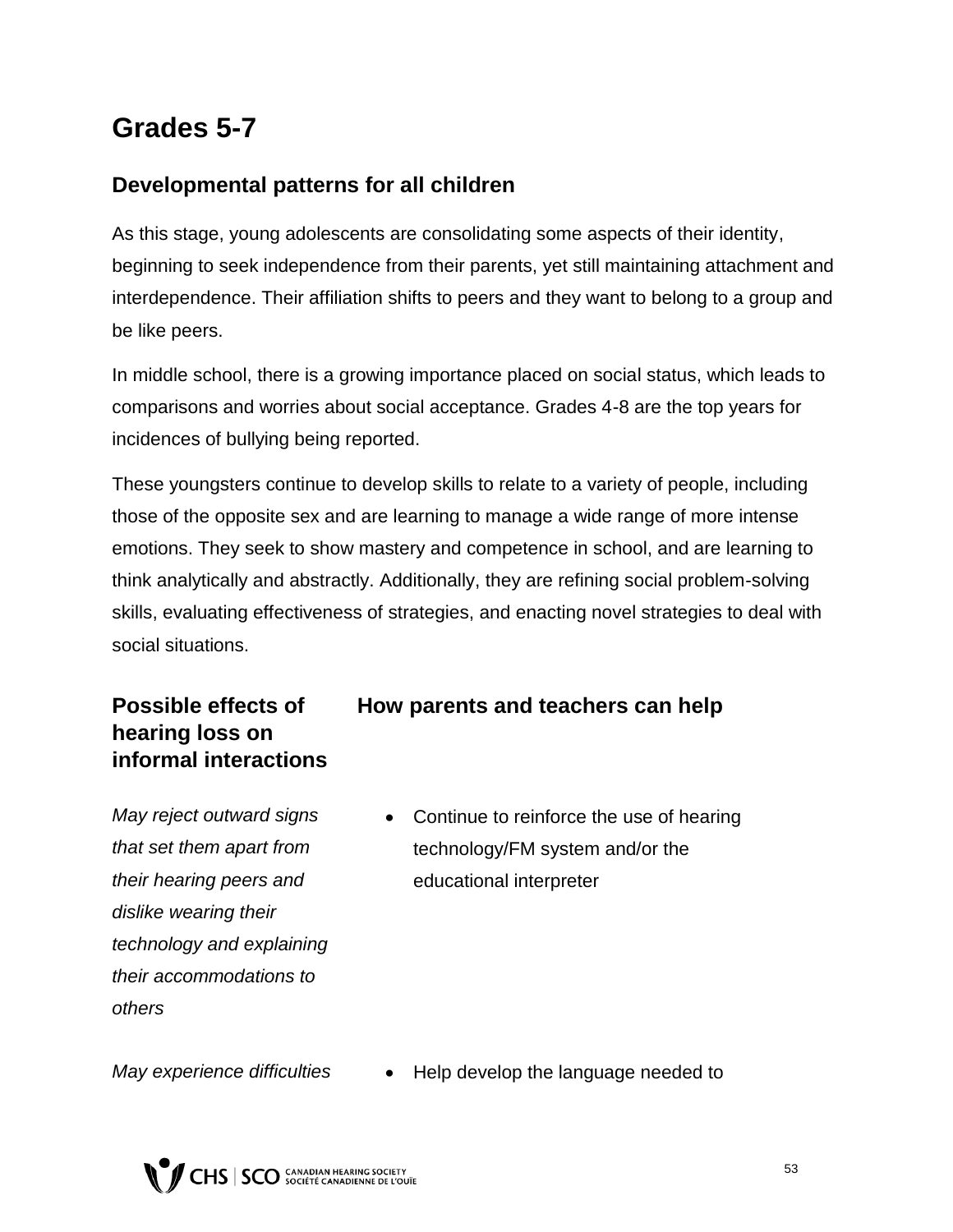## Grades 5-7

### Developmental patterns for all children

As this stage, young adolescents are consolidating some aspects of their identity, beginning to seek independence from their parents, yet still maintaining attachment and interdependence. Their affiliation shifts to peers and they want to belong to a group and be like peers.

In middle school, there is a growing importance placed on social status, which leads to comparisons and worries about social acceptance. Grades 4-8 are the top years for incidences of bullying being reported.

These youngsters continue to develop skills to relate to a variety of people, including those of the opposite sex and are learning to manage a wide range of more intense emotions. They seek to show mastery and competence in school, and are learning to think analytically and abstractly. Additionally, they are refining social problem-solving skills, evaluating effectiveness of strategies, and enacting novel strategies to deal with social situations.

| Possible effects of hearing loss on informal interactions | How parents and teachers can help |
| --- | --- |
| *May reject outward signs that set them apart from their hearing peers and dislike wearing their technology and explaining their accommodations to others* | • Continue to reinforce the use of hearing technology/FM system and/or the educational interpreter |
| *May experience difficulties* | • Help develop the language needed to |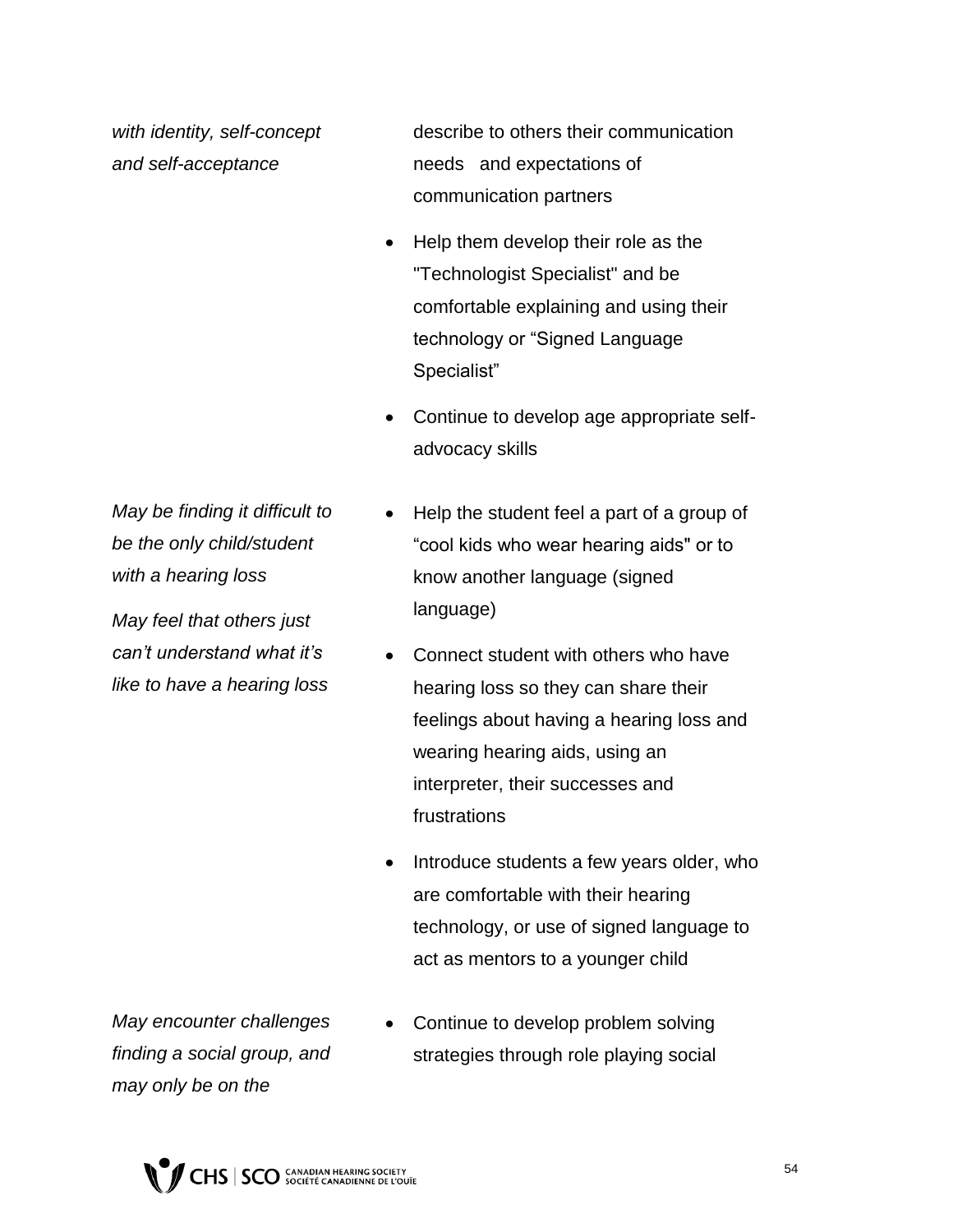| | |
|---|---|
| *with identity, self-concept and self-acceptance* | describe to others their communication needs and expectations of communication partners<br>• Help them develop their role as the "Technologist Specialist" and be comfortable explaining and using their technology or "Signed Language Specialist"<br>• Continue to develop age appropriate self-advocacy skills |
| *May be finding it difficult to be the only child/student with a hearing loss*<br><br>*May feel that others just can't understand what it's like to have a hearing loss* | • Help the student feel a part of a group of "cool kids who wear hearing aids" or to know another language (signed language)<br>• Connect student with others who have hearing loss so they can share their feelings about having a hearing loss and wearing hearing aids, using an interpreter, their successes and frustrations<br>• Introduce students a few years older, who are comfortable with their hearing technology, or use of signed language to act as mentors to a younger child |
| *May encounter challenges finding a social group, and may only be on the* | • Continue to develop problem solving strategies through role playing social |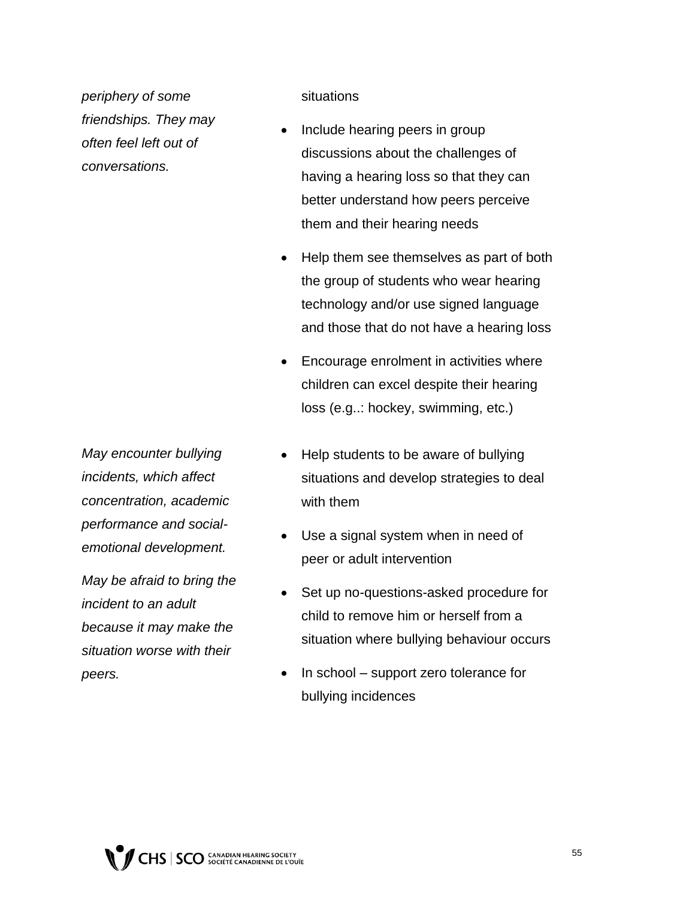| | |
|---|---|
| *periphery of some friendships. They may often feel left out of conversations.* | situations<br>• Include hearing peers in group discussions about the challenges of having a hearing loss so that they can better understand how peers perceive them and their hearing needs<br>• Help them see themselves as part of both the group of students who wear hearing technology and/or use signed language and those that do not have a hearing loss<br>• Encourage enrolment in activities where children can excel despite their hearing loss (e.g..: hockey, swimming, etc.) |
| *May encounter bullying incidents, which affect concentration, academic performance and social-emotional development.*<br>*May be afraid to bring the incident to an adult because it may make the situation worse with their peers.* | • Help students to be aware of bullying situations and develop strategies to deal with them<br>• Use a signal system when in need of peer or adult intervention<br>• Set up no-questions-asked procedure for child to remove him or herself from a situation where bullying behaviour occurs<br>• In school – support zero tolerance for bullying incidences |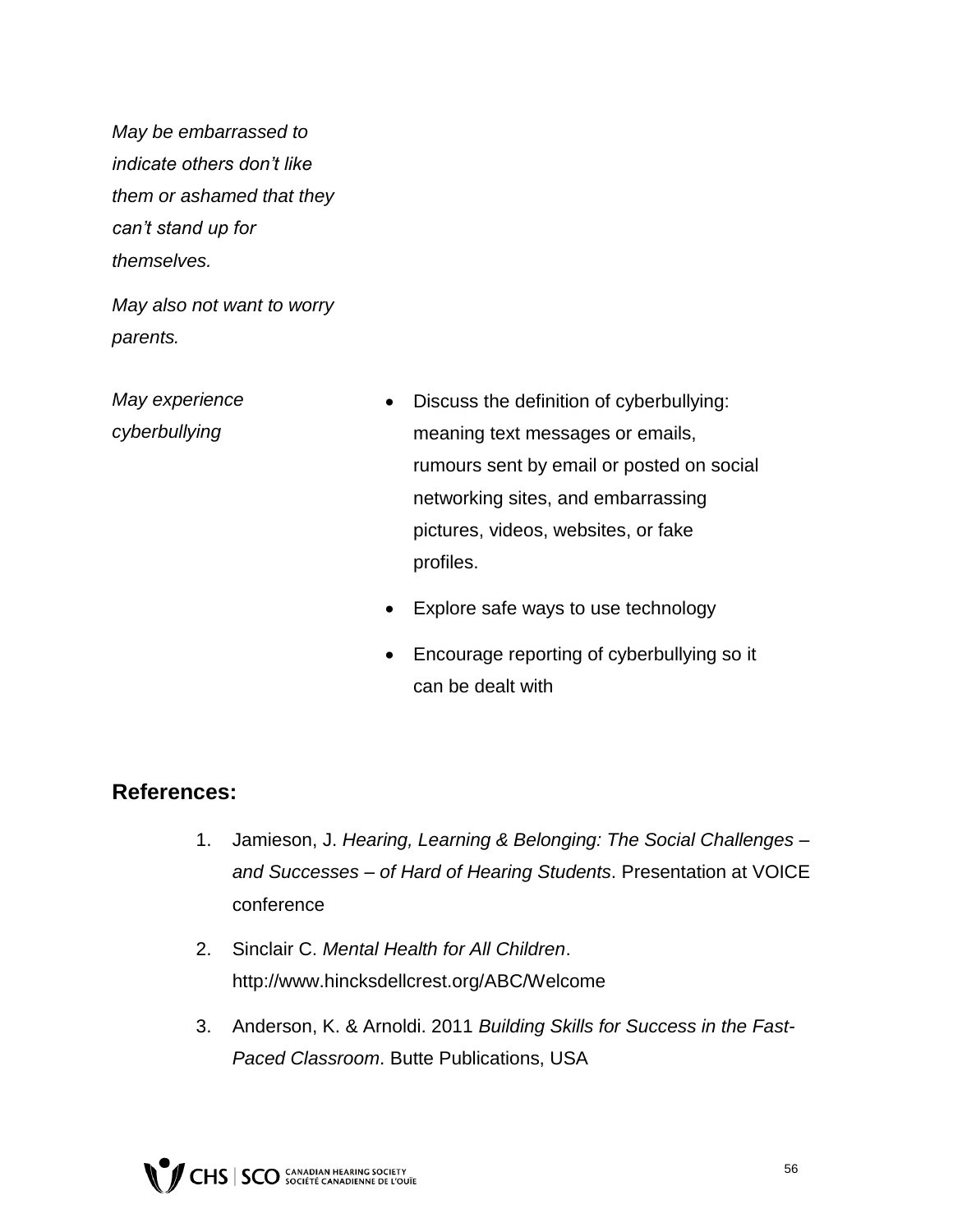| | |
|---|---|
| *May be embarrassed to indicate others don't like them or ashamed that they can't stand up for themselves.*<br><br>*May also not want to worry parents.* | |
| *May experience cyberbullying* | • Discuss the definition of cyberbullying: meaning text messages or emails, rumours sent by email or posted on social networking sites, and embarrassing pictures, videos, websites, or fake profiles.<br>• Explore safe ways to use technology<br>• Encourage reporting of cyberbullying so it can be dealt with |

## References:

1. Jamieson, J. *Hearing, Learning & Belonging: The Social Challenges – and Successes – of Hard of Hearing Students*. Presentation at VOICE conference
2. Sinclair C. *Mental Health for All Children*. http://www.hincksdellcrest.org/ABC/Welcome
3. Anderson, K. & Arnoldi. 2011 *Building Skills for Success in the Fast-Paced Classroom*. Butte Publications, USA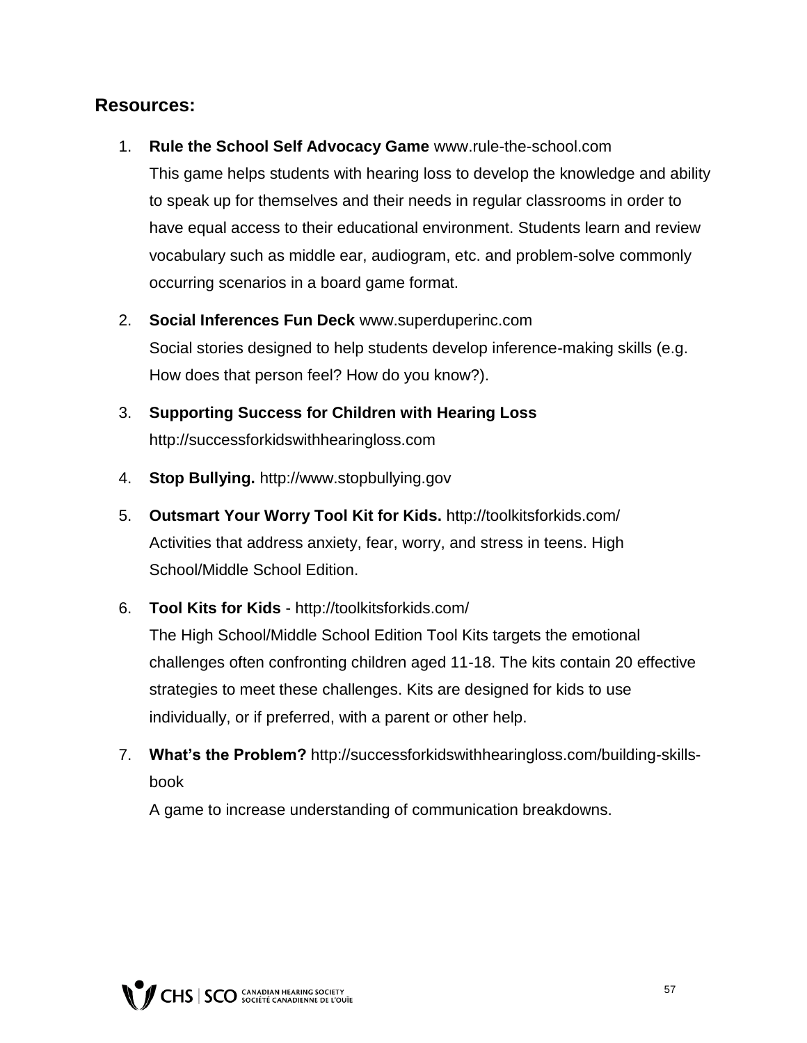## Resources:

1. **Rule the School Self Advocacy Game** www.rule-the-school.com
   This game helps students with hearing loss to develop the knowledge and ability to speak up for themselves and their needs in regular classrooms in order to have equal access to their educational environment. Students learn and review vocabulary such as middle ear, audiogram, etc. and problem-solve commonly occurring scenarios in a board game format.

2. **Social Inferences Fun Deck** www.superduperinc.com
   Social stories designed to help students develop inference-making skills (e.g. How does that person feel? How do you know?).

3. **Supporting Success for Children with Hearing Loss**
   http://successforkidswithhearingloss.com

4. **Stop Bullying.** http://www.stopbullying.gov

5. **Outsmart Your Worry Tool Kit for Kids.** http://toolkitsforkids.com/
   Activities that address anxiety, fear, worry, and stress in teens. High School/Middle School Edition.

6. **Tool Kits for Kids** - http://toolkitsforkids.com/
   The High School/Middle School Edition Tool Kits targets the emotional challenges often confronting children aged 11-18. The kits contain 20 effective strategies to meet these challenges. Kits are designed for kids to use individually, or if preferred, with a parent or other help.

7. **What's the Problem?** http://successforkidswithhearingloss.com/building-skills-book
   A game to increase understanding of communication breakdowns.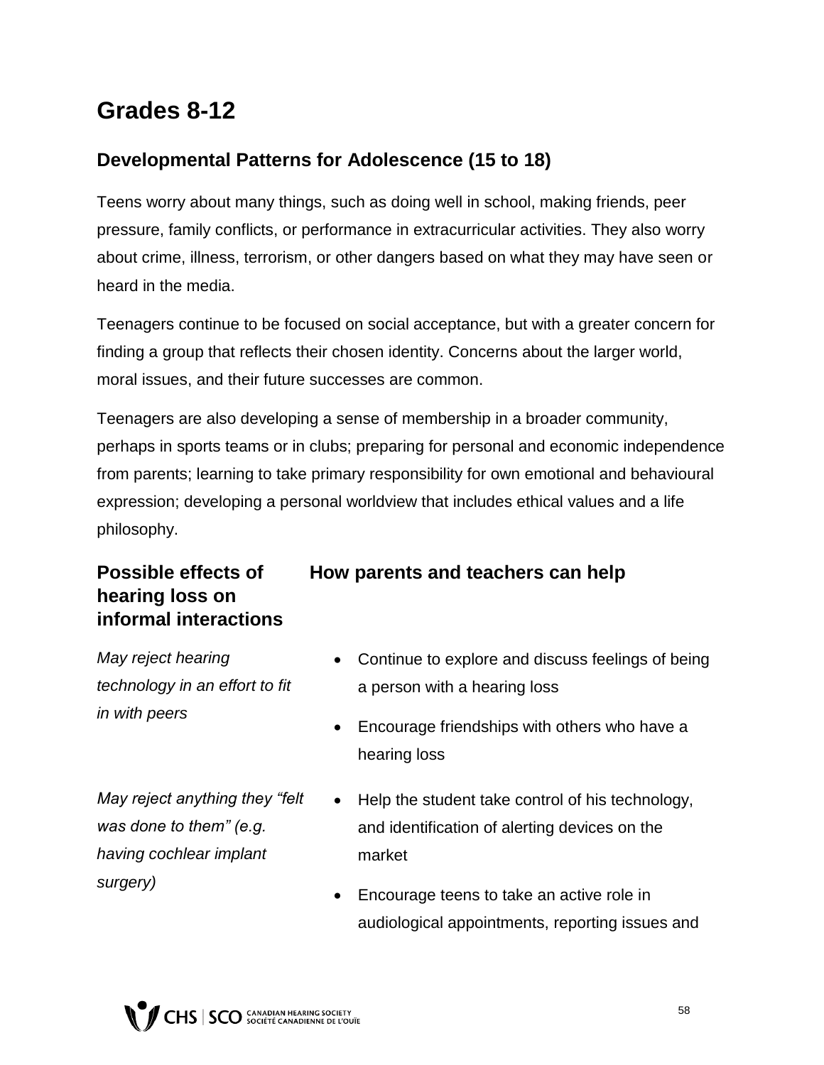# Grades 8-12

## Developmental Patterns for Adolescence (15 to 18)

Teens worry about many things, such as doing well in school, making friends, peer pressure, family conflicts, or performance in extracurricular activities. They also worry about crime, illness, terrorism, or other dangers based on what they may have seen or heard in the media.

Teenagers continue to be focused on social acceptance, but with a greater concern for finding a group that reflects their chosen identity. Concerns about the larger world, moral issues, and their future successes are common.

Teenagers are also developing a sense of membership in a broader community, perhaps in sports teams or in clubs; preparing for personal and economic independence from parents; learning to take primary responsibility for own emotional and behavioural expression; developing a personal worldview that includes ethical values and a life philosophy.

| Possible effects of hearing loss on informal interactions | How parents and teachers can help |
|---|---|
| *May reject hearing technology in an effort to fit in with peers* | • Continue to explore and discuss feelings of being a person with a hearing loss<br>• Encourage friendships with others who have a hearing loss |
| *May reject anything they "felt was done to them" (e.g. having cochlear implant surgery)* | • Help the student take control of his technology, and identification of alerting devices on the market<br>• Encourage teens to take an active role in audiological appointments, reporting issues and |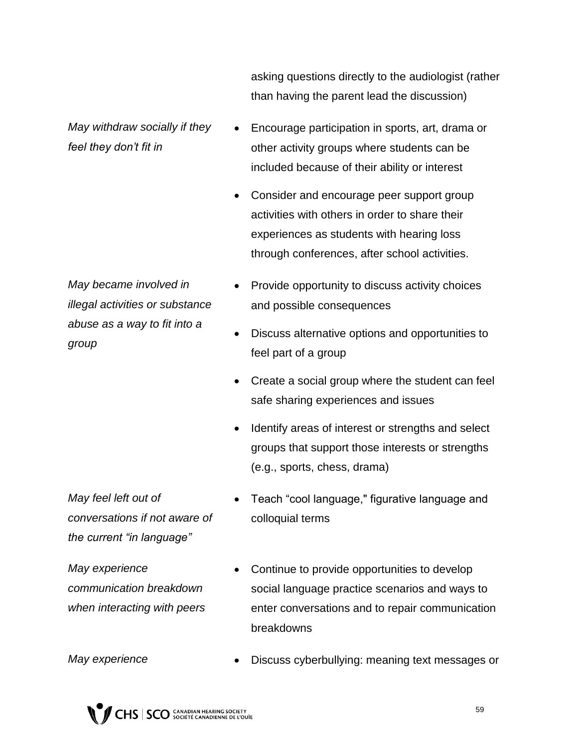| | |
|---|---|
| | asking questions directly to the audiologist (rather than having the parent lead the discussion) |
| *May withdraw socially if they feel they don't fit in* | • Encourage participation in sports, art, drama or other activity groups where students can be included because of their ability or interest<br>• Consider and encourage peer support group activities with others in order to share their experiences as students with hearing loss through conferences, after school activities. |
| *May became involved in illegal activities or substance abuse as a way to fit into a group* | • Provide opportunity to discuss activity choices and possible consequences<br>• Discuss alternative options and opportunities to feel part of a group<br>• Create a social group where the student can feel safe sharing experiences and issues<br>• Identify areas of interest or strengths and select groups that support those interests or strengths (e.g., sports, chess, drama) |
| *May feel left out of conversations if not aware of the current "in language"* | • Teach "cool language," figurative language and colloquial terms |
| *May experience communication breakdown when interacting with peers* | • Continue to provide opportunities to develop social language practice scenarios and ways to enter conversations and to repair communication breakdowns |
| *May experience* | • Discuss cyberbullying: meaning text messages or |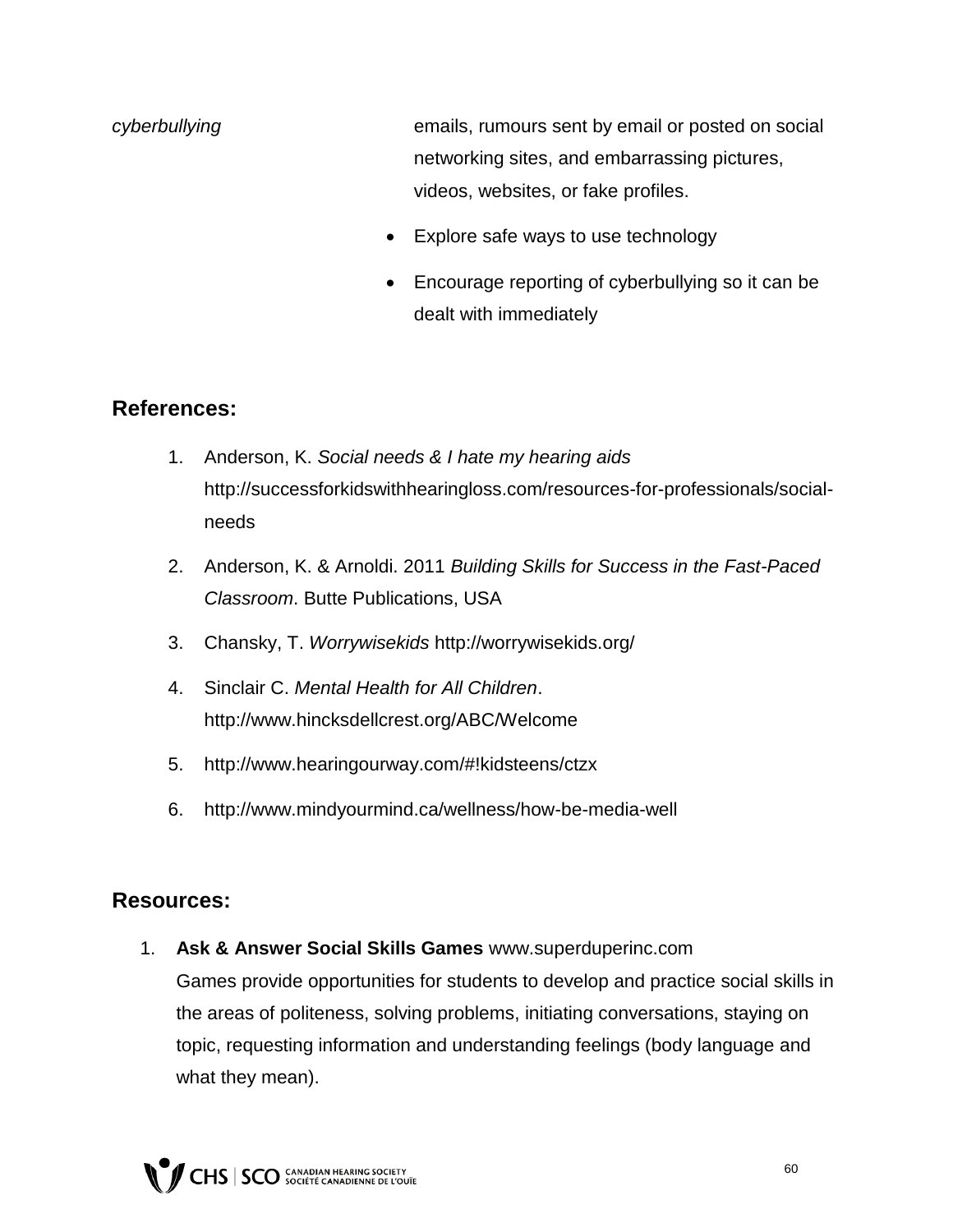| | |
|---|---|
| *cyberbullying* | emails, rumours sent by email or posted on social networking sites, and embarrassing pictures, videos, websites, or fake profiles.<br>• Explore safe ways to use technology<br>• Encourage reporting of cyberbullying so it can be dealt with immediately |

## References:

1. Anderson, K. *Social needs & I hate my hearing aids* http://successforkidswithhearingloss.com/resources-for-professionals/social-needs
2. Anderson, K. & Arnoldi. 2011 *Building Skills for Success in the Fast-Paced Classroom*. Butte Publications, USA
3. Chansky, T. *Worrywisekids* http://worrywisekids.org/
4. Sinclair C. *Mental Health for All Children*. http://www.hincksdellcrest.org/ABC/Welcome
5. http://www.hearingourway.com/#!kidsteens/ctzx
6. http://www.mindyourmind.ca/wellness/how-be-media-well

## Resources:

1. **Ask & Answer Social Skills Games** www.superduperinc.com
   Games provide opportunities for students to develop and practice social skills in the areas of politeness, solving problems, initiating conversations, staying on topic, requesting information and understanding feelings (body language and what they mean).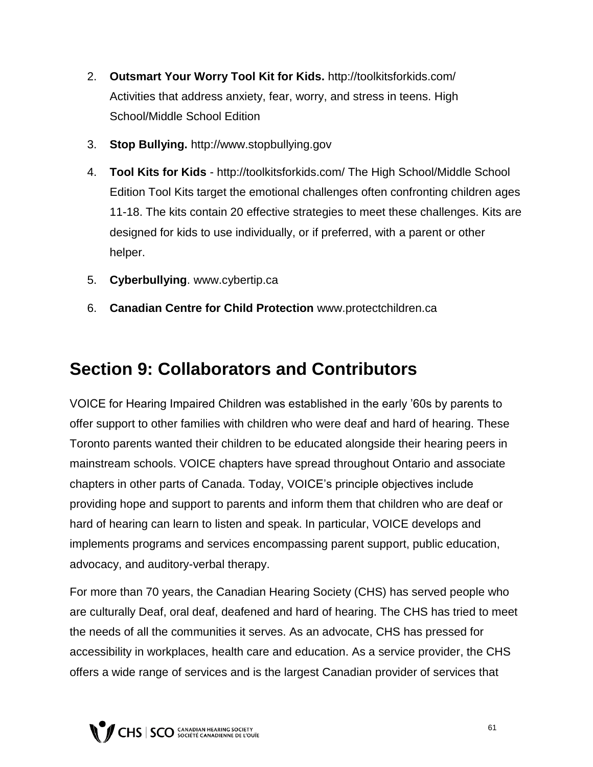2. **Outsmart Your Worry Tool Kit for Kids.** http://toolkitsforkids.com/ Activities that address anxiety, fear, worry, and stress in teens. High School/Middle School Edition
3. **Stop Bullying.** http://www.stopbullying.gov
4. **Tool Kits for Kids** - http://toolkitsforkids.com/ The High School/Middle School Edition Tool Kits target the emotional challenges often confronting children ages 11-18. The kits contain 20 effective strategies to meet these challenges. Kits are designed for kids to use individually, or if preferred, with a parent or other helper.
5. **Cyberbullying**. www.cybertip.ca
6. **Canadian Centre for Child Protection** www.protectchildren.ca

## Section 9: Collaborators and Contributors

VOICE for Hearing Impaired Children was established in the early ’60s by parents to offer support to other families with children who were deaf and hard of hearing. These Toronto parents wanted their children to be educated alongside their hearing peers in mainstream schools. VOICE chapters have spread throughout Ontario and associate chapters in other parts of Canada. Today, VOICE’s principle objectives include providing hope and support to parents and inform them that children who are deaf or hard of hearing can learn to listen and speak. In particular, VOICE develops and implements programs and services encompassing parent support, public education, advocacy, and auditory-verbal therapy.

For more than 70 years, the Canadian Hearing Society (CHS) has served people who are culturally Deaf, oral deaf, deafened and hard of hearing. The CHS has tried to meet the needs of all the communities it serves. As an advocate, CHS has pressed for accessibility in workplaces, health care and education. As a service provider, the CHS offers a wide range of services and is the largest Canadian provider of services that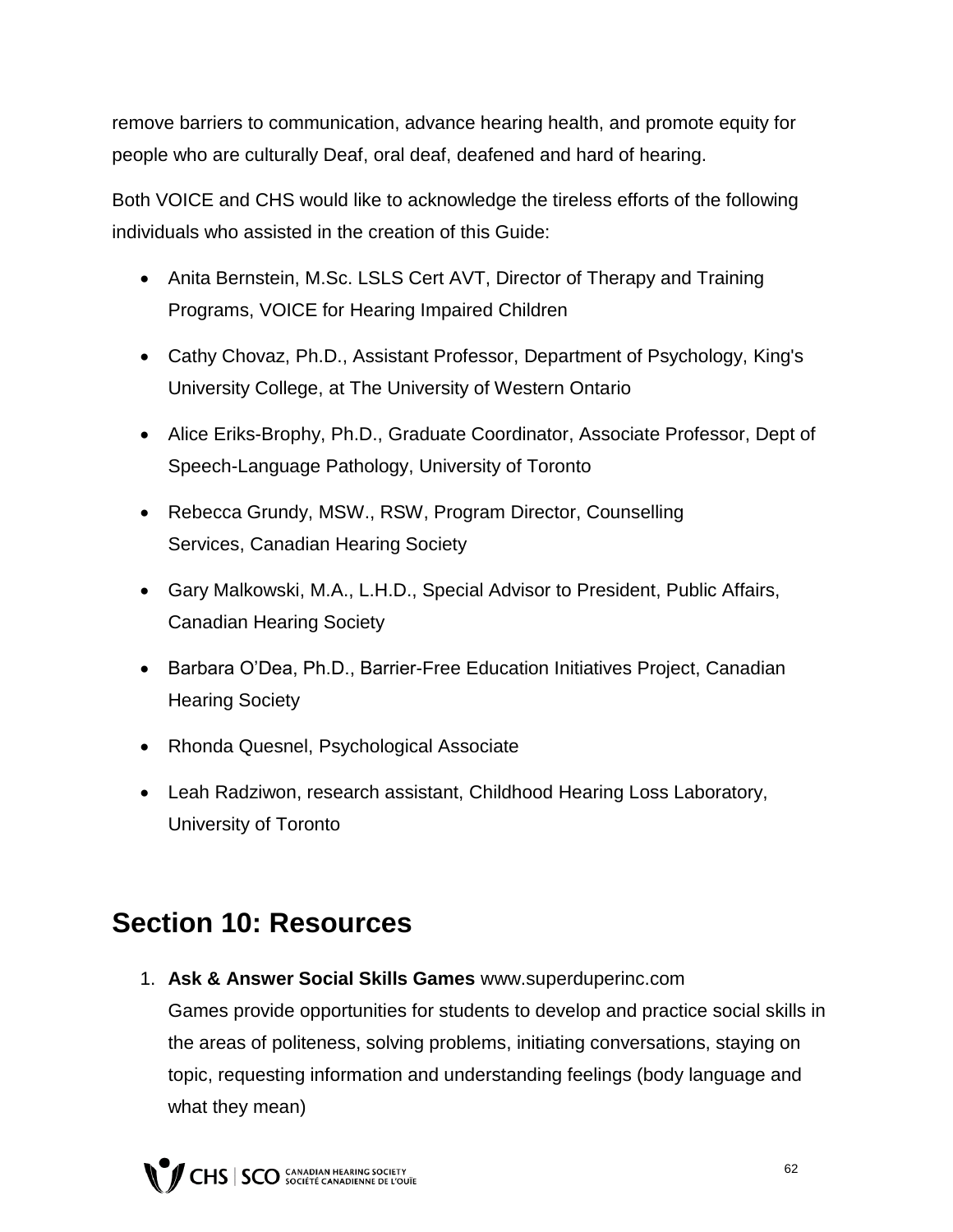remove barriers to communication, advance hearing health, and promote equity for people who are culturally Deaf, oral deaf, deafened and hard of hearing.

Both VOICE and CHS would like to acknowledge the tireless efforts of the following individuals who assisted in the creation of this Guide:

- Anita Bernstein, M.Sc. LSLS Cert AVT, Director of Therapy and Training Programs, VOICE for Hearing Impaired Children
- Cathy Chovaz, Ph.D., Assistant Professor, Department of Psychology, King's University College, at The University of Western Ontario
- Alice Eriks-Brophy, Ph.D., Graduate Coordinator, Associate Professor, Dept of Speech-Language Pathology, University of Toronto
- Rebecca Grundy, MSW., RSW, Program Director, Counselling Services, Canadian Hearing Society
- Gary Malkowski, M.A., L.H.D., Special Advisor to President, Public Affairs, Canadian Hearing Society
- Barbara O'Dea, Ph.D., Barrier-Free Education Initiatives Project, Canadian Hearing Society
- Rhonda Quesnel, Psychological Associate
- Leah Radziwon, research assistant, Childhood Hearing Loss Laboratory, University of Toronto

## Section 10: Resources

1. **Ask & Answer Social Skills Games** www.superduperinc.com
   Games provide opportunities for students to develop and practice social skills in the areas of politeness, solving problems, initiating conversations, staying on topic, requesting information and understanding feelings (body language and what they mean)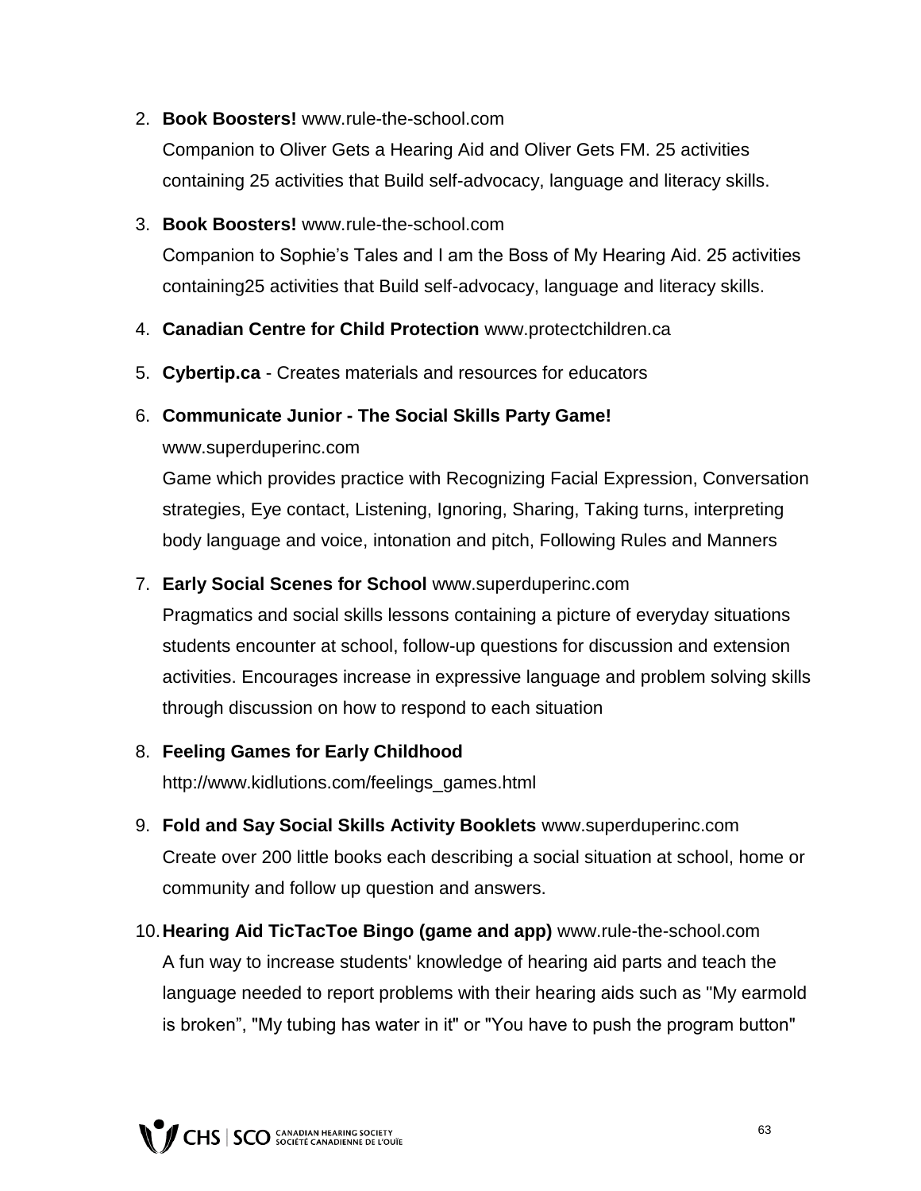2. **Book Boosters!** www.rule-the-school.com
   Companion to Oliver Gets a Hearing Aid and Oliver Gets FM. 25 activities containing 25 activities that Build self-advocacy, language and literacy skills.

3. **Book Boosters!** www.rule-the-school.com
   Companion to Sophie's Tales and I am the Boss of My Hearing Aid. 25 activities containing25 activities that Build self-advocacy, language and literacy skills.

4. **Canadian Centre for Child Protection** www.protectchildren.ca

5. **Cybertip.ca** - Creates materials and resources for educators

6. **Communicate Junior - The Social Skills Party Game!**
   www.superduperinc.com
   Game which provides practice with Recognizing Facial Expression, Conversation strategies, Eye contact, Listening, Ignoring, Sharing, Taking turns, interpreting body language and voice, intonation and pitch, Following Rules and Manners

7. **Early Social Scenes for School** www.superduperinc.com
   Pragmatics and social skills lessons containing a picture of everyday situations students encounter at school, follow-up questions for discussion and extension activities. Encourages increase in expressive language and problem solving skills through discussion on how to respond to each situation

8. **Feeling Games for Early Childhood**
   http://www.kidlutions.com/feelings_games.html

9. **Fold and Say Social Skills Activity Booklets** www.superduperinc.com
   Create over 200 little books each describing a social situation at school, home or community and follow up question and answers.

10. **Hearing Aid TicTacToe Bingo (game and app)** www.rule-the-school.com
    A fun way to increase students' knowledge of hearing aid parts and teach the language needed to report problems with their hearing aids such as "My earmold is broken", "My tubing has water in it" or "You have to push the program button"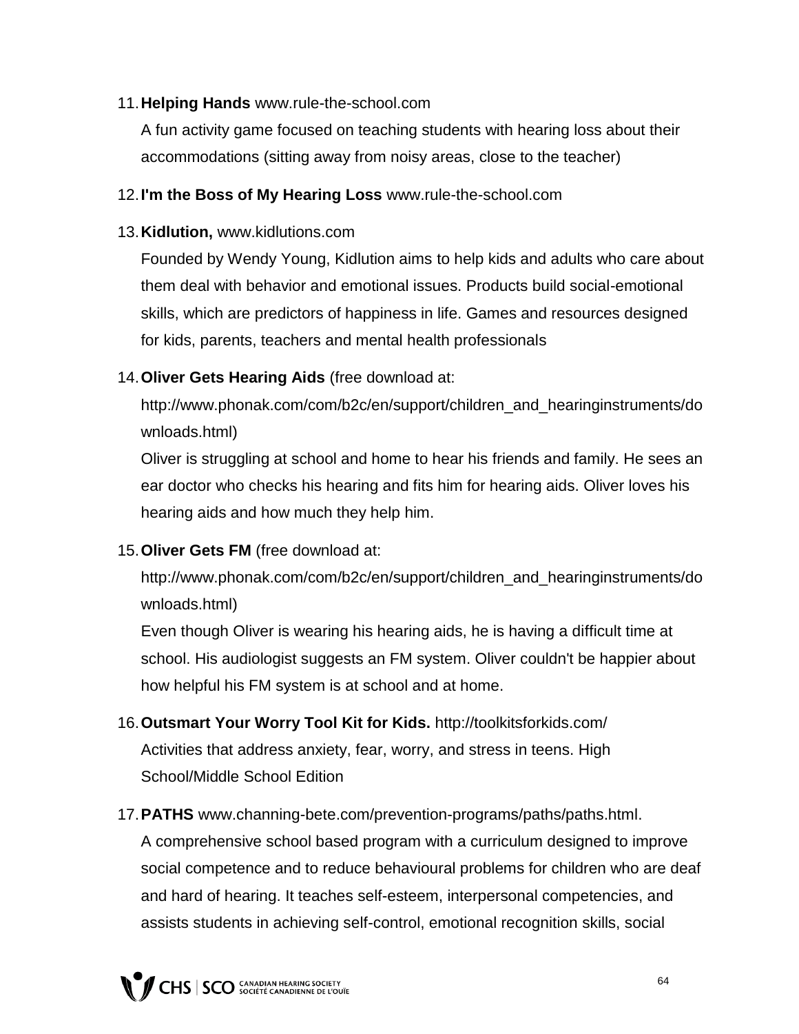11. **Helping Hands** www.rule-the-school.com

    A fun activity game focused on teaching students with hearing loss about their accommodations (sitting away from noisy areas, close to the teacher)

12. **I'm the Boss of My Hearing Loss** www.rule-the-school.com

13. **Kidlution,** www.kidlutions.com

    Founded by Wendy Young, Kidlution aims to help kids and adults who care about them deal with behavior and emotional issues. Products build social-emotional skills, which are predictors of happiness in life. Games and resources designed for kids, parents, teachers and mental health professionals

14. **Oliver Gets Hearing Aids** (free download at: http://www.phonak.com/com/b2c/en/support/children_and_hearinginstruments/downloads.html)

    Oliver is struggling at school and home to hear his friends and family. He sees an ear doctor who checks his hearing and fits him for hearing aids. Oliver loves his hearing aids and how much they help him.

15. **Oliver Gets FM** (free download at: http://www.phonak.com/com/b2c/en/support/children_and_hearinginstruments/downloads.html)

    Even though Oliver is wearing his hearing aids, he is having a difficult time at school. His audiologist suggests an FM system. Oliver couldn't be happier about how helpful his FM system is at school and at home.

16. **Outsmart Your Worry Tool Kit for Kids.** http://toolkitsforkids.com/
    Activities that address anxiety, fear, worry, and stress in teens. High School/Middle School Edition

17. **PATHS** www.channing-bete.com/prevention-programs/paths/paths.html.
    A comprehensive school based program with a curriculum designed to improve social competence and to reduce behavioural problems for children who are deaf and hard of hearing. It teaches self-esteem, interpersonal competencies, and assists students in achieving self-control, emotional recognition skills, social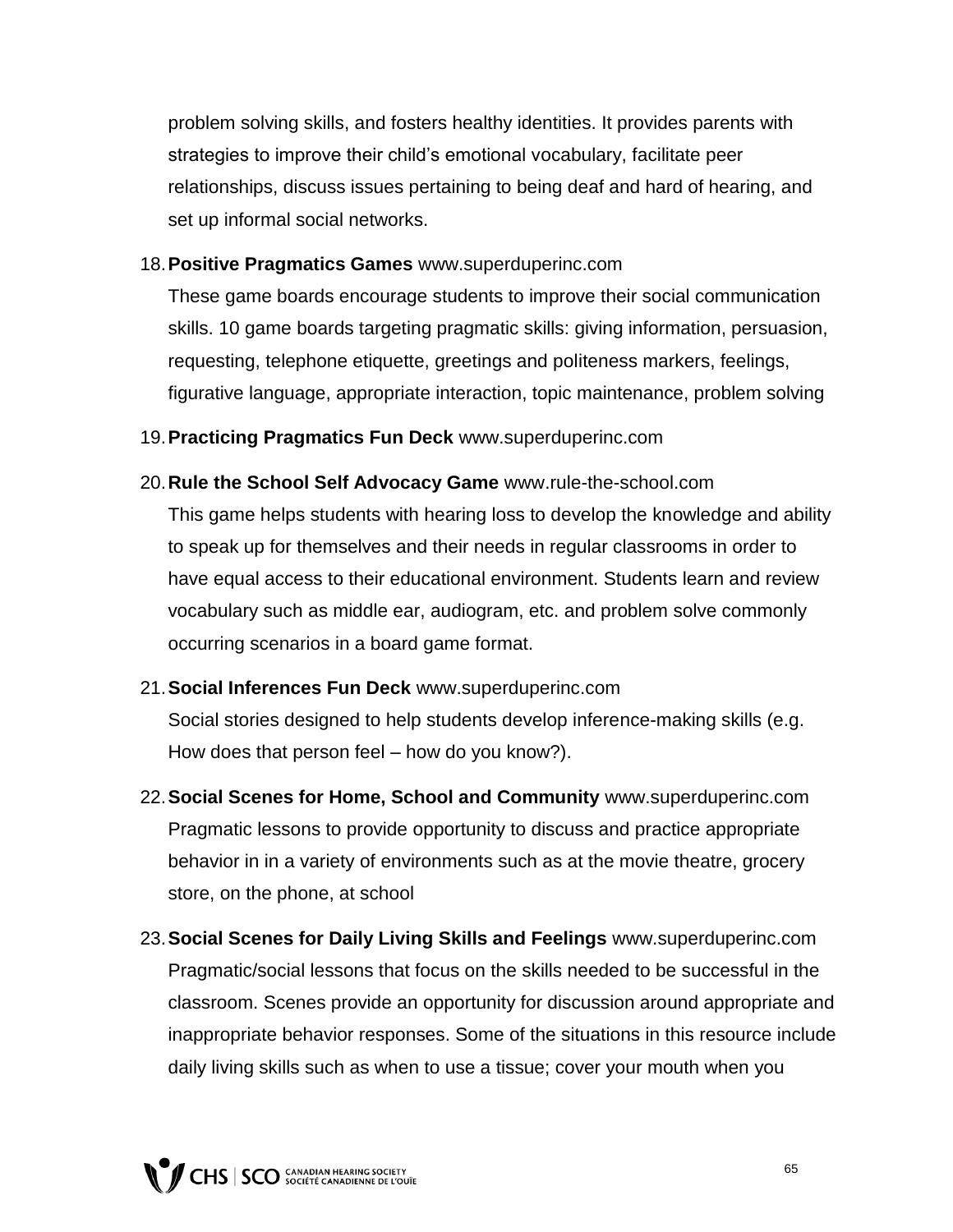problem solving skills, and fosters healthy identities. It provides parents with strategies to improve their child's emotional vocabulary, facilitate peer relationships, discuss issues pertaining to being deaf and hard of hearing, and set up informal social networks.

18. **Positive Pragmatics Games** www.superduperinc.com
    These game boards encourage students to improve their social communication skills. 10 game boards targeting pragmatic skills: giving information, persuasion, requesting, telephone etiquette, greetings and politeness markers, feelings, figurative language, appropriate interaction, topic maintenance, problem solving

19. **Practicing Pragmatics Fun Deck** www.superduperinc.com

20. **Rule the School Self Advocacy Game** www.rule-the-school.com
    This game helps students with hearing loss to develop the knowledge and ability to speak up for themselves and their needs in regular classrooms in order to have equal access to their educational environment. Students learn and review vocabulary such as middle ear, audiogram, etc. and problem solve commonly occurring scenarios in a board game format.

21. **Social Inferences Fun Deck** www.superduperinc.com
    Social stories designed to help students develop inference-making skills (e.g. How does that person feel – how do you know?).

22. **Social Scenes for Home, School and Community** www.superduperinc.com
    Pragmatic lessons to provide opportunity to discuss and practice appropriate behavior in in a variety of environments such as at the movie theatre, grocery store, on the phone, at school

23. **Social Scenes for Daily Living Skills and Feelings** www.superduperinc.com
    Pragmatic/social lessons that focus on the skills needed to be successful in the classroom. Scenes provide an opportunity for discussion around appropriate and inappropriate behavior responses. Some of the situations in this resource include daily living skills such as when to use a tissue; cover your mouth when you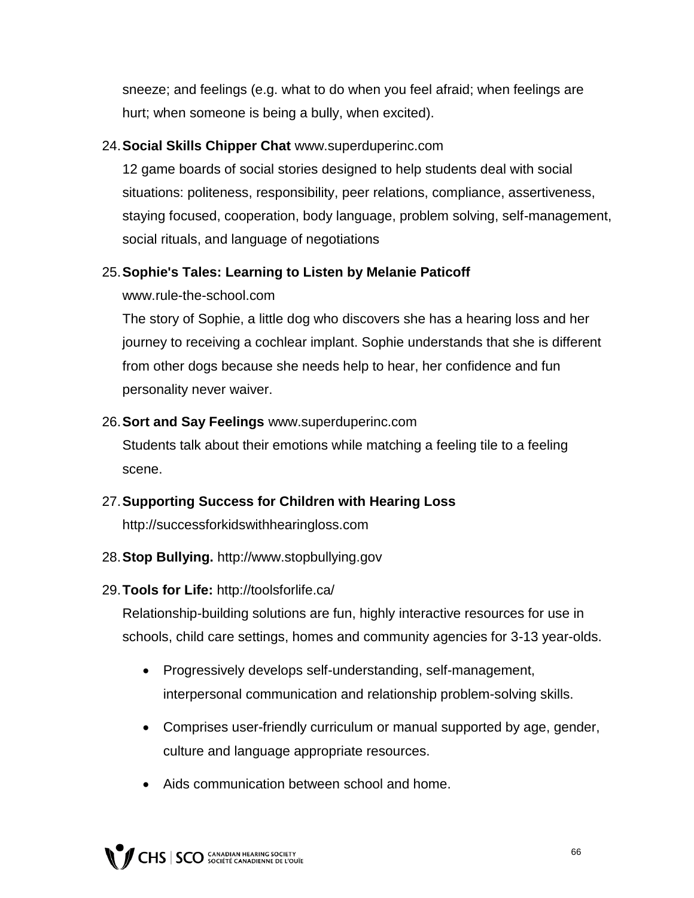sneeze; and feelings (e.g. what to do when you feel afraid; when feelings are hurt; when someone is being a bully, when excited).

24. **Social Skills Chipper Chat** www.superduperinc.com
    12 game boards of social stories designed to help students deal with social situations: politeness, responsibility, peer relations, compliance, assertiveness, staying focused, cooperation, body language, problem solving, self-management, social rituals, and language of negotiations

25. **Sophie's Tales: Learning to Listen by Melanie Paticoff**
    www.rule-the-school.com
    The story of Sophie, a little dog who discovers she has a hearing loss and her journey to receiving a cochlear implant. Sophie understands that she is different from other dogs because she needs help to hear, her confidence and fun personality never waiver.

26. **Sort and Say Feelings** www.superduperinc.com
    Students talk about their emotions while matching a feeling tile to a feeling scene.

27. **Supporting Success for Children with Hearing Loss**
    http://successforkidswithhearingloss.com

28. **Stop Bullying.** http://www.stopbullying.gov

29. **Tools for Life:** http://toolsforlife.ca/
    Relationship-building solutions are fun, highly interactive resources for use in schools, child care settings, homes and community agencies for 3-13 year-olds.

    - Progressively develops self-understanding, self-management, interpersonal communication and relationship problem-solving skills.
    - Comprises user-friendly curriculum or manual supported by age, gender, culture and language appropriate resources.
    - Aids communication between school and home.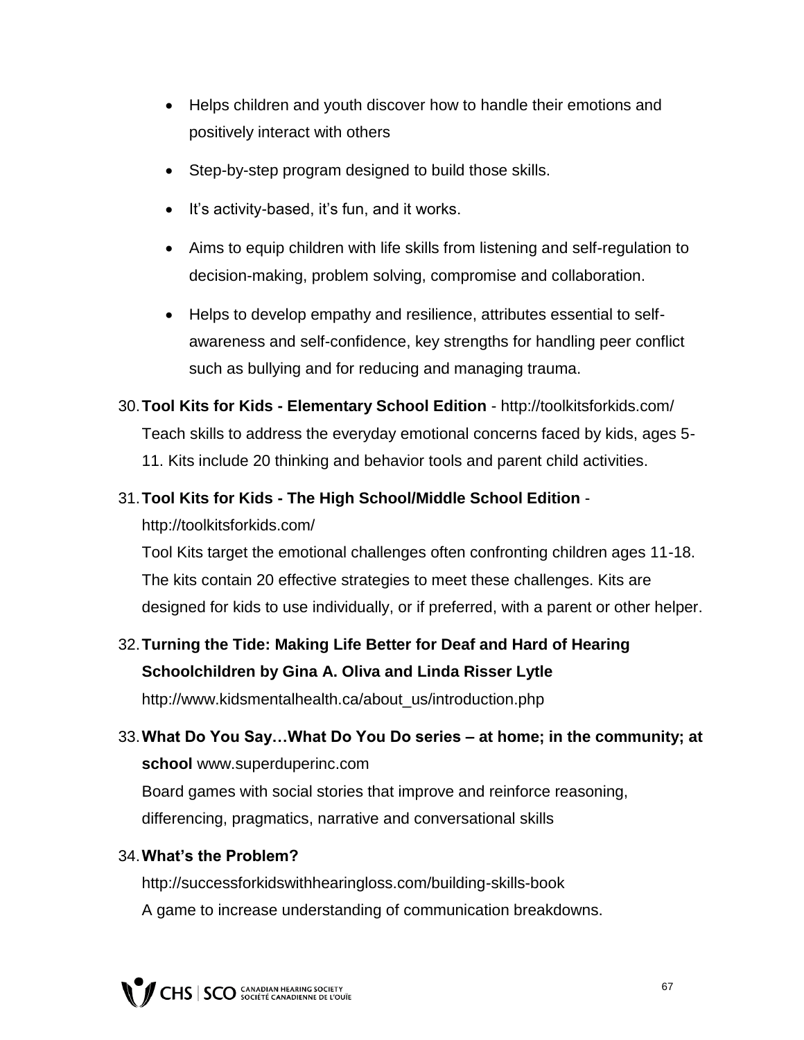- Helps children and youth discover how to handle their emotions and positively interact with others
- Step-by-step program designed to build those skills.
- It's activity-based, it's fun, and it works.
- Aims to equip children with life skills from listening and self-regulation to decision-making, problem solving, compromise and collaboration.
- Helps to develop empathy and resilience, attributes essential to self-awareness and self-confidence, key strengths for handling peer conflict such as bullying and for reducing and managing trauma.

30. **Tool Kits for Kids - Elementary School Edition** - http://toolkitsforkids.com/
    Teach skills to address the everyday emotional concerns faced by kids, ages 5-11. Kits include 20 thinking and behavior tools and parent child activities.

31. **Tool Kits for Kids - The High School/Middle School Edition** - http://toolkitsforkids.com/
    Tool Kits target the emotional challenges often confronting children ages 11-18. The kits contain 20 effective strategies to meet these challenges. Kits are designed for kids to use individually, or if preferred, with a parent or other helper.

32. **Turning the Tide: Making Life Better for Deaf and Hard of Hearing Schoolchildren by Gina A. Oliva and Linda Risser Lytle**
    http://www.kidsmentalhealth.ca/about_us/introduction.php

33. **What Do You Say…What Do You Do series – at home; in the community; at school** www.superduperinc.com
    Board games with social stories that improve and reinforce reasoning, differencing, pragmatics, narrative and conversational skills

34. **What's the Problem?**
    http://successforkidswithhearingloss.com/building-skills-book
    A game to increase understanding of communication breakdowns.